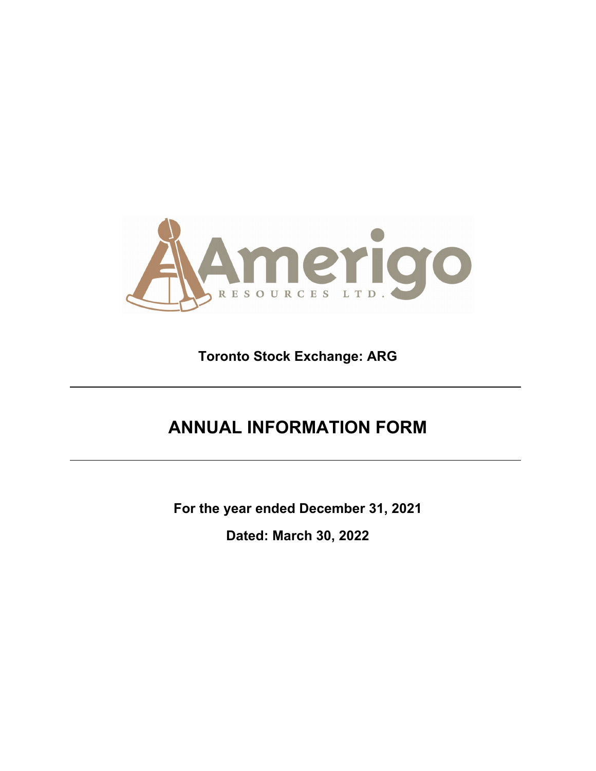Amerigo

RESOURCES LTD.

**Toronto Stock Exchange: ARG**

---

# ANNUAL INFORMATION FORM

---

**For the year ended December 31, 2021**

**Dated: March 30, 2022**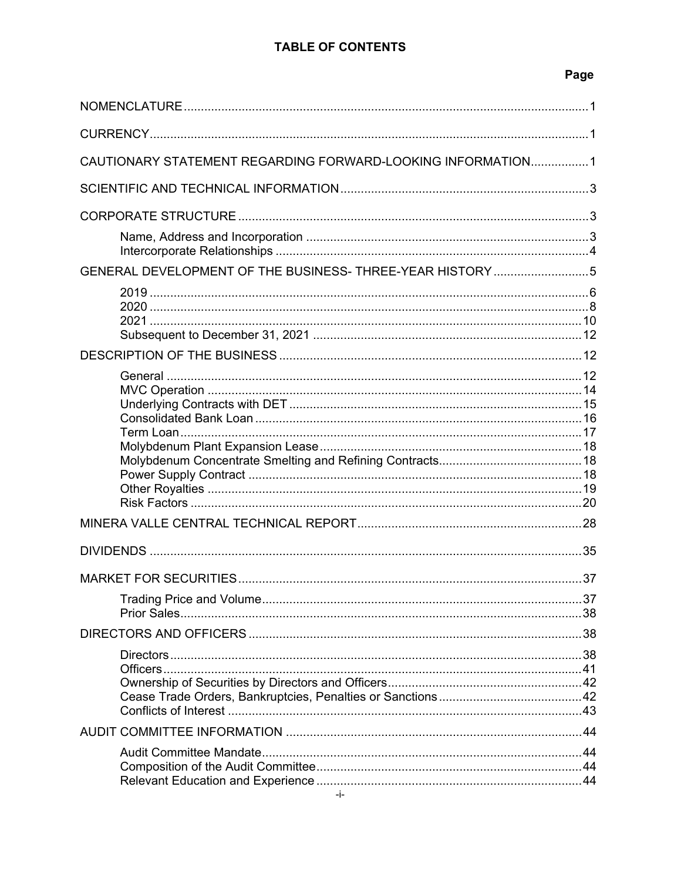# TABLE OF CONTENTS

| | Page |
|---|---|
| NOMENCLATURE | 1 |
| CURRENCY | 1 |
| CAUTIONARY STATEMENT REGARDING FORWARD-LOOKING INFORMATION | 1 |
| SCIENTIFIC AND TECHNICAL INFORMATION | 3 |
| CORPORATE STRUCTURE | 3 |
| Name, Address and Incorporation | 3 |
| Intercorporate Relationships | 4 |
| GENERAL DEVELOPMENT OF THE BUSINESS- THREE-YEAR HISTORY | 5 |
| 2019 | 6 |
| 2020 | 8 |
| 2021 | 10 |
| Subsequent to December 31, 2021 | 12 |
| DESCRIPTION OF THE BUSINESS | 12 |
| General | 12 |
| MVC Operation | 14 |
| Underlying Contracts with DET | 15 |
| Consolidated Bank Loan | 16 |
| Term Loan | 17 |
| Molybdenum Plant Expansion Lease | 18 |
| Molybdenum Concentrate Smelting and Refining Contracts | 18 |
| Power Supply Contract | 18 |
| Other Royalties | 19 |
| Risk Factors | 20 |
| MINERA VALLE CENTRAL TECHNICAL REPORT | 28 |
| DIVIDENDS | 35 |
| MARKET FOR SECURITIES | 37 |
| Trading Price and Volume | 37 |
| Prior Sales | 38 |
| DIRECTORS AND OFFICERS | 38 |
| Directors | 38 |
| Officers | 41 |
| Ownership of Securities by Directors and Officers | 42 |
| Cease Trade Orders, Bankruptcies, Penalties or Sanctions | 42 |
| Conflicts of Interest | 43 |
| AUDIT COMMITTEE INFORMATION | 44 |
| Audit Committee Mandate | 44 |
| Composition of the Audit Committee | 44 |
| Relevant Education and Experience | 44 |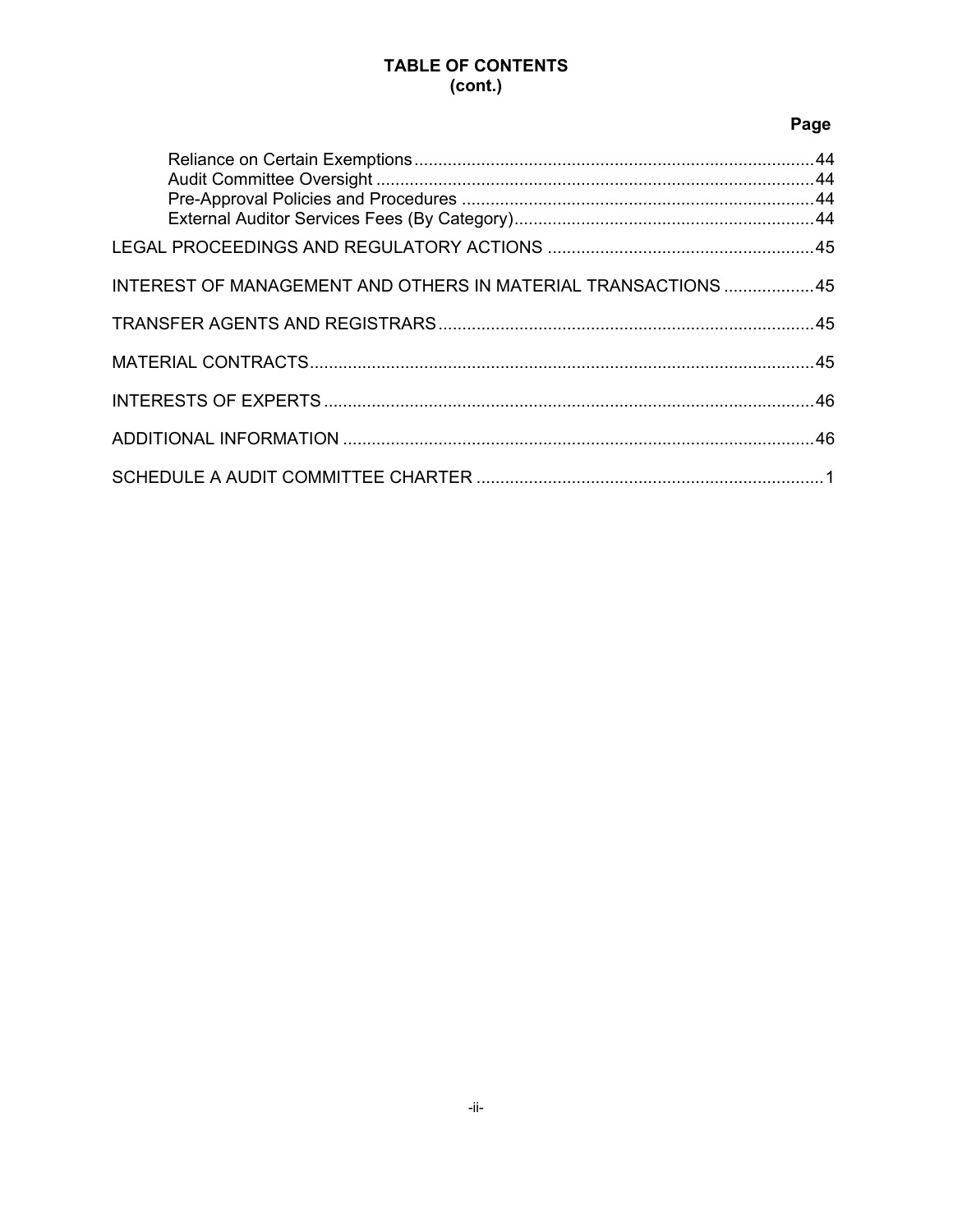**TABLE OF CONTENTS**
**(cont.)**

| | Page |
|---|---|
| Reliance on Certain Exemptions | 44 |
| Audit Committee Oversight | 44 |
| Pre-Approval Policies and Procedures | 44 |
| External Auditor Services Fees (By Category) | 44 |
| LEGAL PROCEEDINGS AND REGULATORY ACTIONS | 45 |
| INTEREST OF MANAGEMENT AND OTHERS IN MATERIAL TRANSACTIONS | 45 |
| TRANSFER AGENTS AND REGISTRARS | 45 |
| MATERIAL CONTRACTS | 45 |
| INTERESTS OF EXPERTS | 46 |
| ADDITIONAL INFORMATION | 46 |
| SCHEDULE A AUDIT COMMITTEE CHARTER | 1 |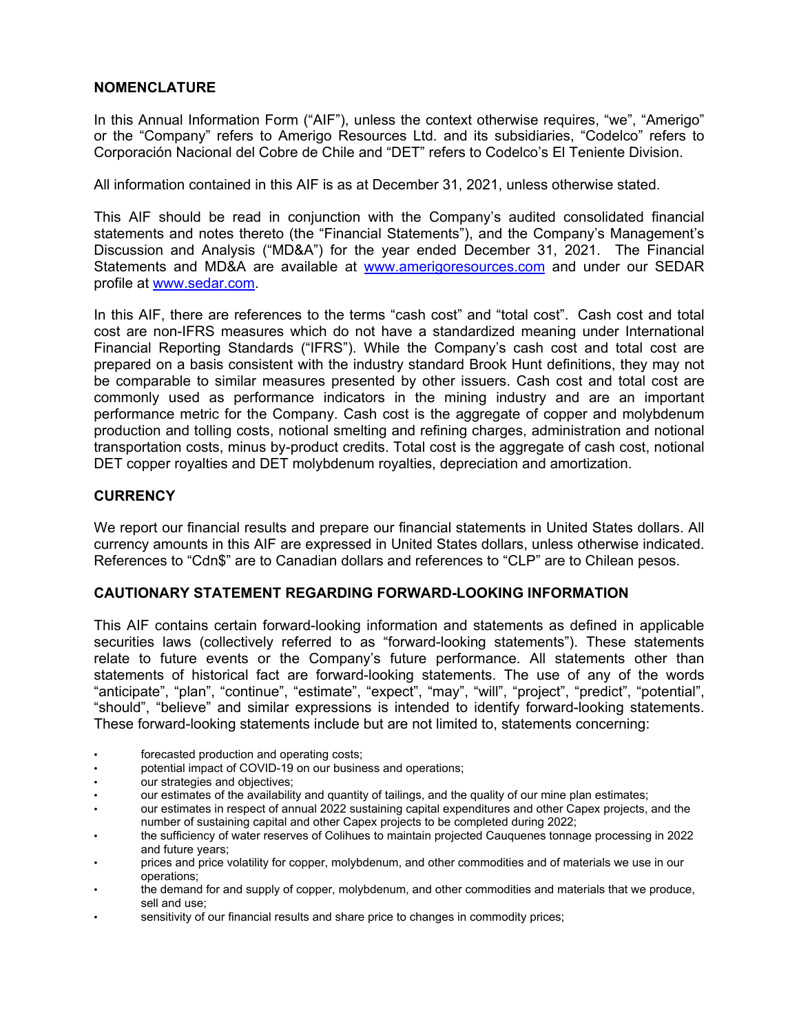## NOMENCLATURE

In this Annual Information Form ("AIF"), unless the context otherwise requires, "we", "Amerigo" or the "Company" refers to Amerigo Resources Ltd. and its subsidiaries, "Codelco" refers to Corporación Nacional del Cobre de Chile and "DET" refers to Codelco's El Teniente Division.

All information contained in this AIF is as at December 31, 2021, unless otherwise stated.

This AIF should be read in conjunction with the Company's audited consolidated financial statements and notes thereto (the "Financial Statements"), and the Company's Management's Discussion and Analysis ("MD&A") for the year ended December 31, 2021. The Financial Statements and MD&A are available at www.amerigoresources.com and under our SEDAR profile at www.sedar.com.

In this AIF, there are references to the terms "cash cost" and "total cost". Cash cost and total cost are non-IFRS measures which do not have a standardized meaning under International Financial Reporting Standards ("IFRS"). While the Company's cash cost and total cost are prepared on a basis consistent with the industry standard Brook Hunt definitions, they may not be comparable to similar measures presented by other issuers. Cash cost and total cost are commonly used as performance indicators in the mining industry and are an important performance metric for the Company. Cash cost is the aggregate of copper and molybdenum production and tolling costs, notional smelting and refining charges, administration and notional transportation costs, minus by-product credits. Total cost is the aggregate of cash cost, notional DET copper royalties and DET molybdenum royalties, depreciation and amortization.

## CURRENCY

We report our financial results and prepare our financial statements in United States dollars. All currency amounts in this AIF are expressed in United States dollars, unless otherwise indicated. References to "Cdn$" are to Canadian dollars and references to "CLP" are to Chilean pesos.

## CAUTIONARY STATEMENT REGARDING FORWARD-LOOKING INFORMATION

This AIF contains certain forward-looking information and statements as defined in applicable securities laws (collectively referred to as "forward-looking statements"). These statements relate to future events or the Company's future performance. All statements other than statements of historical fact are forward-looking statements. The use of any of the words "anticipate", "plan", "continue", "estimate", "expect", "may", "will", "project", "predict", "potential", "should", "believe" and similar expressions is intended to identify forward-looking statements. These forward-looking statements include but are not limited to, statements concerning:

- forecasted production and operating costs;
- potential impact of COVID-19 on our business and operations;
- our strategies and objectives;
- our estimates of the availability and quantity of tailings, and the quality of our mine plan estimates;
- our estimates in respect of annual 2022 sustaining capital expenditures and other Capex projects, and the number of sustaining capital and other Capex projects to be completed during 2022;
- the sufficiency of water reserves of Colihues to maintain projected Cauquenes tonnage processing in 2022 and future years;
- prices and price volatility for copper, molybdenum, and other commodities and of materials we use in our operations;
- the demand for and supply of copper, molybdenum, and other commodities and materials that we produce, sell and use;
- sensitivity of our financial results and share price to changes in commodity prices;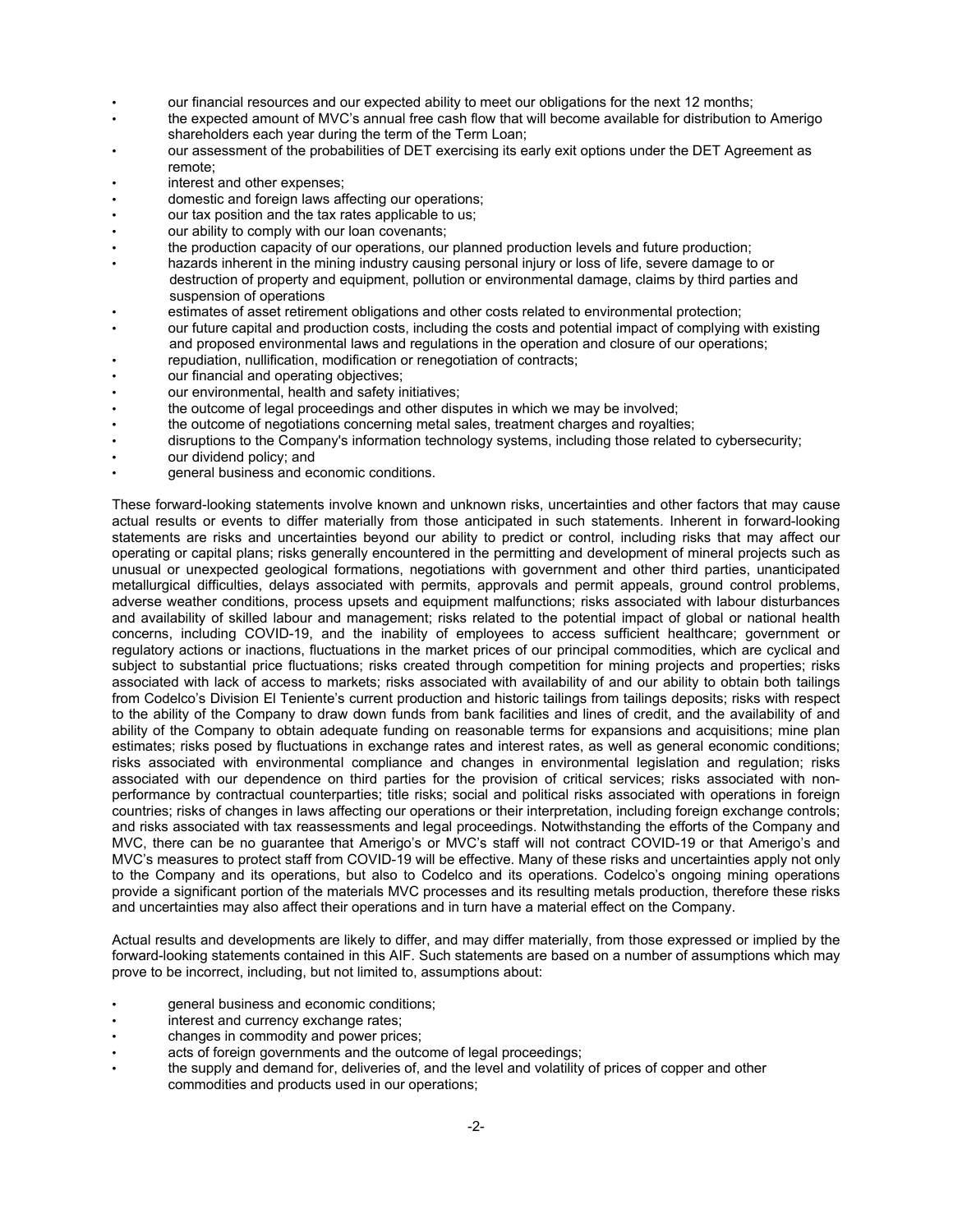- our financial resources and our expected ability to meet our obligations for the next 12 months;
- the expected amount of MVC's annual free cash flow that will become available for distribution to Amerigo shareholders each year during the term of the Term Loan;
- our assessment of the probabilities of DET exercising its early exit options under the DET Agreement as remote;
- interest and other expenses;
- domestic and foreign laws affecting our operations;
- our tax position and the tax rates applicable to us;
- our ability to comply with our loan covenants;
- the production capacity of our operations, our planned production levels and future production;
- hazards inherent in the mining industry causing personal injury or loss of life, severe damage to or destruction of property and equipment, pollution or environmental damage, claims by third parties and suspension of operations
- estimates of asset retirement obligations and other costs related to environmental protection;
- our future capital and production costs, including the costs and potential impact of complying with existing and proposed environmental laws and regulations in the operation and closure of our operations;
- repudiation, nullification, modification or renegotiation of contracts;
- our financial and operating objectives;
- our environmental, health and safety initiatives;
- the outcome of legal proceedings and other disputes in which we may be involved;
- the outcome of negotiations concerning metal sales, treatment charges and royalties;
- disruptions to the Company's information technology systems, including those related to cybersecurity;
- our dividend policy; and
- general business and economic conditions.

These forward-looking statements involve known and unknown risks, uncertainties and other factors that may cause actual results or events to differ materially from those anticipated in such statements. Inherent in forward-looking statements are risks and uncertainties beyond our ability to predict or control, including risks that may affect our operating or capital plans; risks generally encountered in the permitting and development of mineral projects such as unusual or unexpected geological formations, negotiations with government and other third parties, unanticipated metallurgical difficulties, delays associated with permits, approvals and permit appeals, ground control problems, adverse weather conditions, process upsets and equipment malfunctions; risks associated with labour disturbances and availability of skilled labour and management; risks related to the potential impact of global or national health concerns, including COVID-19, and the inability of employees to access sufficient healthcare; government or regulatory actions or inactions, fluctuations in the market prices of our principal commodities, which are cyclical and subject to substantial price fluctuations; risks created through competition for mining projects and properties; risks associated with lack of access to markets; risks associated with availability of and our ability to obtain both tailings from Codelco's Division El Teniente's current production and historic tailings from tailings deposits; risks with respect to the ability of the Company to draw down funds from bank facilities and lines of credit, and the availability of and ability of the Company to obtain adequate funding on reasonable terms for expansions and acquisitions; mine plan estimates; risks posed by fluctuations in exchange rates and interest rates, as well as general economic conditions; risks associated with environmental compliance and changes in environmental legislation and regulation; risks associated with our dependence on third parties for the provision of critical services; risks associated with non-performance by contractual counterparties; title risks; social and political risks associated with operations in foreign countries; risks of changes in laws affecting our operations or their interpretation, including foreign exchange controls; and risks associated with tax reassessments and legal proceedings. Notwithstanding the efforts of the Company and MVC, there can be no guarantee that Amerigo's or MVC's staff will not contract COVID-19 or that Amerigo's and MVC's measures to protect staff from COVID-19 will be effective. Many of these risks and uncertainties apply not only to the Company and its operations, but also to Codelco and its operations. Codelco's ongoing mining operations provide a significant portion of the materials MVC processes and its resulting metals production, therefore these risks and uncertainties may also affect their operations and in turn have a material effect on the Company.

Actual results and developments are likely to differ, and may differ materially, from those expressed or implied by the forward-looking statements contained in this AIF. Such statements are based on a number of assumptions which may prove to be incorrect, including, but not limited to, assumptions about:

- general business and economic conditions;
- interest and currency exchange rates;
- changes in commodity and power prices;
- acts of foreign governments and the outcome of legal proceedings;
- the supply and demand for, deliveries of, and the level and volatility of prices of copper and other commodities and products used in our operations;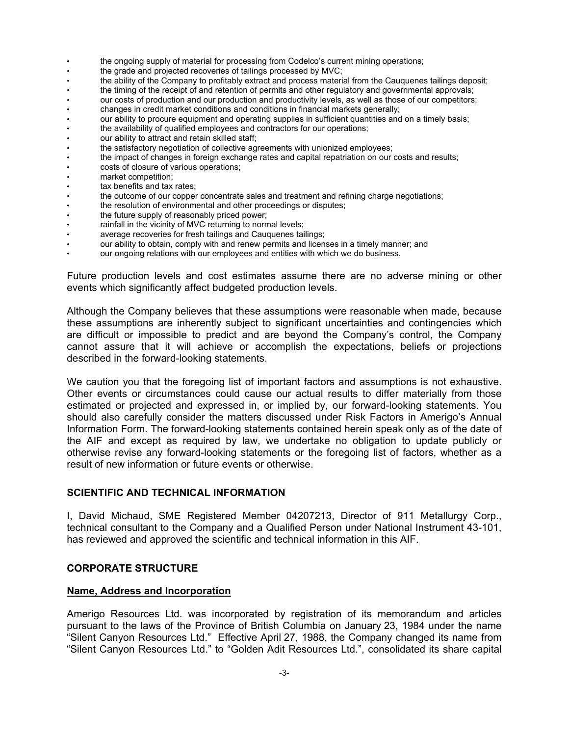- the ongoing supply of material for processing from Codelco's current mining operations;
- the grade and projected recoveries of tailings processed by MVC;
- the ability of the Company to profitably extract and process material from the Cauquenes tailings deposit;
- the timing of the receipt of and retention of permits and other regulatory and governmental approvals;
- our costs of production and our production and productivity levels, as well as those of our competitors;
- changes in credit market conditions and conditions in financial markets generally;
- our ability to procure equipment and operating supplies in sufficient quantities and on a timely basis;
- the availability of qualified employees and contractors for our operations;
- our ability to attract and retain skilled staff;
- the satisfactory negotiation of collective agreements with unionized employees;
- the impact of changes in foreign exchange rates and capital repatriation on our costs and results;
- costs of closure of various operations;
- market competition;
- tax benefits and tax rates;
- the outcome of our copper concentrate sales and treatment and refining charge negotiations;
- the resolution of environmental and other proceedings or disputes;
- the future supply of reasonably priced power;
- rainfall in the vicinity of MVC returning to normal levels;
- average recoveries for fresh tailings and Cauquenes tailings;
- our ability to obtain, comply with and renew permits and licenses in a timely manner; and
- our ongoing relations with our employees and entities with which we do business.

Future production levels and cost estimates assume there are no adverse mining or other events which significantly affect budgeted production levels.

Although the Company believes that these assumptions were reasonable when made, because these assumptions are inherently subject to significant uncertainties and contingencies which are difficult or impossible to predict and are beyond the Company's control, the Company cannot assure that it will achieve or accomplish the expectations, beliefs or projections described in the forward-looking statements.

We caution you that the foregoing list of important factors and assumptions is not exhaustive. Other events or circumstances could cause our actual results to differ materially from those estimated or projected and expressed in, or implied by, our forward-looking statements. You should also carefully consider the matters discussed under Risk Factors in Amerigo's Annual Information Form. The forward-looking statements contained herein speak only as of the date of the AIF and except as required by law, we undertake no obligation to update publicly or otherwise revise any forward-looking statements or the foregoing list of factors, whether as a result of new information or future events or otherwise.

## SCIENTIFIC AND TECHNICAL INFORMATION

I, David Michaud, SME Registered Member 04207213, Director of 911 Metallurgy Corp., technical consultant to the Company and a Qualified Person under National Instrument 43-101, has reviewed and approved the scientific and technical information in this AIF.

## CORPORATE STRUCTURE

### Name, Address and Incorporation

Amerigo Resources Ltd. was incorporated by registration of its memorandum and articles pursuant to the laws of the Province of British Columbia on January 23, 1984 under the name "Silent Canyon Resources Ltd." Effective April 27, 1988, the Company changed its name from "Silent Canyon Resources Ltd." to "Golden Adit Resources Ltd.", consolidated its share capital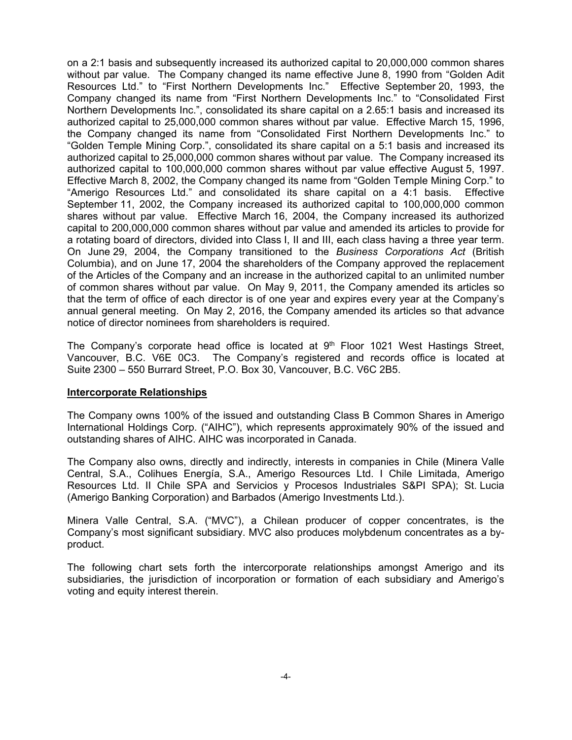on a 2:1 basis and subsequently increased its authorized capital to 20,000,000 common shares without par value. The Company changed its name effective June 8, 1990 from "Golden Adit Resources Ltd." to "First Northern Developments Inc." Effective September 20, 1993, the Company changed its name from "First Northern Developments Inc." to "Consolidated First Northern Developments Inc.", consolidated its share capital on a 2.65:1 basis and increased its authorized capital to 25,000,000 common shares without par value. Effective March 15, 1996, the Company changed its name from "Consolidated First Northern Developments Inc." to "Golden Temple Mining Corp.", consolidated its share capital on a 5:1 basis and increased its authorized capital to 25,000,000 common shares without par value. The Company increased its authorized capital to 100,000,000 common shares without par value effective August 5, 1997. Effective March 8, 2002, the Company changed its name from "Golden Temple Mining Corp." to "Amerigo Resources Ltd." and consolidated its share capital on a 4:1 basis. Effective September 11, 2002, the Company increased its authorized capital to 100,000,000 common shares without par value. Effective March 16, 2004, the Company increased its authorized capital to 200,000,000 common shares without par value and amended its articles to provide for a rotating board of directors, divided into Class I, II and III, each class having a three year term. On June 29, 2004, the Company transitioned to the *Business Corporations Act* (British Columbia), and on June 17, 2004 the shareholders of the Company approved the replacement of the Articles of the Company and an increase in the authorized capital to an unlimited number of common shares without par value. On May 9, 2011, the Company amended its articles so that the term of office of each director is of one year and expires every year at the Company's annual general meeting. On May 2, 2016, the Company amended its articles so that advance notice of director nominees from shareholders is required.

The Company's corporate head office is located at 9th Floor 1021 West Hastings Street, Vancouver, B.C. V6E 0C3. The Company's registered and records office is located at Suite 2300 – 550 Burrard Street, P.O. Box 30, Vancouver, B.C. V6C 2B5.

## Intercorporate Relationships

The Company owns 100% of the issued and outstanding Class B Common Shares in Amerigo International Holdings Corp. ("AIHC"), which represents approximately 90% of the issued and outstanding shares of AIHC. AIHC was incorporated in Canada.

The Company also owns, directly and indirectly, interests in companies in Chile (Minera Valle Central, S.A., Colihues Energía, S.A., Amerigo Resources Ltd. I Chile Limitada, Amerigo Resources Ltd. II Chile SPA and Servicios y Procesos Industriales S&PI SPA); St. Lucia (Amerigo Banking Corporation) and Barbados (Amerigo Investments Ltd.).

Minera Valle Central, S.A. ("MVC"), a Chilean producer of copper concentrates, is the Company's most significant subsidiary. MVC also produces molybdenum concentrates as a by-product.

The following chart sets forth the intercorporate relationships amongst Amerigo and its subsidiaries, the jurisdiction of incorporation or formation of each subsidiary and Amerigo's voting and equity interest therein.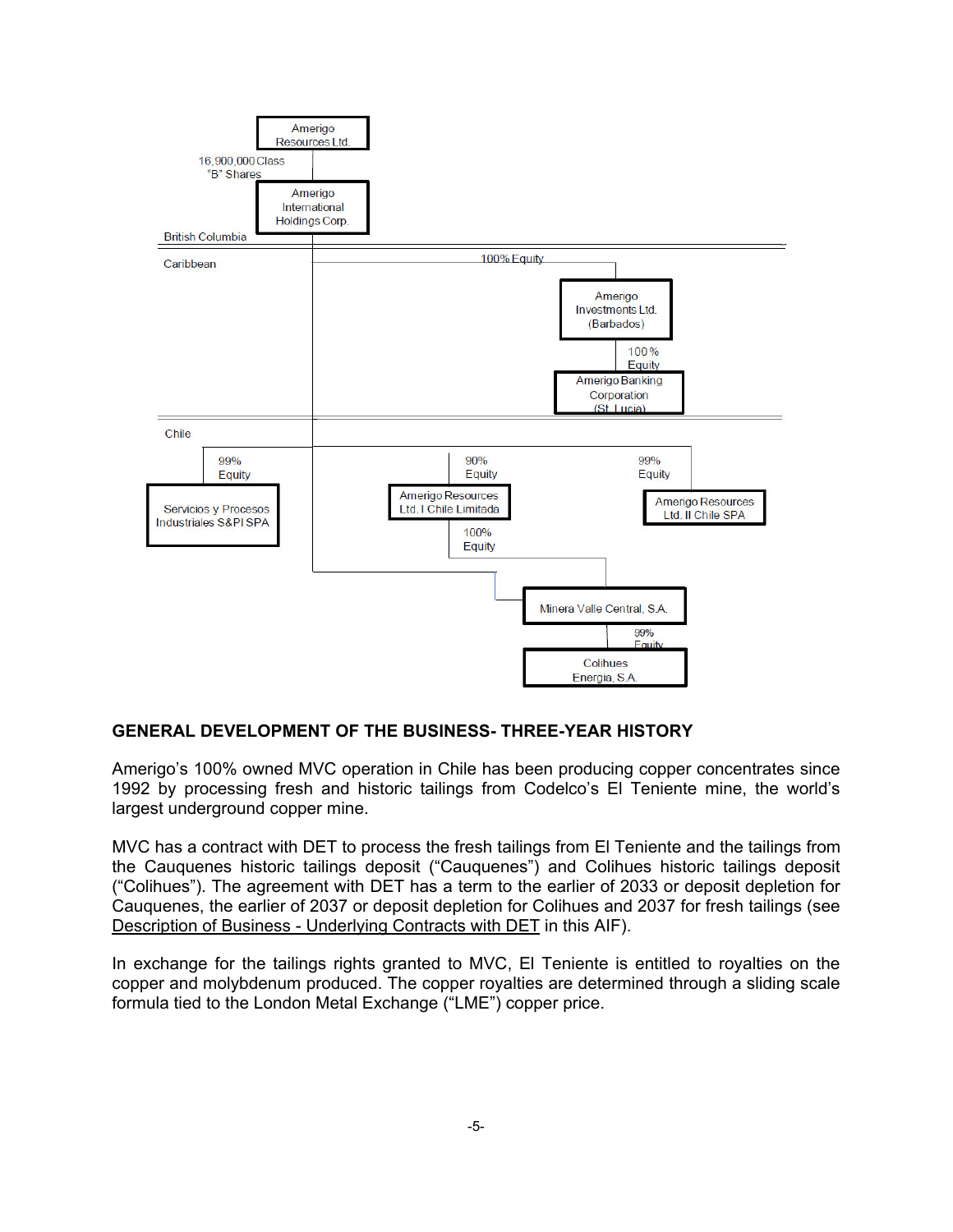Amerigo Resources Ltd.

16,900,000 Class "B" Shares

Amerigo International Holdings Corp.

British Columbia

Caribbean

100% Equity

Amerigo Investments Ltd. (Barbados)

100% Equity

Amerigo Banking Corporation (St. Lucia)

Chile

99% Equity

Servicios y Procesos Industriales S&PI SPA

90% Equity

Amerigo Resources Ltd. I Chile Limitada

100% Equity

99% Equity

Amerigo Resources Ltd. II Chile SPA

Minera Valle Central, S.A.

99% Equity

Colihues Energia, S.A.

## GENERAL DEVELOPMENT OF THE BUSINESS- THREE-YEAR HISTORY

Amerigo's 100% owned MVC operation in Chile has been producing copper concentrates since 1992 by processing fresh and historic tailings from Codelco's El Teniente mine, the world's largest underground copper mine.

MVC has a contract with DET to process the fresh tailings from El Teniente and the tailings from the Cauquenes historic tailings deposit ("Cauquenes") and Colihues historic tailings deposit ("Colihues"). The agreement with DET has a term to the earlier of 2033 or deposit depletion for Cauquenes, the earlier of 2037 or deposit depletion for Colihues and 2037 for fresh tailings (see Description of Business - Underlying Contracts with DET in this AIF).

In exchange for the tailings rights granted to MVC, El Teniente is entitled to royalties on the copper and molybdenum produced. The copper royalties are determined through a sliding scale formula tied to the London Metal Exchange ("LME") copper price.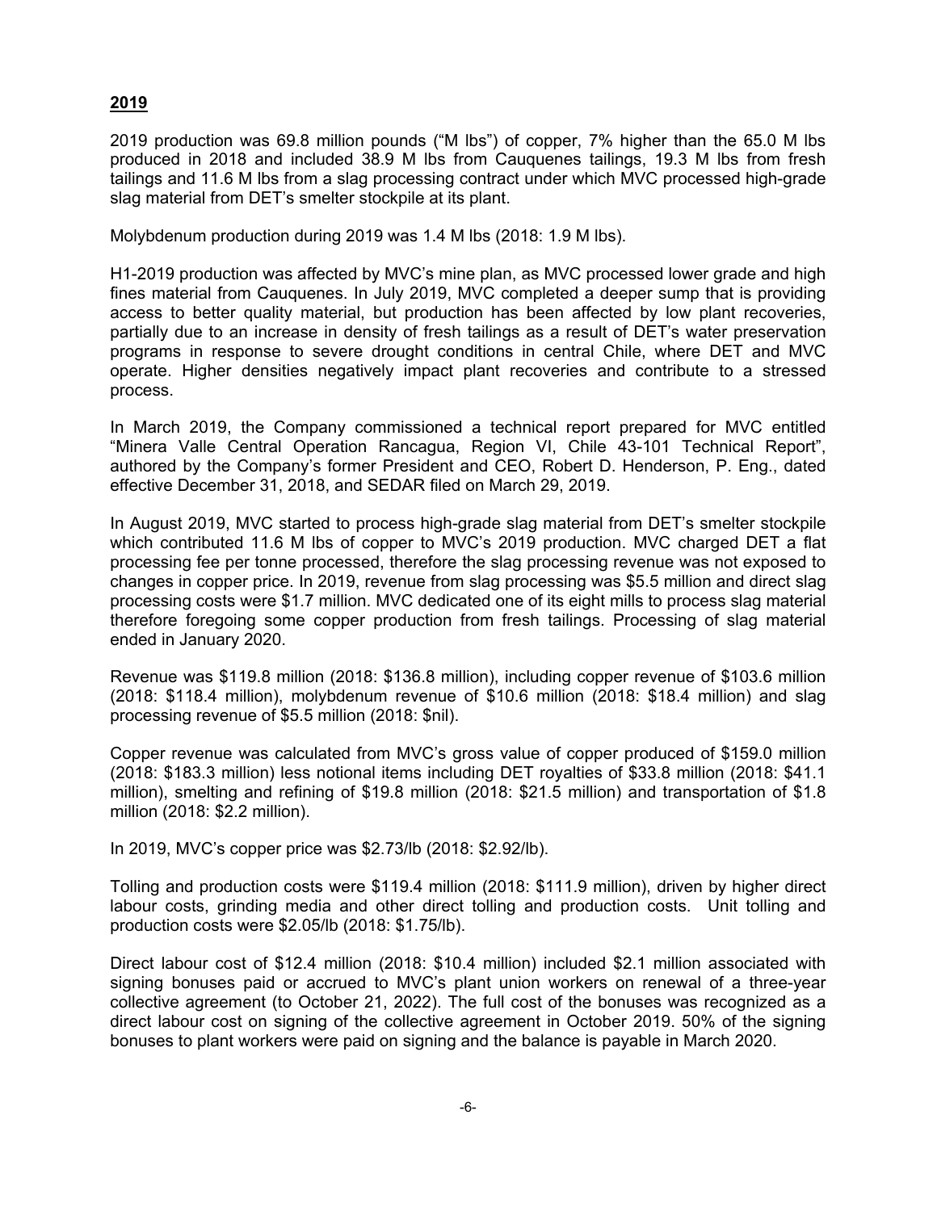## 2019

2019 production was 69.8 million pounds ("M lbs") of copper, 7% higher than the 65.0 M lbs produced in 2018 and included 38.9 M lbs from Cauquenes tailings, 19.3 M lbs from fresh tailings and 11.6 M lbs from a slag processing contract under which MVC processed high-grade slag material from DET's smelter stockpile at its plant.

Molybdenum production during 2019 was 1.4 M lbs (2018: 1.9 M lbs).

H1-2019 production was affected by MVC's mine plan, as MVC processed lower grade and high fines material from Cauquenes. In July 2019, MVC completed a deeper sump that is providing access to better quality material, but production has been affected by low plant recoveries, partially due to an increase in density of fresh tailings as a result of DET's water preservation programs in response to severe drought conditions in central Chile, where DET and MVC operate. Higher densities negatively impact plant recoveries and contribute to a stressed process.

In March 2019, the Company commissioned a technical report prepared for MVC entitled "Minera Valle Central Operation Rancagua, Region VI, Chile 43-101 Technical Report", authored by the Company's former President and CEO, Robert D. Henderson, P. Eng., dated effective December 31, 2018, and SEDAR filed on March 29, 2019.

In August 2019, MVC started to process high-grade slag material from DET's smelter stockpile which contributed 11.6 M lbs of copper to MVC's 2019 production. MVC charged DET a flat processing fee per tonne processed, therefore the slag processing revenue was not exposed to changes in copper price. In 2019, revenue from slag processing was $5.5 million and direct slag processing costs were $1.7 million. MVC dedicated one of its eight mills to process slag material therefore foregoing some copper production from fresh tailings. Processing of slag material ended in January 2020.

Revenue was $119.8 million (2018: $136.8 million), including copper revenue of $103.6 million (2018: $118.4 million), molybdenum revenue of $10.6 million (2018: $18.4 million) and slag processing revenue of $5.5 million (2018: $nil).

Copper revenue was calculated from MVC's gross value of copper produced of $159.0 million (2018: $183.3 million) less notional items including DET royalties of $33.8 million (2018: $41.1 million), smelting and refining of $19.8 million (2018: $21.5 million) and transportation of $1.8 million (2018: $2.2 million).

In 2019, MVC's copper price was $2.73/lb (2018: $2.92/lb).

Tolling and production costs were $119.4 million (2018: $111.9 million), driven by higher direct labour costs, grinding media and other direct tolling and production costs. Unit tolling and production costs were $2.05/lb (2018: $1.75/lb).

Direct labour cost of $12.4 million (2018: $10.4 million) included $2.1 million associated with signing bonuses paid or accrued to MVC's plant union workers on renewal of a three-year collective agreement (to October 21, 2022). The full cost of the bonuses was recognized as a direct labour cost on signing of the collective agreement in October 2019. 50% of the signing bonuses to plant workers were paid on signing and the balance is payable in March 2020.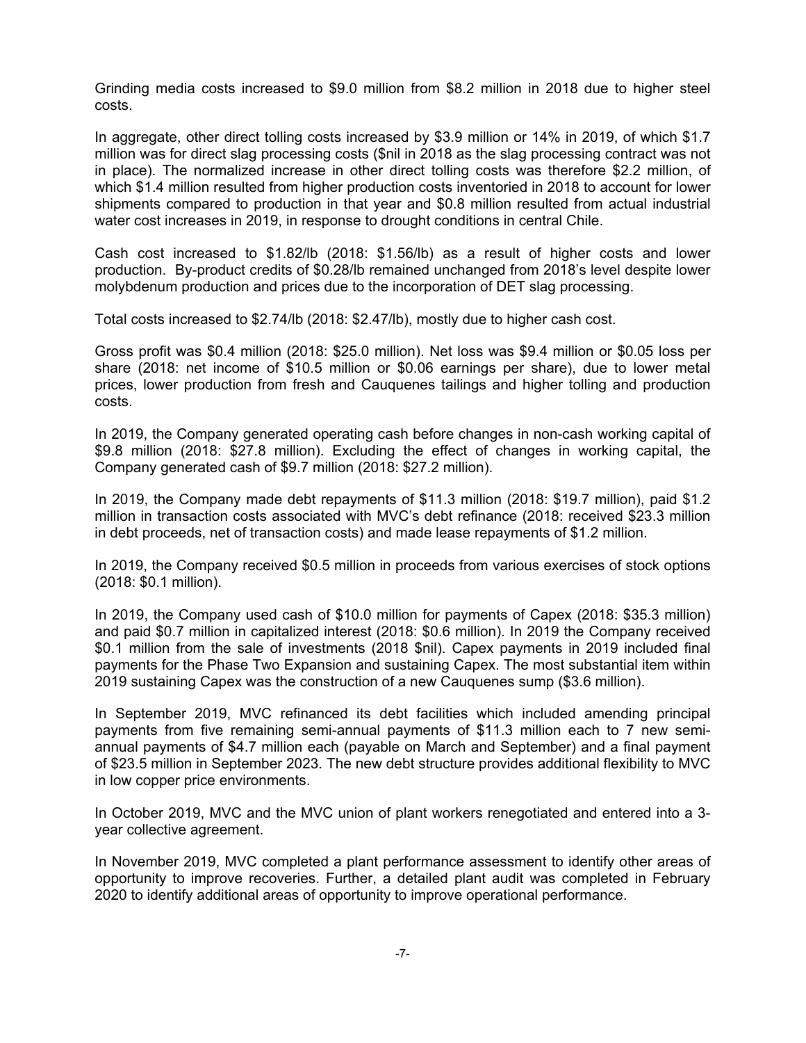Grinding media costs increased to $9.0 million from $8.2 million in 2018 due to higher steel costs.

In aggregate, other direct tolling costs increased by $3.9 million or 14% in 2019, of which $1.7 million was for direct slag processing costs ($nil in 2018 as the slag processing contract was not in place). The normalized increase in other direct tolling costs was therefore $2.2 million, of which $1.4 million resulted from higher production costs inventoried in 2018 to account for lower shipments compared to production in that year and $0.8 million resulted from actual industrial water cost increases in 2019, in response to drought conditions in central Chile.

Cash cost increased to $1.82/lb (2018: $1.56/lb) as a result of higher costs and lower production. By-product credits of $0.28/lb remained unchanged from 2018's level despite lower molybdenum production and prices due to the incorporation of DET slag processing.

Total costs increased to $2.74/lb (2018: $2.47/lb), mostly due to higher cash cost.

Gross profit was $0.4 million (2018: $25.0 million). Net loss was $9.4 million or $0.05 loss per share (2018: net income of $10.5 million or $0.06 earnings per share), due to lower metal prices, lower production from fresh and Cauquenes tailings and higher tolling and production costs.

In 2019, the Company generated operating cash before changes in non-cash working capital of $9.8 million (2018: $27.8 million). Excluding the effect of changes in working capital, the Company generated cash of $9.7 million (2018: $27.2 million).

In 2019, the Company made debt repayments of $11.3 million (2018: $19.7 million), paid $1.2 million in transaction costs associated with MVC's debt refinance (2018: received $23.3 million in debt proceeds, net of transaction costs) and made lease repayments of $1.2 million.

In 2019, the Company received $0.5 million in proceeds from various exercises of stock options (2018: $0.1 million).

In 2019, the Company used cash of $10.0 million for payments of Capex (2018: $35.3 million) and paid $0.7 million in capitalized interest (2018: $0.6 million). In 2019 the Company received $0.1 million from the sale of investments (2018 $nil). Capex payments in 2019 included final payments for the Phase Two Expansion and sustaining Capex. The most substantial item within 2019 sustaining Capex was the construction of a new Cauquenes sump ($3.6 million).

In September 2019, MVC refinanced its debt facilities which included amending principal payments from five remaining semi-annual payments of $11.3 million each to 7 new semi-annual payments of $4.7 million each (payable on March and September) and a final payment of $23.5 million in September 2023. The new debt structure provides additional flexibility to MVC in low copper price environments.

In October 2019, MVC and the MVC union of plant workers renegotiated and entered into a 3-year collective agreement.

In November 2019, MVC completed a plant performance assessment to identify other areas of opportunity to improve recoveries. Further, a detailed plant audit was completed in February 2020 to identify additional areas of opportunity to improve operational performance.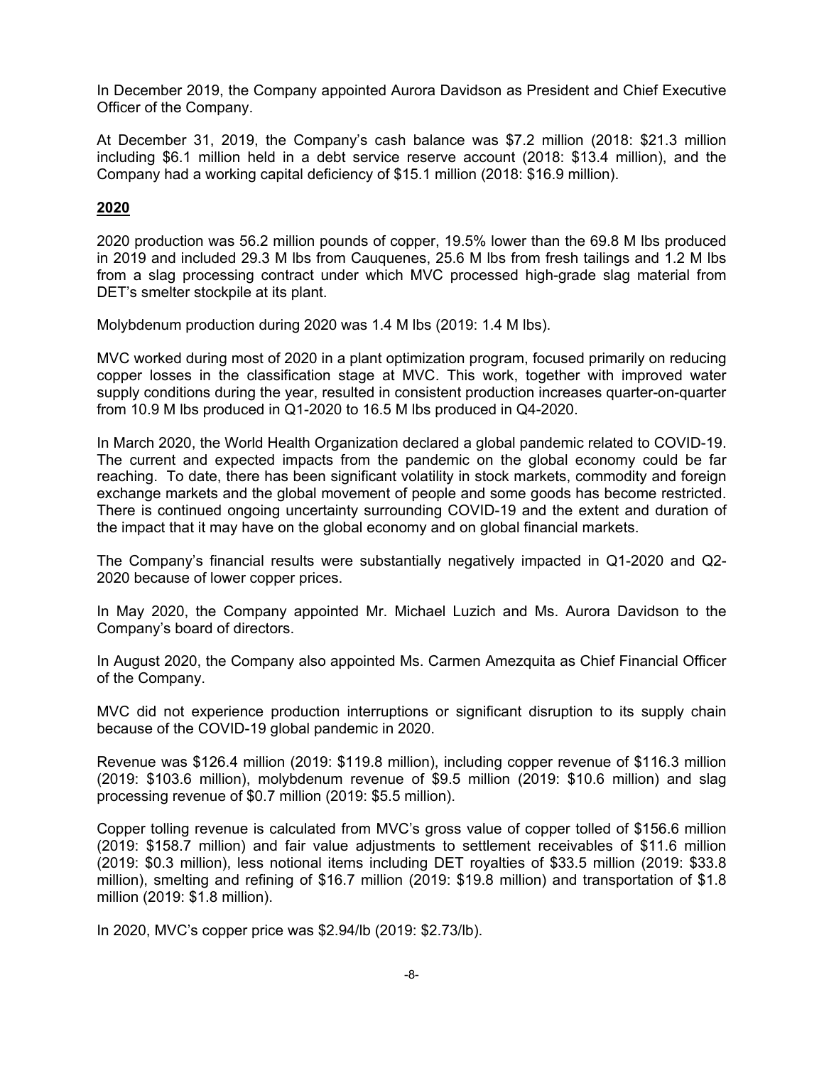In December 2019, the Company appointed Aurora Davidson as President and Chief Executive Officer of the Company.

At December 31, 2019, the Company's cash balance was $7.2 million (2018: $21.3 million including $6.1 million held in a debt service reserve account (2018: $13.4 million), and the Company had a working capital deficiency of $15.1 million (2018: $16.9 million).

## **2020**

2020 production was 56.2 million pounds of copper, 19.5% lower than the 69.8 M lbs produced in 2019 and included 29.3 M lbs from Cauquenes, 25.6 M lbs from fresh tailings and 1.2 M lbs from a slag processing contract under which MVC processed high-grade slag material from DET's smelter stockpile at its plant.

Molybdenum production during 2020 was 1.4 M lbs (2019: 1.4 M lbs).

MVC worked during most of 2020 in a plant optimization program, focused primarily on reducing copper losses in the classification stage at MVC. This work, together with improved water supply conditions during the year, resulted in consistent production increases quarter-on-quarter from 10.9 M lbs produced in Q1-2020 to 16.5 M lbs produced in Q4-2020.

In March 2020, the World Health Organization declared a global pandemic related to COVID-19. The current and expected impacts from the pandemic on the global economy could be far reaching. To date, there has been significant volatility in stock markets, commodity and foreign exchange markets and the global movement of people and some goods has become restricted. There is continued ongoing uncertainty surrounding COVID-19 and the extent and duration of the impact that it may have on the global economy and on global financial markets.

The Company's financial results were substantially negatively impacted in Q1-2020 and Q2-2020 because of lower copper prices.

In May 2020, the Company appointed Mr. Michael Luzich and Ms. Aurora Davidson to the Company's board of directors.

In August 2020, the Company also appointed Ms. Carmen Amezquita as Chief Financial Officer of the Company.

MVC did not experience production interruptions or significant disruption to its supply chain because of the COVID-19 global pandemic in 2020.

Revenue was $126.4 million (2019: $119.8 million), including copper revenue of $116.3 million (2019: $103.6 million), molybdenum revenue of $9.5 million (2019: $10.6 million) and slag processing revenue of $0.7 million (2019: $5.5 million).

Copper tolling revenue is calculated from MVC's gross value of copper tolled of $156.6 million (2019: $158.7 million) and fair value adjustments to settlement receivables of $11.6 million (2019: $0.3 million), less notional items including DET royalties of $33.5 million (2019: $33.8 million), smelting and refining of $16.7 million (2019: $19.8 million) and transportation of $1.8 million (2019: $1.8 million).

In 2020, MVC's copper price was $2.94/lb (2019: $2.73/lb).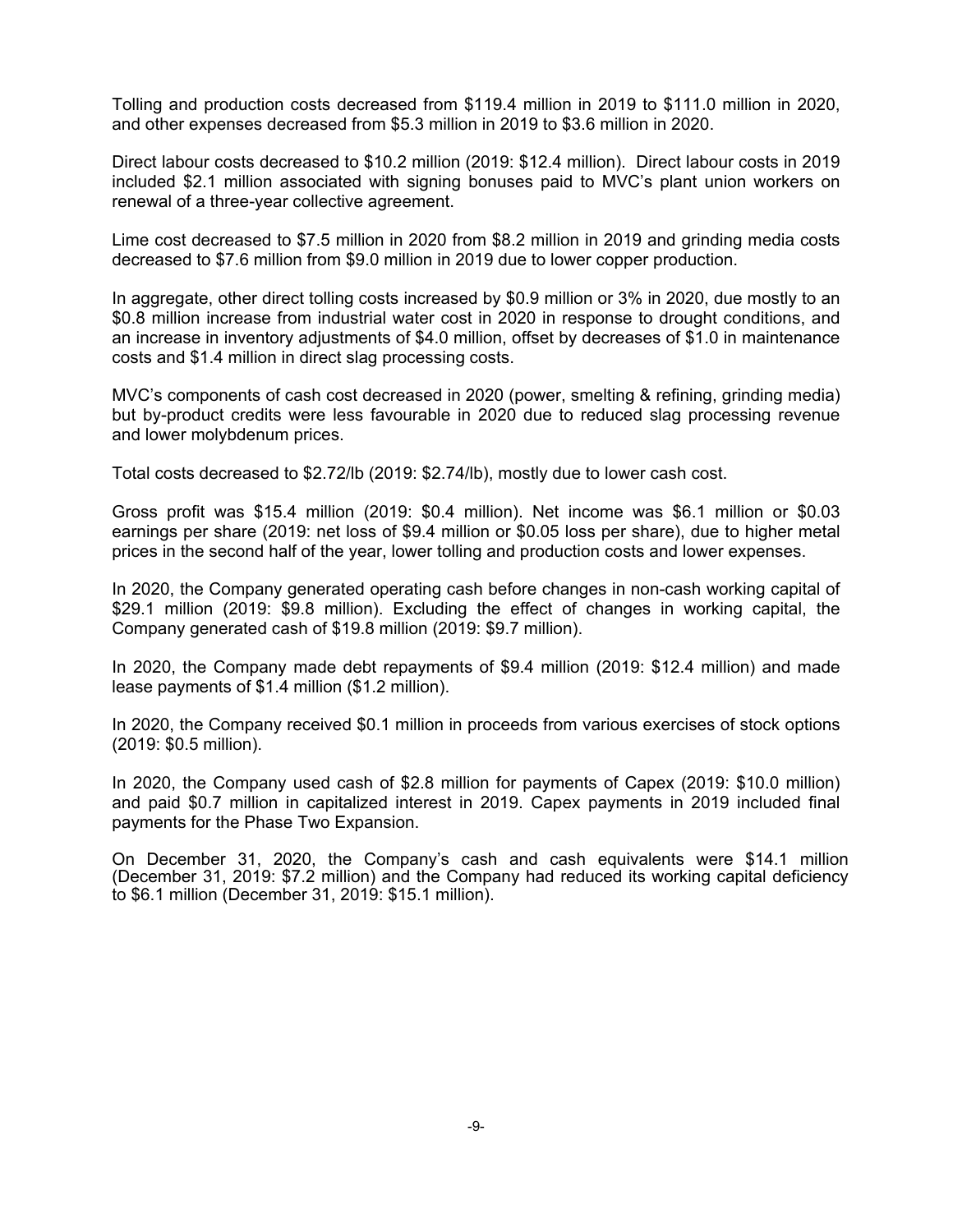Tolling and production costs decreased from $119.4 million in 2019 to $111.0 million in 2020, and other expenses decreased from $5.3 million in 2019 to $3.6 million in 2020.

Direct labour costs decreased to $10.2 million (2019: $12.4 million). Direct labour costs in 2019 included $2.1 million associated with signing bonuses paid to MVC's plant union workers on renewal of a three-year collective agreement.

Lime cost decreased to $7.5 million in 2020 from $8.2 million in 2019 and grinding media costs decreased to $7.6 million from $9.0 million in 2019 due to lower copper production.

In aggregate, other direct tolling costs increased by $0.9 million or 3% in 2020, due mostly to an $0.8 million increase from industrial water cost in 2020 in response to drought conditions, and an increase in inventory adjustments of $4.0 million, offset by decreases of $1.0 in maintenance costs and $1.4 million in direct slag processing costs.

MVC's components of cash cost decreased in 2020 (power, smelting & refining, grinding media) but by-product credits were less favourable in 2020 due to reduced slag processing revenue and lower molybdenum prices.

Total costs decreased to $2.72/lb (2019: $2.74/lb), mostly due to lower cash cost.

Gross profit was $15.4 million (2019: $0.4 million). Net income was $6.1 million or $0.03 earnings per share (2019: net loss of $9.4 million or $0.05 loss per share), due to higher metal prices in the second half of the year, lower tolling and production costs and lower expenses.

In 2020, the Company generated operating cash before changes in non-cash working capital of $29.1 million (2019: $9.8 million). Excluding the effect of changes in working capital, the Company generated cash of $19.8 million (2019: $9.7 million).

In 2020, the Company made debt repayments of $9.4 million (2019: $12.4 million) and made lease payments of $1.4 million ($1.2 million).

In 2020, the Company received $0.1 million in proceeds from various exercises of stock options (2019: $0.5 million).

In 2020, the Company used cash of $2.8 million for payments of Capex (2019: $10.0 million) and paid $0.7 million in capitalized interest in 2019. Capex payments in 2019 included final payments for the Phase Two Expansion.

On December 31, 2020, the Company's cash and cash equivalents were $14.1 million (December 31, 2019: $7.2 million) and the Company had reduced its working capital deficiency to $6.1 million (December 31, 2019: $15.1 million).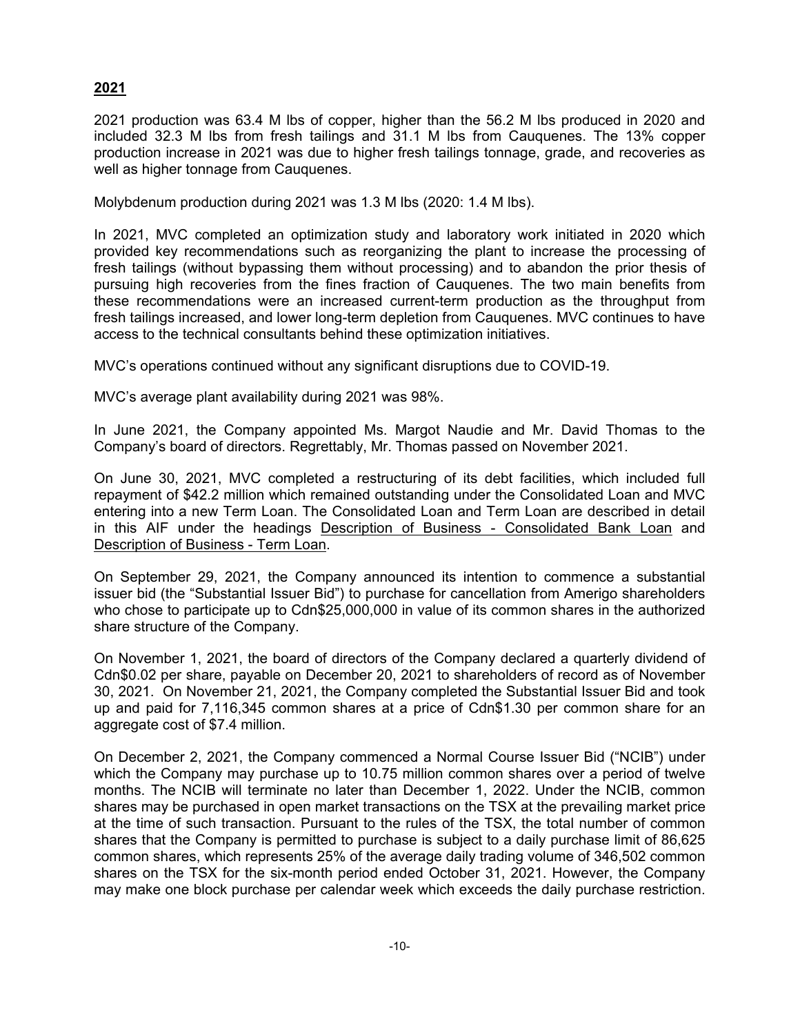**2021**

2021 production was 63.4 M lbs of copper, higher than the 56.2 M lbs produced in 2020 and included 32.3 M lbs from fresh tailings and 31.1 M lbs from Cauquenes. The 13% copper production increase in 2021 was due to higher fresh tailings tonnage, grade, and recoveries as well as higher tonnage from Cauquenes.

Molybdenum production during 2021 was 1.3 M lbs (2020: 1.4 M lbs).

In 2021, MVC completed an optimization study and laboratory work initiated in 2020 which provided key recommendations such as reorganizing the plant to increase the processing of fresh tailings (without bypassing them without processing) and to abandon the prior thesis of pursuing high recoveries from the fines fraction of Cauquenes. The two main benefits from these recommendations were an increased current-term production as the throughput from fresh tailings increased, and lower long-term depletion from Cauquenes. MVC continues to have access to the technical consultants behind these optimization initiatives.

MVC's operations continued without any significant disruptions due to COVID-19.

MVC's average plant availability during 2021 was 98%.

In June 2021, the Company appointed Ms. Margot Naudie and Mr. David Thomas to the Company's board of directors. Regrettably, Mr. Thomas passed on November 2021.

On June 30, 2021, MVC completed a restructuring of its debt facilities, which included full repayment of $42.2 million which remained outstanding under the Consolidated Loan and MVC entering into a new Term Loan. The Consolidated Loan and Term Loan are described in detail in this AIF under the headings Description of Business - Consolidated Bank Loan and Description of Business - Term Loan.

On September 29, 2021, the Company announced its intention to commence a substantial issuer bid (the "Substantial Issuer Bid") to purchase for cancellation from Amerigo shareholders who chose to participate up to Cdn$25,000,000 in value of its common shares in the authorized share structure of the Company.

On November 1, 2021, the board of directors of the Company declared a quarterly dividend of Cdn$0.02 per share, payable on December 20, 2021 to shareholders of record as of November 30, 2021. On November 21, 2021, the Company completed the Substantial Issuer Bid and took up and paid for 7,116,345 common shares at a price of Cdn$1.30 per common share for an aggregate cost of $7.4 million.

On December 2, 2021, the Company commenced a Normal Course Issuer Bid ("NCIB") under which the Company may purchase up to 10.75 million common shares over a period of twelve months. The NCIB will terminate no later than December 1, 2022. Under the NCIB, common shares may be purchased in open market transactions on the TSX at the prevailing market price at the time of such transaction. Pursuant to the rules of the TSX, the total number of common shares that the Company is permitted to purchase is subject to a daily purchase limit of 86,625 common shares, which represents 25% of the average daily trading volume of 346,502 common shares on the TSX for the six-month period ended October 31, 2021. However, the Company may make one block purchase per calendar week which exceeds the daily purchase restriction.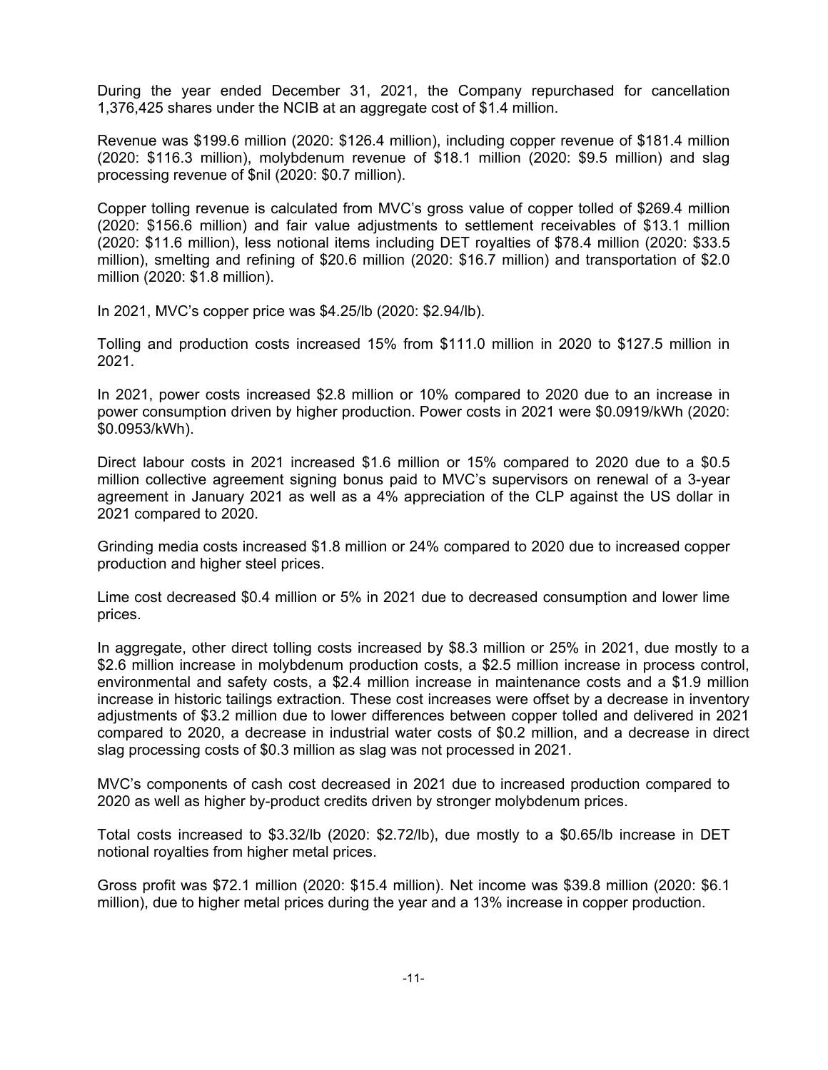During the year ended December 31, 2021, the Company repurchased for cancellation 1,376,425 shares under the NCIB at an aggregate cost of $1.4 million.

Revenue was $199.6 million (2020: $126.4 million), including copper revenue of $181.4 million (2020: $116.3 million), molybdenum revenue of $18.1 million (2020: $9.5 million) and slag processing revenue of $nil (2020: $0.7 million).

Copper tolling revenue is calculated from MVC's gross value of copper tolled of $269.4 million (2020: $156.6 million) and fair value adjustments to settlement receivables of $13.1 million (2020: $11.6 million), less notional items including DET royalties of $78.4 million (2020: $33.5 million), smelting and refining of $20.6 million (2020: $16.7 million) and transportation of $2.0 million (2020: $1.8 million).

In 2021, MVC's copper price was $4.25/lb (2020: $2.94/lb).

Tolling and production costs increased 15% from $111.0 million in 2020 to $127.5 million in 2021.

In 2021, power costs increased $2.8 million or 10% compared to 2020 due to an increase in power consumption driven by higher production. Power costs in 2021 were $0.0919/kWh (2020: $0.0953/kWh).

Direct labour costs in 2021 increased $1.6 million or 15% compared to 2020 due to a $0.5 million collective agreement signing bonus paid to MVC's supervisors on renewal of a 3-year agreement in January 2021 as well as a 4% appreciation of the CLP against the US dollar in 2021 compared to 2020.

Grinding media costs increased $1.8 million or 24% compared to 2020 due to increased copper production and higher steel prices.

Lime cost decreased $0.4 million or 5% in 2021 due to decreased consumption and lower lime prices.

In aggregate, other direct tolling costs increased by $8.3 million or 25% in 2021, due mostly to a $2.6 million increase in molybdenum production costs, a $2.5 million increase in process control, environmental and safety costs, a $2.4 million increase in maintenance costs and a $1.9 million increase in historic tailings extraction. These cost increases were offset by a decrease in inventory adjustments of $3.2 million due to lower differences between copper tolled and delivered in 2021 compared to 2020, a decrease in industrial water costs of $0.2 million, and a decrease in direct slag processing costs of $0.3 million as slag was not processed in 2021.

MVC's components of cash cost decreased in 2021 due to increased production compared to 2020 as well as higher by-product credits driven by stronger molybdenum prices.

Total costs increased to $3.32/lb (2020: $2.72/lb), due mostly to a $0.65/lb increase in DET notional royalties from higher metal prices.

Gross profit was $72.1 million (2020: $15.4 million). Net income was $39.8 million (2020: $6.1 million), due to higher metal prices during the year and a 13% increase in copper production.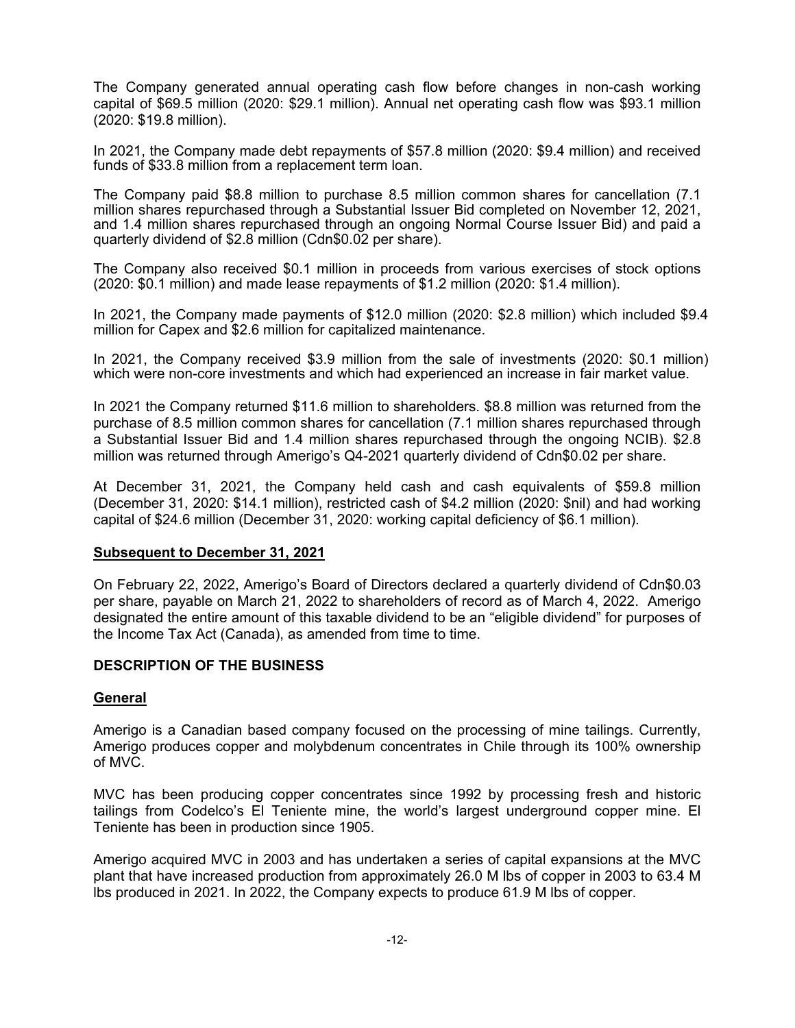The Company generated annual operating cash flow before changes in non-cash working capital of $69.5 million (2020: $29.1 million). Annual net operating cash flow was $93.1 million (2020: $19.8 million).

In 2021, the Company made debt repayments of $57.8 million (2020: $9.4 million) and received funds of $33.8 million from a replacement term loan.

The Company paid $8.8 million to purchase 8.5 million common shares for cancellation (7.1 million shares repurchased through a Substantial Issuer Bid completed on November 12, 2021, and 1.4 million shares repurchased through an ongoing Normal Course Issuer Bid) and paid a quarterly dividend of $2.8 million (Cdn$0.02 per share).

The Company also received $0.1 million in proceeds from various exercises of stock options (2020: $0.1 million) and made lease repayments of $1.2 million (2020: $1.4 million).

In 2021, the Company made payments of $12.0 million (2020: $2.8 million) which included $9.4 million for Capex and $2.6 million for capitalized maintenance.

In 2021, the Company received $3.9 million from the sale of investments (2020: $0.1 million) which were non-core investments and which had experienced an increase in fair market value.

In 2021 the Company returned $11.6 million to shareholders. $8.8 million was returned from the purchase of 8.5 million common shares for cancellation (7.1 million shares repurchased through a Substantial Issuer Bid and 1.4 million shares repurchased through the ongoing NCIB). $2.8 million was returned through Amerigo's Q4-2021 quarterly dividend of Cdn$0.02 per share.

At December 31, 2021, the Company held cash and cash equivalents of $59.8 million (December 31, 2020: $14.1 million), restricted cash of $4.2 million (2020: $nil) and had working capital of $24.6 million (December 31, 2020: working capital deficiency of $6.1 million).

**Subsequent to December 31, 2021**

On February 22, 2022, Amerigo's Board of Directors declared a quarterly dividend of Cdn$0.03 per share, payable on March 21, 2022 to shareholders of record as of March 4, 2022. Amerigo designated the entire amount of this taxable dividend to be an "eligible dividend" for purposes of the Income Tax Act (Canada), as amended from time to time.

## DESCRIPTION OF THE BUSINESS

**General**

Amerigo is a Canadian based company focused on the processing of mine tailings. Currently, Amerigo produces copper and molybdenum concentrates in Chile through its 100% ownership of MVC.

MVC has been producing copper concentrates since 1992 by processing fresh and historic tailings from Codelco's El Teniente mine, the world's largest underground copper mine. El Teniente has been in production since 1905.

Amerigo acquired MVC in 2003 and has undertaken a series of capital expansions at the MVC plant that have increased production from approximately 26.0 M lbs of copper in 2003 to 63.4 M lbs produced in 2021. In 2022, the Company expects to produce 61.9 M lbs of copper.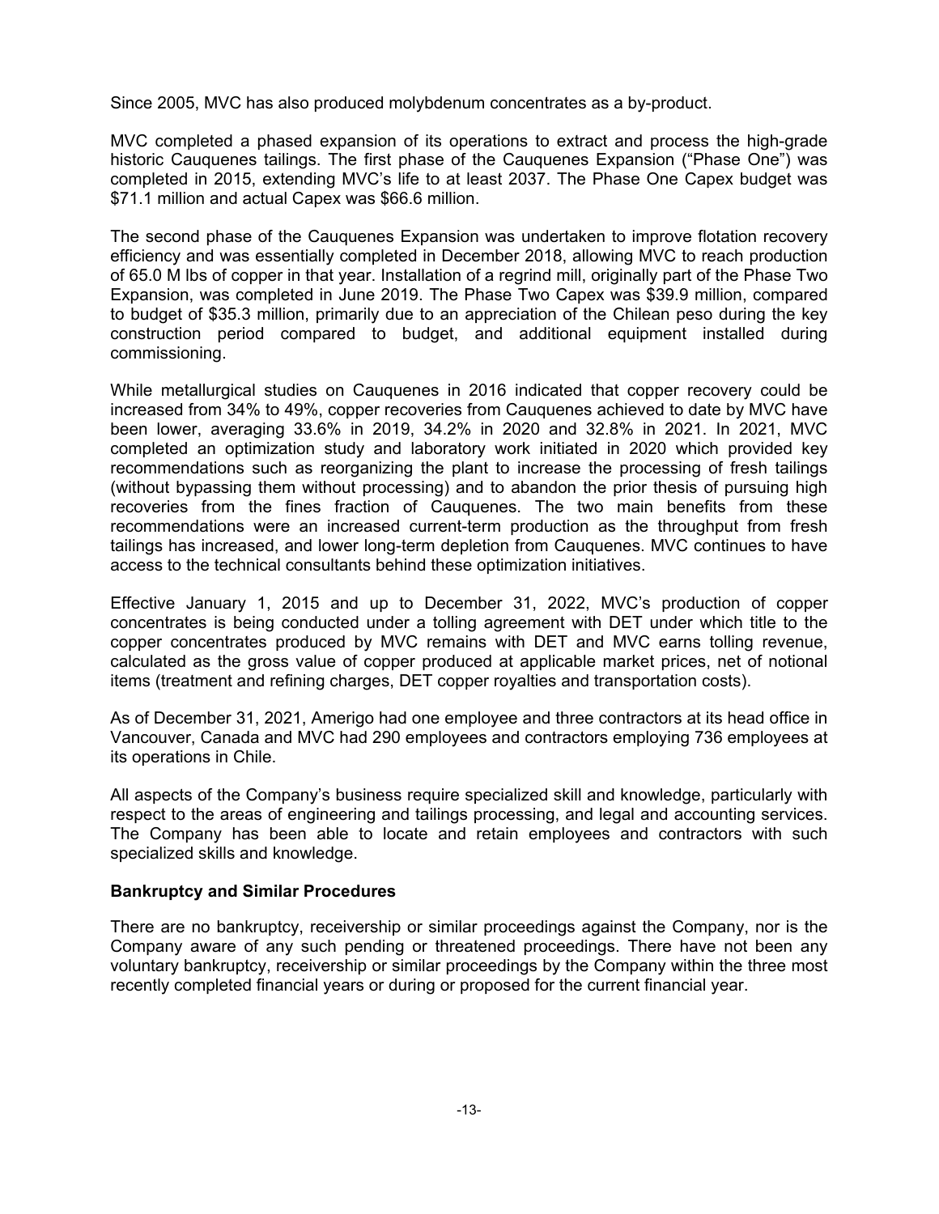Since 2005, MVC has also produced molybdenum concentrates as a by-product.

MVC completed a phased expansion of its operations to extract and process the high-grade historic Cauquenes tailings. The first phase of the Cauquenes Expansion ("Phase One") was completed in 2015, extending MVC's life to at least 2037. The Phase One Capex budget was $71.1 million and actual Capex was $66.6 million.

The second phase of the Cauquenes Expansion was undertaken to improve flotation recovery efficiency and was essentially completed in December 2018, allowing MVC to reach production of 65.0 M lbs of copper in that year. Installation of a regrind mill, originally part of the Phase Two Expansion, was completed in June 2019. The Phase Two Capex was $39.9 million, compared to budget of $35.3 million, primarily due to an appreciation of the Chilean peso during the key construction period compared to budget, and additional equipment installed during commissioning.

While metallurgical studies on Cauquenes in 2016 indicated that copper recovery could be increased from 34% to 49%, copper recoveries from Cauquenes achieved to date by MVC have been lower, averaging 33.6% in 2019, 34.2% in 2020 and 32.8% in 2021. In 2021, MVC completed an optimization study and laboratory work initiated in 2020 which provided key recommendations such as reorganizing the plant to increase the processing of fresh tailings (without bypassing them without processing) and to abandon the prior thesis of pursuing high recoveries from the fines fraction of Cauquenes. The two main benefits from these recommendations were an increased current-term production as the throughput from fresh tailings has increased, and lower long-term depletion from Cauquenes. MVC continues to have access to the technical consultants behind these optimization initiatives.

Effective January 1, 2015 and up to December 31, 2022, MVC's production of copper concentrates is being conducted under a tolling agreement with DET under which title to the copper concentrates produced by MVC remains with DET and MVC earns tolling revenue, calculated as the gross value of copper produced at applicable market prices, net of notional items (treatment and refining charges, DET copper royalties and transportation costs).

As of December 31, 2021, Amerigo had one employee and three contractors at its head office in Vancouver, Canada and MVC had 290 employees and contractors employing 736 employees at its operations in Chile.

All aspects of the Company's business require specialized skill and knowledge, particularly with respect to the areas of engineering and tailings processing, and legal and accounting services. The Company has been able to locate and retain employees and contractors with such specialized skills and knowledge.

**Bankruptcy and Similar Procedures**

There are no bankruptcy, receivership or similar proceedings against the Company, nor is the Company aware of any such pending or threatened proceedings. There have not been any voluntary bankruptcy, receivership or similar proceedings by the Company within the three most recently completed financial years or during or proposed for the current financial year.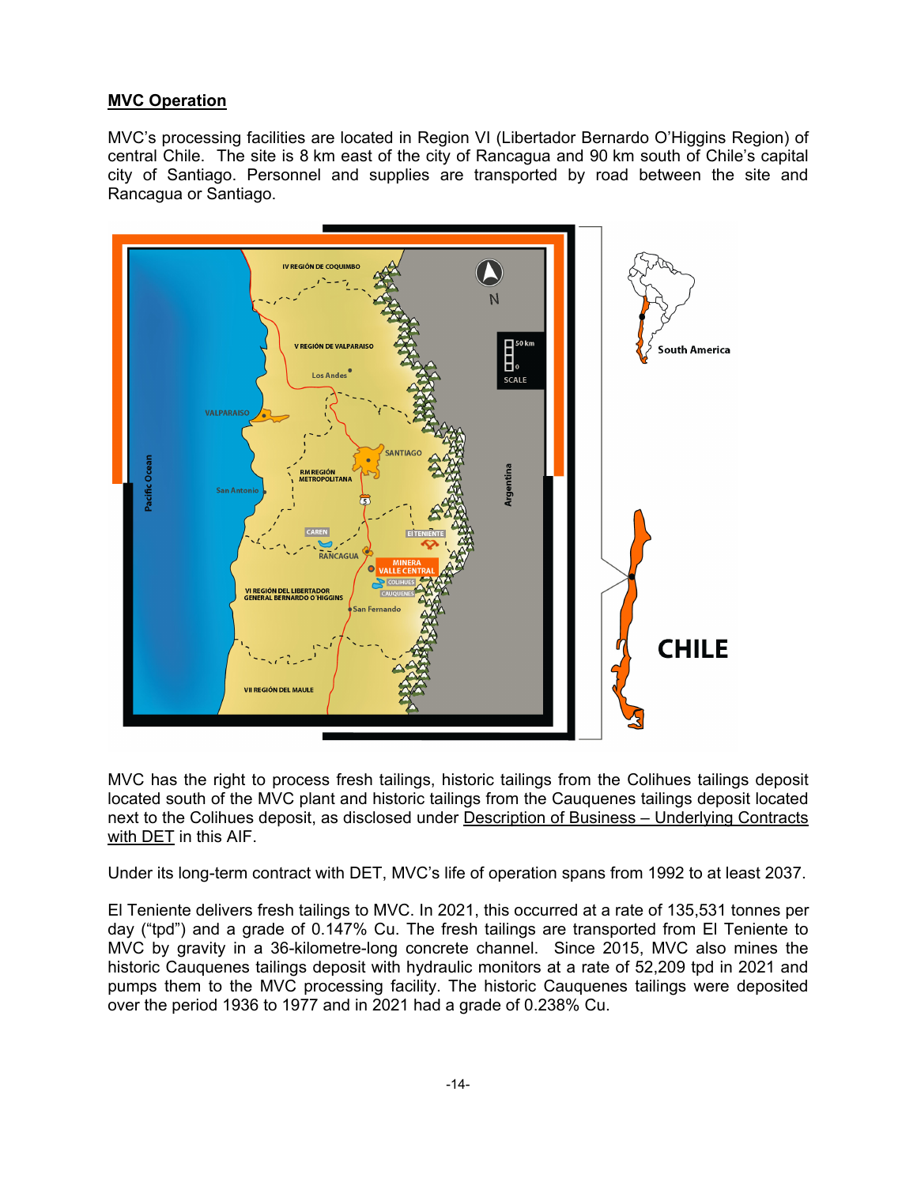**MVC Operation**

MVC's processing facilities are located in Region VI (Libertador Bernardo O'Higgins Region) of central Chile. The site is 8 km east of the city of Rancagua and 90 km south of Chile's capital city of Santiago. Personnel and supplies are transported by road between the site and Rancagua or Santiago.

IV REGIÓN DE COQUIMBO

V REGIÓN DE VALPARAISO

Los Andes

VALPARAISO

SANTIAGO

RM REGIÓN METROPOLITANA

San Antonio

CAREN

El TENIENTE

RANCAGUA

MINERA VALLE CENTRAL

COLIHUES

CAUQUENES

VI REGIÓN DEL LIBERTADOR GENERAL BERNARDO O HIGGINS

San Fernando

VII REGIÓN DEL MAULE

Pacific Ocean

Argentina

N

50 km

0

SCALE

South America

CHILE

MVC has the right to process fresh tailings, historic tailings from the Colihues tailings deposit located south of the MVC plant and historic tailings from the Cauquenes tailings deposit located next to the Colihues deposit, as disclosed under Description of Business – Underlying Contracts with DET in this AIF.

Under its long-term contract with DET, MVC's life of operation spans from 1992 to at least 2037.

El Teniente delivers fresh tailings to MVC. In 2021, this occurred at a rate of 135,531 tonnes per day ("tpd") and a grade of 0.147% Cu. The fresh tailings are transported from El Teniente to MVC by gravity in a 36-kilometre-long concrete channel. Since 2015, MVC also mines the historic Cauquenes tailings deposit with hydraulic monitors at a rate of 52,209 tpd in 2021 and pumps them to the MVC processing facility. The historic Cauquenes tailings were deposited over the period 1936 to 1977 and in 2021 had a grade of 0.238% Cu.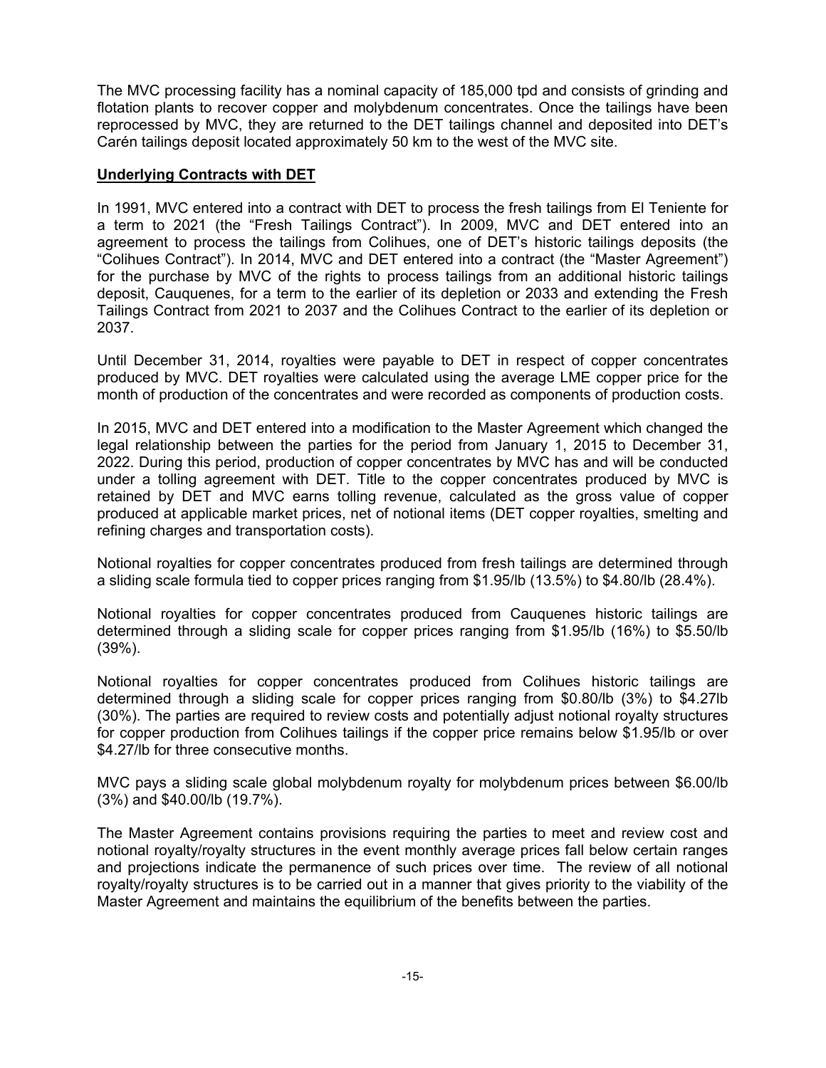The MVC processing facility has a nominal capacity of 185,000 tpd and consists of grinding and flotation plants to recover copper and molybdenum concentrates. Once the tailings have been reprocessed by MVC, they are returned to the DET tailings channel and deposited into DET's Carén tailings deposit located approximately 50 km to the west of the MVC site.

**Underlying Contracts with DET**

In 1991, MVC entered into a contract with DET to process the fresh tailings from El Teniente for a term to 2021 (the "Fresh Tailings Contract"). In 2009, MVC and DET entered into an agreement to process the tailings from Colihues, one of DET's historic tailings deposits (the "Colihues Contract"). In 2014, MVC and DET entered into a contract (the "Master Agreement") for the purchase by MVC of the rights to process tailings from an additional historic tailings deposit, Cauquenes, for a term to the earlier of its depletion or 2033 and extending the Fresh Tailings Contract from 2021 to 2037 and the Colihues Contract to the earlier of its depletion or 2037.

Until December 31, 2014, royalties were payable to DET in respect of copper concentrates produced by MVC. DET royalties were calculated using the average LME copper price for the month of production of the concentrates and were recorded as components of production costs.

In 2015, MVC and DET entered into a modification to the Master Agreement which changed the legal relationship between the parties for the period from January 1, 2015 to December 31, 2022. During this period, production of copper concentrates by MVC has and will be conducted under a tolling agreement with DET. Title to the copper concentrates produced by MVC is retained by DET and MVC earns tolling revenue, calculated as the gross value of copper produced at applicable market prices, net of notional items (DET copper royalties, smelting and refining charges and transportation costs).

Notional royalties for copper concentrates produced from fresh tailings are determined through a sliding scale formula tied to copper prices ranging from $1.95/lb (13.5%) to $4.80/lb (28.4%).

Notional royalties for copper concentrates produced from Cauquenes historic tailings are determined through a sliding scale for copper prices ranging from $1.95/lb (16%) to $5.50/lb (39%).

Notional royalties for copper concentrates produced from Colihues historic tailings are determined through a sliding scale for copper prices ranging from $0.80/lb (3%) to $4.27lb (30%). The parties are required to review costs and potentially adjust notional royalty structures for copper production from Colihues tailings if the copper price remains below $1.95/lb or over $4.27/lb for three consecutive months.

MVC pays a sliding scale global molybdenum royalty for molybdenum prices between $6.00/lb (3%) and $40.00/lb (19.7%).

The Master Agreement contains provisions requiring the parties to meet and review cost and notional royalty/royalty structures in the event monthly average prices fall below certain ranges and projections indicate the permanence of such prices over time. The review of all notional royalty/royalty structures is to be carried out in a manner that gives priority to the viability of the Master Agreement and maintains the equilibrium of the benefits between the parties.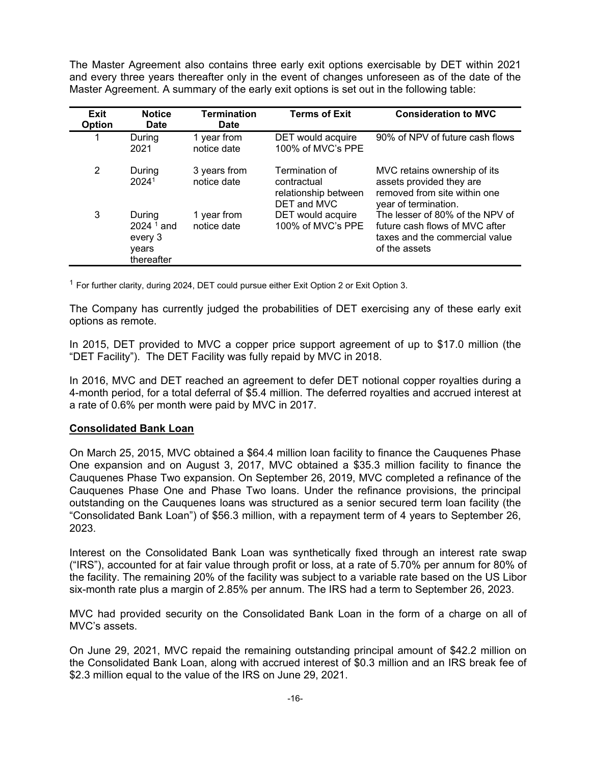The Master Agreement also contains three early exit options exercisable by DET within 2021 and every three years thereafter only in the event of changes unforeseen as of the date of the Master Agreement. A summary of the early exit options is set out in the following table:

| Exit Option | Notice Date | Termination Date | Terms of Exit | Consideration to MVC |
|---|---|---|---|---|
| 1 | During 2021 | 1 year from notice date | DET would acquire 100% of MVC's PPE | 90% of NPV of future cash flows |
| 2 | During 2024[1] | 3 years from notice date | Termination of contractual relationship between DET and MVC | MVC retains ownership of its assets provided they are removed from site within one year of termination. |
| 3 | During 2024 [1] and every 3 years thereafter | 1 year from notice date | DET would acquire 100% of MVC's PPE | The lesser of 80% of the NPV of future cash flows of MVC after taxes and the commercial value of the assets |

[1] For further clarity, during 2024, DET could pursue either Exit Option 2 or Exit Option 3.

The Company has currently judged the probabilities of DET exercising any of these early exit options as remote.

In 2015, DET provided to MVC a copper price support agreement of up to $17.0 million (the "DET Facility"). The DET Facility was fully repaid by MVC in 2018.

In 2016, MVC and DET reached an agreement to defer DET notional copper royalties during a 4-month period, for a total deferral of $5.4 million. The deferred royalties and accrued interest at a rate of 0.6% per month were paid by MVC in 2017.

**Consolidated Bank Loan**

On March 25, 2015, MVC obtained a $64.4 million loan facility to finance the Cauquenes Phase One expansion and on August 3, 2017, MVC obtained a $35.3 million facility to finance the Cauquenes Phase Two expansion. On September 26, 2019, MVC completed a refinance of the Cauquenes Phase One and Phase Two loans. Under the refinance provisions, the principal outstanding on the Cauquenes loans was structured as a senior secured term loan facility (the "Consolidated Bank Loan") of $56.3 million, with a repayment term of 4 years to September 26, 2023.

Interest on the Consolidated Bank Loan was synthetically fixed through an interest rate swap ("IRS"), accounted for at fair value through profit or loss, at a rate of 5.70% per annum for 80% of the facility. The remaining 20% of the facility was subject to a variable rate based on the US Libor six-month rate plus a margin of 2.85% per annum. The IRS had a term to September 26, 2023.

MVC had provided security on the Consolidated Bank Loan in the form of a charge on all of MVC's assets.

On June 29, 2021, MVC repaid the remaining outstanding principal amount of $42.2 million on the Consolidated Bank Loan, along with accrued interest of $0.3 million and an IRS break fee of $2.3 million equal to the value of the IRS on June 29, 2021.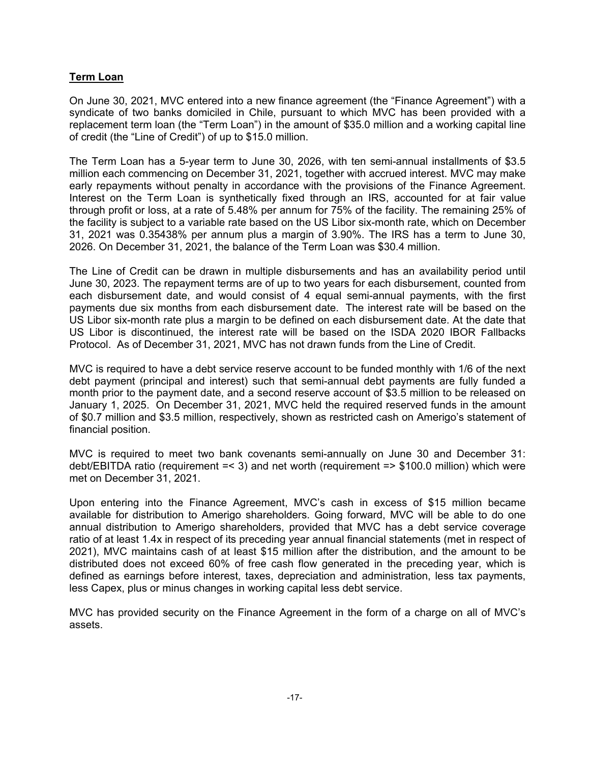## **Term Loan**

On June 30, 2021, MVC entered into a new finance agreement (the "Finance Agreement") with a syndicate of two banks domiciled in Chile, pursuant to which MVC has been provided with a replacement term loan (the "Term Loan") in the amount of $35.0 million and a working capital line of credit (the "Line of Credit") of up to $15.0 million.

The Term Loan has a 5-year term to June 30, 2026, with ten semi-annual installments of $3.5 million each commencing on December 31, 2021, together with accrued interest. MVC may make early repayments without penalty in accordance with the provisions of the Finance Agreement. Interest on the Term Loan is synthetically fixed through an IRS, accounted for at fair value through profit or loss, at a rate of 5.48% per annum for 75% of the facility. The remaining 25% of the facility is subject to a variable rate based on the US Libor six-month rate, which on December 31, 2021 was 0.35438% per annum plus a margin of 3.90%. The IRS has a term to June 30, 2026. On December 31, 2021, the balance of the Term Loan was $30.4 million.

The Line of Credit can be drawn in multiple disbursements and has an availability period until June 30, 2023. The repayment terms are of up to two years for each disbursement, counted from each disbursement date, and would consist of 4 equal semi-annual payments, with the first payments due six months from each disbursement date. The interest rate will be based on the US Libor six-month rate plus a margin to be defined on each disbursement date. At the date that US Libor is discontinued, the interest rate will be based on the ISDA 2020 IBOR Fallbacks Protocol. As of December 31, 2021, MVC has not drawn funds from the Line of Credit.

MVC is required to have a debt service reserve account to be funded monthly with 1/6 of the next debt payment (principal and interest) such that semi-annual debt payments are fully funded a month prior to the payment date, and a second reserve account of $3.5 million to be released on January 1, 2025. On December 31, 2021, MVC held the required reserved funds in the amount of $0.7 million and $3.5 million, respectively, shown as restricted cash on Amerigo's statement of financial position.

MVC is required to meet two bank covenants semi-annually on June 30 and December 31: debt/EBITDA ratio (requirement =< 3) and net worth (requirement => $100.0 million) which were met on December 31, 2021.

Upon entering into the Finance Agreement, MVC's cash in excess of $15 million became available for distribution to Amerigo shareholders. Going forward, MVC will be able to do one annual distribution to Amerigo shareholders, provided that MVC has a debt service coverage ratio of at least 1.4x in respect of its preceding year annual financial statements (met in respect of 2021), MVC maintains cash of at least $15 million after the distribution, and the amount to be distributed does not exceed 60% of free cash flow generated in the preceding year, which is defined as earnings before interest, taxes, depreciation and administration, less tax payments, less Capex, plus or minus changes in working capital less debt service.

MVC has provided security on the Finance Agreement in the form of a charge on all of MVC's assets.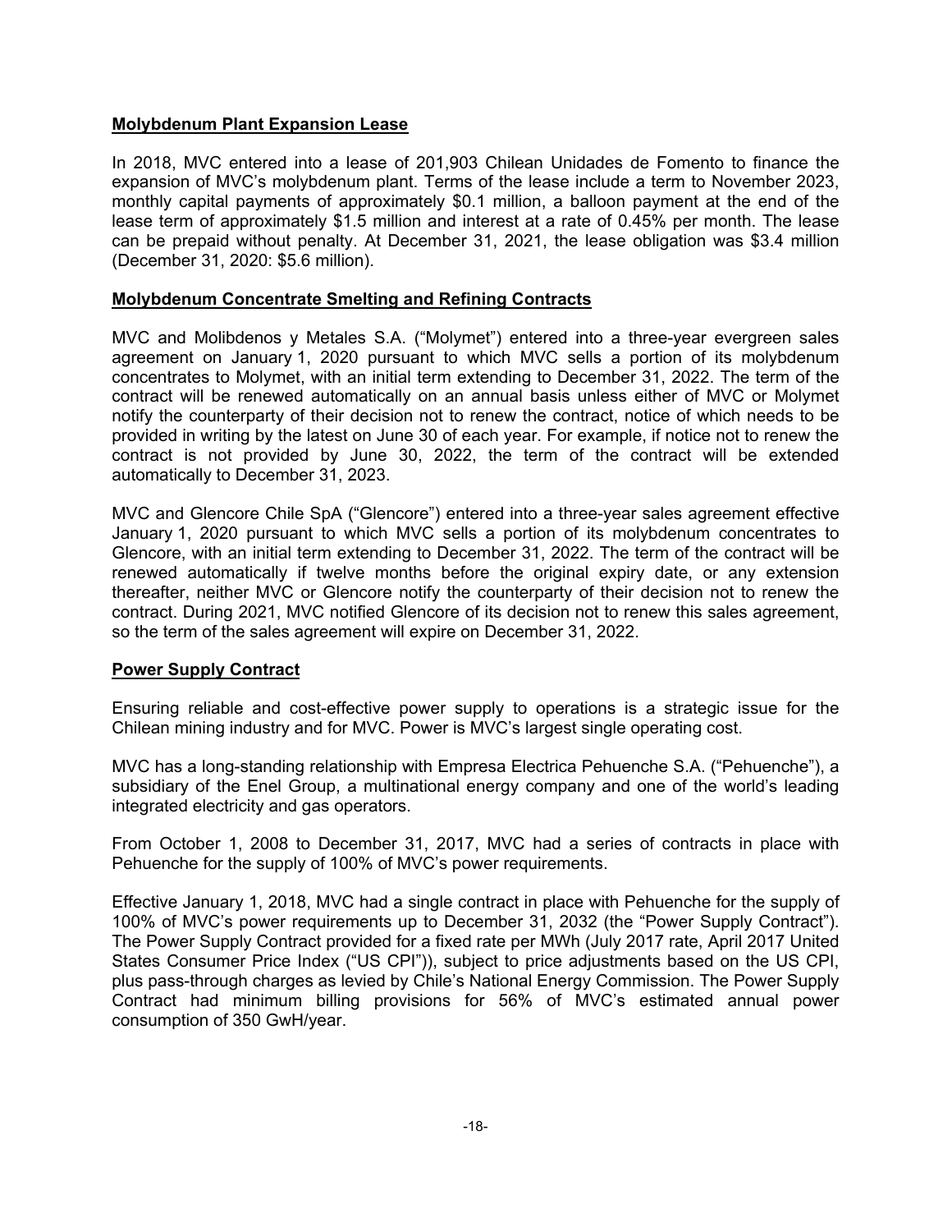## Molybdenum Plant Expansion Lease

In 2018, MVC entered into a lease of 201,903 Chilean Unidades de Fomento to finance the expansion of MVC's molybdenum plant. Terms of the lease include a term to November 2023, monthly capital payments of approximately $0.1 million, a balloon payment at the end of the lease term of approximately $1.5 million and interest at a rate of 0.45% per month. The lease can be prepaid without penalty. At December 31, 2021, the lease obligation was $3.4 million (December 31, 2020: $5.6 million).

## Molybdenum Concentrate Smelting and Refining Contracts

MVC and Molibdenos y Metales S.A. ("Molymet") entered into a three-year evergreen sales agreement on January 1, 2020 pursuant to which MVC sells a portion of its molybdenum concentrates to Molymet, with an initial term extending to December 31, 2022. The term of the contract will be renewed automatically on an annual basis unless either of MVC or Molymet notify the counterparty of their decision not to renew the contract, notice of which needs to be provided in writing by the latest on June 30 of each year. For example, if notice not to renew the contract is not provided by June 30, 2022, the term of the contract will be extended automatically to December 31, 2023.

MVC and Glencore Chile SpA ("Glencore") entered into a three-year sales agreement effective January 1, 2020 pursuant to which MVC sells a portion of its molybdenum concentrates to Glencore, with an initial term extending to December 31, 2022. The term of the contract will be renewed automatically if twelve months before the original expiry date, or any extension thereafter, neither MVC or Glencore notify the counterparty of their decision not to renew the contract. During 2021, MVC notified Glencore of its decision not to renew this sales agreement, so the term of the sales agreement will expire on December 31, 2022.

## Power Supply Contract

Ensuring reliable and cost-effective power supply to operations is a strategic issue for the Chilean mining industry and for MVC. Power is MVC's largest single operating cost.

MVC has a long-standing relationship with Empresa Electrica Pehuenche S.A. ("Pehuenche"), a subsidiary of the Enel Group, a multinational energy company and one of the world's leading integrated electricity and gas operators.

From October 1, 2008 to December 31, 2017, MVC had a series of contracts in place with Pehuenche for the supply of 100% of MVC's power requirements.

Effective January 1, 2018, MVC had a single contract in place with Pehuenche for the supply of 100% of MVC's power requirements up to December 31, 2032 (the "Power Supply Contract"). The Power Supply Contract provided for a fixed rate per MWh (July 2017 rate, April 2017 United States Consumer Price Index ("US CPI")), subject to price adjustments based on the US CPI, plus pass-through charges as levied by Chile's National Energy Commission. The Power Supply Contract had minimum billing provisions for 56% of MVC's estimated annual power consumption of 350 GwH/year.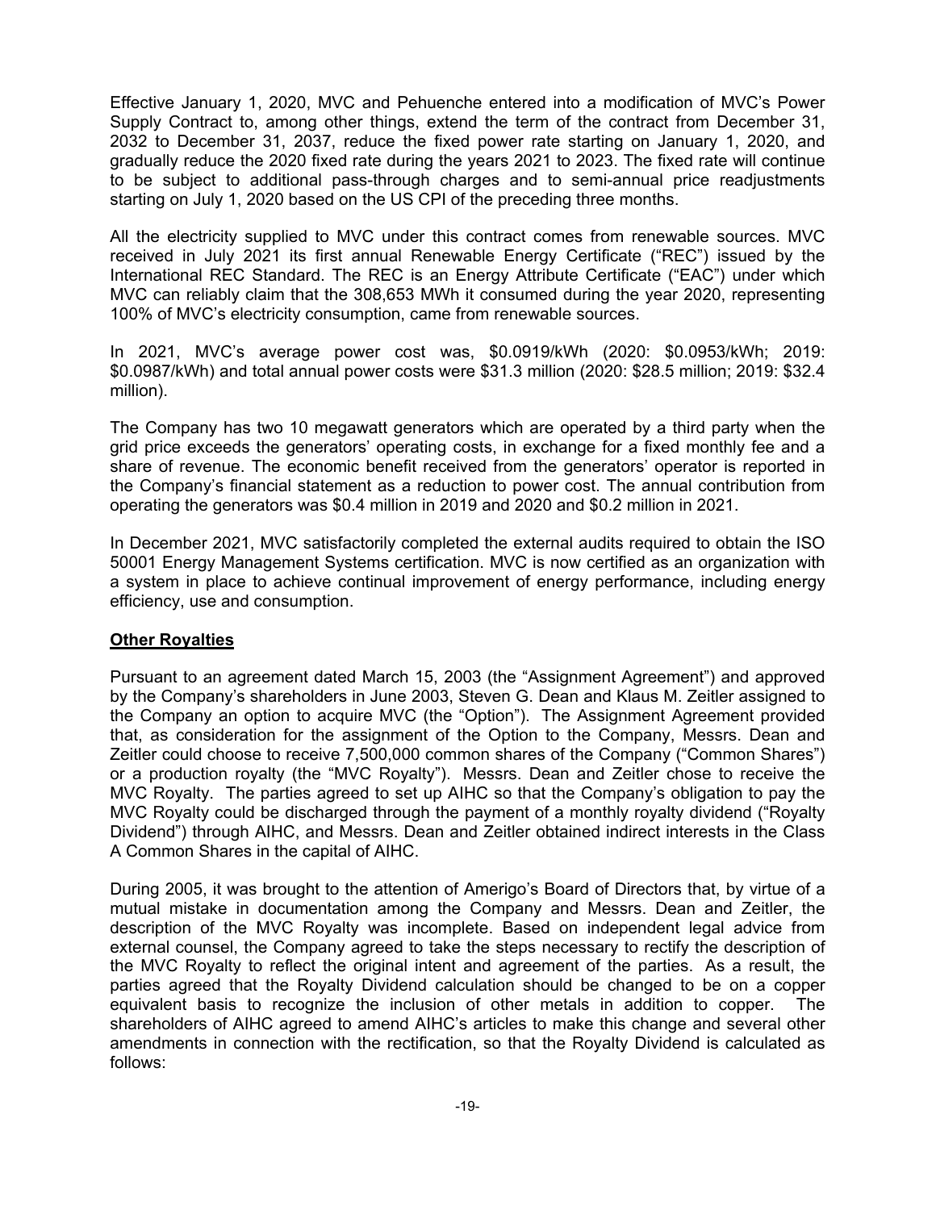Effective January 1, 2020, MVC and Pehuenche entered into a modification of MVC's Power Supply Contract to, among other things, extend the term of the contract from December 31, 2032 to December 31, 2037, reduce the fixed power rate starting on January 1, 2020, and gradually reduce the 2020 fixed rate during the years 2021 to 2023. The fixed rate will continue to be subject to additional pass-through charges and to semi-annual price readjustments starting on July 1, 2020 based on the US CPI of the preceding three months.

All the electricity supplied to MVC under this contract comes from renewable sources. MVC received in July 2021 its first annual Renewable Energy Certificate ("REC") issued by the International REC Standard. The REC is an Energy Attribute Certificate ("EAC") under which MVC can reliably claim that the 308,653 MWh it consumed during the year 2020, representing 100% of MVC's electricity consumption, came from renewable sources.

In 2021, MVC's average power cost was, $0.0919/kWh (2020: $0.0953/kWh; 2019: $0.0987/kWh) and total annual power costs were $31.3 million (2020: $28.5 million; 2019: $32.4 million).

The Company has two 10 megawatt generators which are operated by a third party when the grid price exceeds the generators' operating costs, in exchange for a fixed monthly fee and a share of revenue. The economic benefit received from the generators' operator is reported in the Company's financial statement as a reduction to power cost. The annual contribution from operating the generators was $0.4 million in 2019 and 2020 and $0.2 million in 2021.

In December 2021, MVC satisfactorily completed the external audits required to obtain the ISO 50001 Energy Management Systems certification. MVC is now certified as an organization with a system in place to achieve continual improvement of energy performance, including energy efficiency, use and consumption.

## Other Royalties

Pursuant to an agreement dated March 15, 2003 (the "Assignment Agreement") and approved by the Company's shareholders in June 2003, Steven G. Dean and Klaus M. Zeitler assigned to the Company an option to acquire MVC (the "Option"). The Assignment Agreement provided that, as consideration for the assignment of the Option to the Company, Messrs. Dean and Zeitler could choose to receive 7,500,000 common shares of the Company ("Common Shares") or a production royalty (the "MVC Royalty"). Messrs. Dean and Zeitler chose to receive the MVC Royalty. The parties agreed to set up AIHC so that the Company's obligation to pay the MVC Royalty could be discharged through the payment of a monthly royalty dividend ("Royalty Dividend") through AIHC, and Messrs. Dean and Zeitler obtained indirect interests in the Class A Common Shares in the capital of AIHC.

During 2005, it was brought to the attention of Amerigo's Board of Directors that, by virtue of a mutual mistake in documentation among the Company and Messrs. Dean and Zeitler, the description of the MVC Royalty was incomplete. Based on independent legal advice from external counsel, the Company agreed to take the steps necessary to rectify the description of the MVC Royalty to reflect the original intent and agreement of the parties. As a result, the parties agreed that the Royalty Dividend calculation should be changed to be on a copper equivalent basis to recognize the inclusion of other metals in addition to copper. The shareholders of AIHC agreed to amend AIHC's articles to make this change and several other amendments in connection with the rectification, so that the Royalty Dividend is calculated as follows: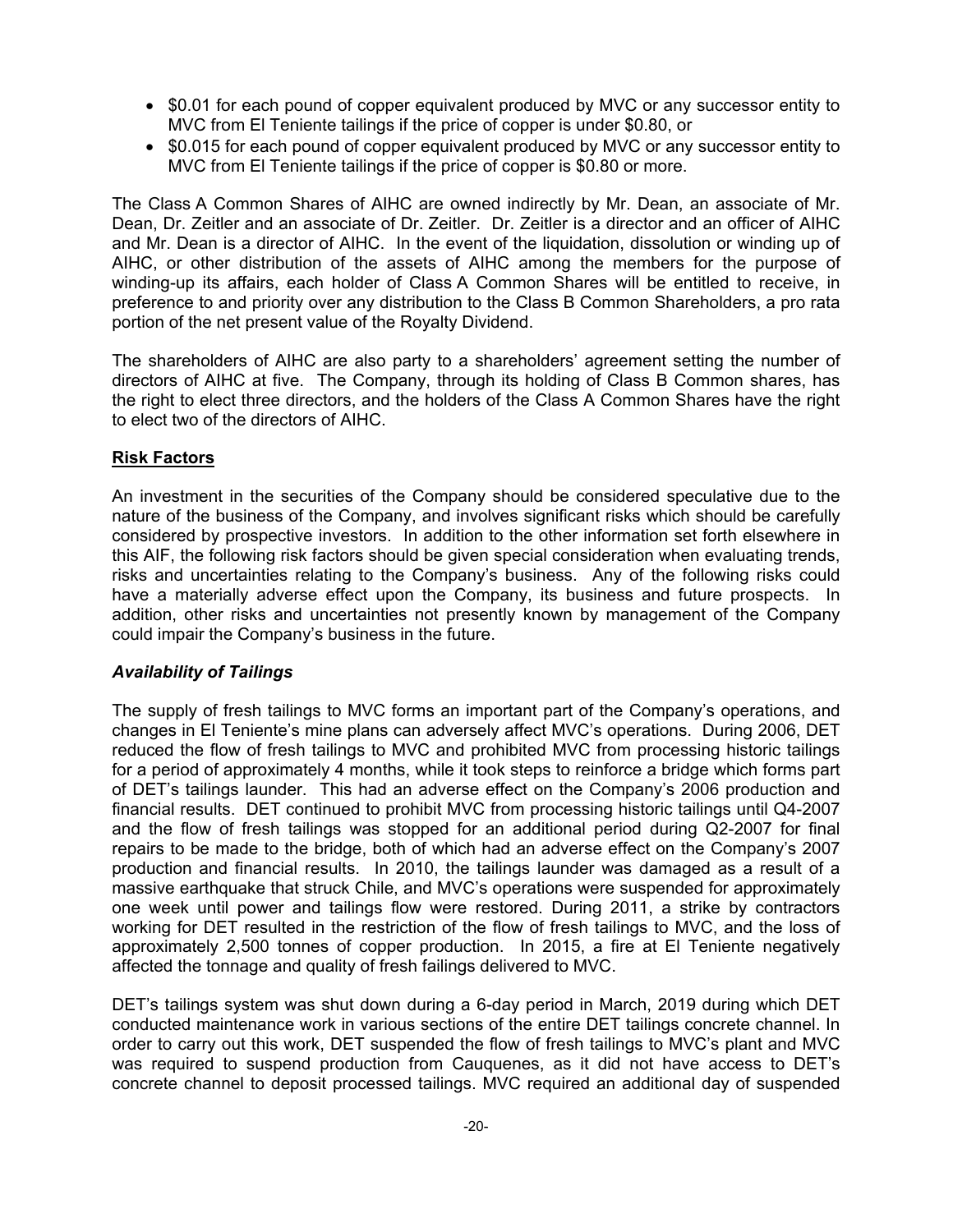- $0.01 for each pound of copper equivalent produced by MVC or any successor entity to MVC from El Teniente tailings if the price of copper is under $0.80, or
- $0.015 for each pound of copper equivalent produced by MVC or any successor entity to MVC from El Teniente tailings if the price of copper is $0.80 or more.

The Class A Common Shares of AIHC are owned indirectly by Mr. Dean, an associate of Mr. Dean, Dr. Zeitler and an associate of Dr. Zeitler. Dr. Zeitler is a director and an officer of AIHC and Mr. Dean is a director of AIHC. In the event of the liquidation, dissolution or winding up of AIHC, or other distribution of the assets of AIHC among the members for the purpose of winding-up its affairs, each holder of Class A Common Shares will be entitled to receive, in preference to and priority over any distribution to the Class B Common Shareholders, a pro rata portion of the net present value of the Royalty Dividend.

The shareholders of AIHC are also party to a shareholders' agreement setting the number of directors of AIHC at five. The Company, through its holding of Class B Common shares, has the right to elect three directors, and the holders of the Class A Common Shares have the right to elect two of the directors of AIHC.

## Risk Factors

An investment in the securities of the Company should be considered speculative due to the nature of the business of the Company, and involves significant risks which should be carefully considered by prospective investors. In addition to the other information set forth elsewhere in this AIF, the following risk factors should be given special consideration when evaluating trends, risks and uncertainties relating to the Company's business. Any of the following risks could have a materially adverse effect upon the Company, its business and future prospects. In addition, other risks and uncertainties not presently known by management of the Company could impair the Company's business in the future.

### *Availability of Tailings*

The supply of fresh tailings to MVC forms an important part of the Company's operations, and changes in El Teniente's mine plans can adversely affect MVC's operations. During 2006, DET reduced the flow of fresh tailings to MVC and prohibited MVC from processing historic tailings for a period of approximately 4 months, while it took steps to reinforce a bridge which forms part of DET's tailings launder. This had an adverse effect on the Company's 2006 production and financial results. DET continued to prohibit MVC from processing historic tailings until Q4-2007 and the flow of fresh tailings was stopped for an additional period during Q2-2007 for final repairs to be made to the bridge, both of which had an adverse effect on the Company's 2007 production and financial results. In 2010, the tailings launder was damaged as a result of a massive earthquake that struck Chile, and MVC's operations were suspended for approximately one week until power and tailings flow were restored. During 2011, a strike by contractors working for DET resulted in the restriction of the flow of fresh tailings to MVC, and the loss of approximately 2,500 tonnes of copper production. In 2015, a fire at El Teniente negatively affected the tonnage and quality of fresh failings delivered to MVC.

DET's tailings system was shut down during a 6-day period in March, 2019 during which DET conducted maintenance work in various sections of the entire DET tailings concrete channel. In order to carry out this work, DET suspended the flow of fresh tailings to MVC's plant and MVC was required to suspend production from Cauquenes, as it did not have access to DET's concrete channel to deposit processed tailings. MVC required an additional day of suspended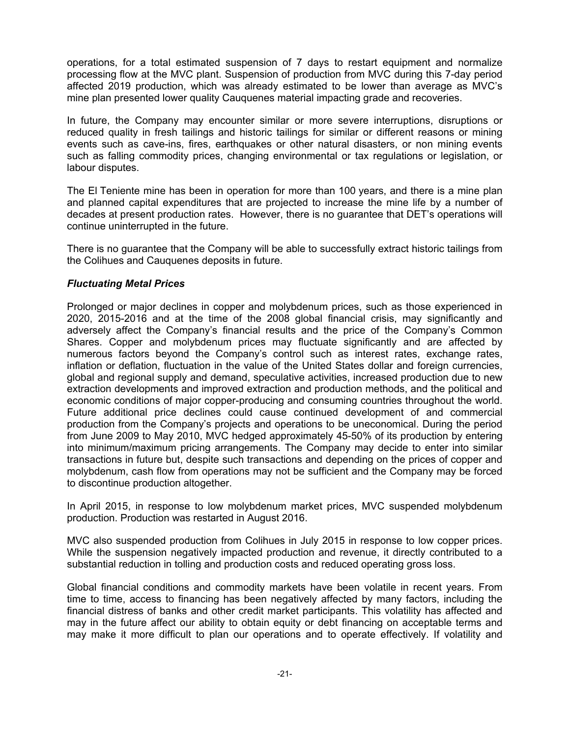operations, for a total estimated suspension of 7 days to restart equipment and normalize processing flow at the MVC plant. Suspension of production from MVC during this 7-day period affected 2019 production, which was already estimated to be lower than average as MVC's mine plan presented lower quality Cauquenes material impacting grade and recoveries.

In future, the Company may encounter similar or more severe interruptions, disruptions or reduced quality in fresh tailings and historic tailings for similar or different reasons or mining events such as cave-ins, fires, earthquakes or other natural disasters, or non mining events such as falling commodity prices, changing environmental or tax regulations or legislation, or labour disputes.

The El Teniente mine has been in operation for more than 100 years, and there is a mine plan and planned capital expenditures that are projected to increase the mine life by a number of decades at present production rates. However, there is no guarantee that DET's operations will continue uninterrupted in the future.

There is no guarantee that the Company will be able to successfully extract historic tailings from the Colihues and Cauquenes deposits in future.

### *Fluctuating Metal Prices*

Prolonged or major declines in copper and molybdenum prices, such as those experienced in 2020, 2015-2016 and at the time of the 2008 global financial crisis, may significantly and adversely affect the Company's financial results and the price of the Company's Common Shares. Copper and molybdenum prices may fluctuate significantly and are affected by numerous factors beyond the Company's control such as interest rates, exchange rates, inflation or deflation, fluctuation in the value of the United States dollar and foreign currencies, global and regional supply and demand, speculative activities, increased production due to new extraction developments and improved extraction and production methods, and the political and economic conditions of major copper-producing and consuming countries throughout the world. Future additional price declines could cause continued development of and commercial production from the Company's projects and operations to be uneconomical. During the period from June 2009 to May 2010, MVC hedged approximately 45-50% of its production by entering into minimum/maximum pricing arrangements. The Company may decide to enter into similar transactions in future but, despite such transactions and depending on the prices of copper and molybdenum, cash flow from operations may not be sufficient and the Company may be forced to discontinue production altogether.

In April 2015, in response to low molybdenum market prices, MVC suspended molybdenum production. Production was restarted in August 2016.

MVC also suspended production from Colihues in July 2015 in response to low copper prices. While the suspension negatively impacted production and revenue, it directly contributed to a substantial reduction in tolling and production costs and reduced operating gross loss.

Global financial conditions and commodity markets have been volatile in recent years. From time to time, access to financing has been negatively affected by many factors, including the financial distress of banks and other credit market participants. This volatility has affected and may in the future affect our ability to obtain equity or debt financing on acceptable terms and may make it more difficult to plan our operations and to operate effectively. If volatility and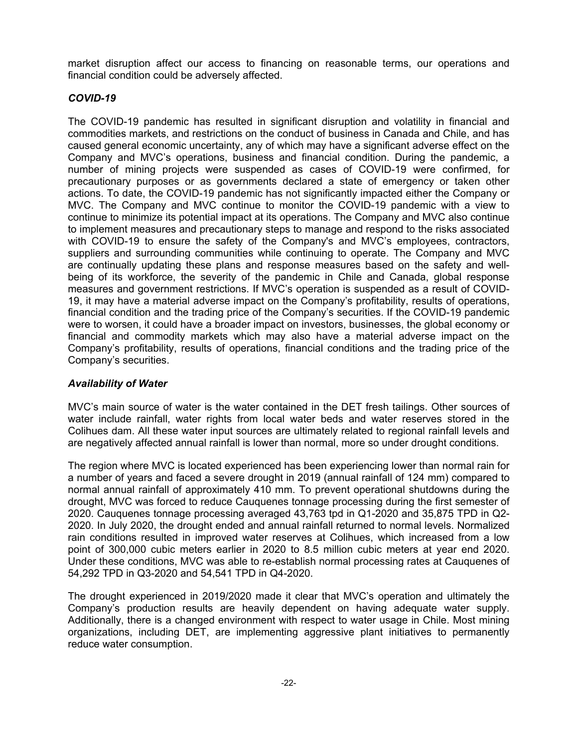market disruption affect our access to financing on reasonable terms, our operations and financial condition could be adversely affected.

### *COVID-19*

The COVID-19 pandemic has resulted in significant disruption and volatility in financial and commodities markets, and restrictions on the conduct of business in Canada and Chile, and has caused general economic uncertainty, any of which may have a significant adverse effect on the Company and MVC's operations, business and financial condition. During the pandemic, a number of mining projects were suspended as cases of COVID-19 were confirmed, for precautionary purposes or as governments declared a state of emergency or taken other actions. To date, the COVID-19 pandemic has not significantly impacted either the Company or MVC. The Company and MVC continue to monitor the COVID-19 pandemic with a view to continue to minimize its potential impact at its operations. The Company and MVC also continue to implement measures and precautionary steps to manage and respond to the risks associated with COVID-19 to ensure the safety of the Company's and MVC's employees, contractors, suppliers and surrounding communities while continuing to operate. The Company and MVC are continually updating these plans and response measures based on the safety and well-being of its workforce, the severity of the pandemic in Chile and Canada, global response measures and government restrictions. If MVC's operation is suspended as a result of COVID-19, it may have a material adverse impact on the Company's profitability, results of operations, financial condition and the trading price of the Company's securities. If the COVID-19 pandemic were to worsen, it could have a broader impact on investors, businesses, the global economy or financial and commodity markets which may also have a material adverse impact on the Company's profitability, results of operations, financial conditions and the trading price of the Company's securities.

### *Availability of Water*

MVC's main source of water is the water contained in the DET fresh tailings. Other sources of water include rainfall, water rights from local water beds and water reserves stored in the Colihues dam. All these water input sources are ultimately related to regional rainfall levels and are negatively affected annual rainfall is lower than normal, more so under drought conditions.

The region where MVC is located experienced has been experiencing lower than normal rain for a number of years and faced a severe drought in 2019 (annual rainfall of 124 mm) compared to normal annual rainfall of approximately 410 mm. To prevent operational shutdowns during the drought, MVC was forced to reduce Cauquenes tonnage processing during the first semester of 2020. Cauquenes tonnage processing averaged 43,763 tpd in Q1-2020 and 35,875 TPD in Q2-2020. In July 2020, the drought ended and annual rainfall returned to normal levels. Normalized rain conditions resulted in improved water reserves at Colihues, which increased from a low point of 300,000 cubic meters earlier in 2020 to 8.5 million cubic meters at year end 2020. Under these conditions, MVC was able to re-establish normal processing rates at Cauquenes of 54,292 TPD in Q3-2020 and 54,541 TPD in Q4-2020.

The drought experienced in 2019/2020 made it clear that MVC's operation and ultimately the Company's production results are heavily dependent on having adequate water supply. Additionally, there is a changed environment with respect to water usage in Chile. Most mining organizations, including DET, are implementing aggressive plant initiatives to permanently reduce water consumption.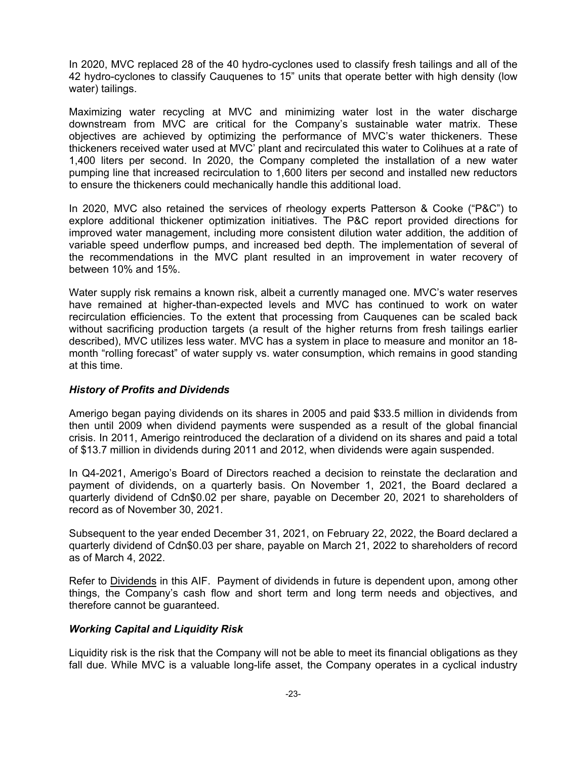In 2020, MVC replaced 28 of the 40 hydro-cyclones used to classify fresh tailings and all of the 42 hydro-cyclones to classify Cauquenes to 15" units that operate better with high density (low water) tailings.

Maximizing water recycling at MVC and minimizing water lost in the water discharge downstream from MVC are critical for the Company's sustainable water matrix. These objectives are achieved by optimizing the performance of MVC's water thickeners. These thickeners received water used at MVC' plant and recirculated this water to Colihues at a rate of 1,400 liters per second. In 2020, the Company completed the installation of a new water pumping line that increased recirculation to 1,600 liters per second and installed new reductors to ensure the thickeners could mechanically handle this additional load.

In 2020, MVC also retained the services of rheology experts Patterson & Cooke ("P&C") to explore additional thickener optimization initiatives. The P&C report provided directions for improved water management, including more consistent dilution water addition, the addition of variable speed underflow pumps, and increased bed depth. The implementation of several of the recommendations in the MVC plant resulted in an improvement in water recovery of between 10% and 15%.

Water supply risk remains a known risk, albeit a currently managed one. MVC's water reserves have remained at higher-than-expected levels and MVC has continued to work on water recirculation efficiencies. To the extent that processing from Cauquenes can be scaled back without sacrificing production targets (a result of the higher returns from fresh tailings earlier described), MVC utilizes less water. MVC has a system in place to measure and monitor an 18-month "rolling forecast" of water supply vs. water consumption, which remains in good standing at this time.

### *History of Profits and Dividends*

Amerigo began paying dividends on its shares in 2005 and paid $33.5 million in dividends from then until 2009 when dividend payments were suspended as a result of the global financial crisis. In 2011, Amerigo reintroduced the declaration of a dividend on its shares and paid a total of $13.7 million in dividends during 2011 and 2012, when dividends were again suspended.

In Q4-2021, Amerigo's Board of Directors reached a decision to reinstate the declaration and payment of dividends, on a quarterly basis. On November 1, 2021, the Board declared a quarterly dividend of Cdn$0.02 per share, payable on December 20, 2021 to shareholders of record as of November 30, 2021.

Subsequent to the year ended December 31, 2021, on February 22, 2022, the Board declared a quarterly dividend of Cdn$0.03 per share, payable on March 21, 2022 to shareholders of record as of March 4, 2022.

Refer to Dividends in this AIF. Payment of dividends in future is dependent upon, among other things, the Company's cash flow and short term and long term needs and objectives, and therefore cannot be guaranteed.

### *Working Capital and Liquidity Risk*

Liquidity risk is the risk that the Company will not be able to meet its financial obligations as they fall due. While MVC is a valuable long-life asset, the Company operates in a cyclical industry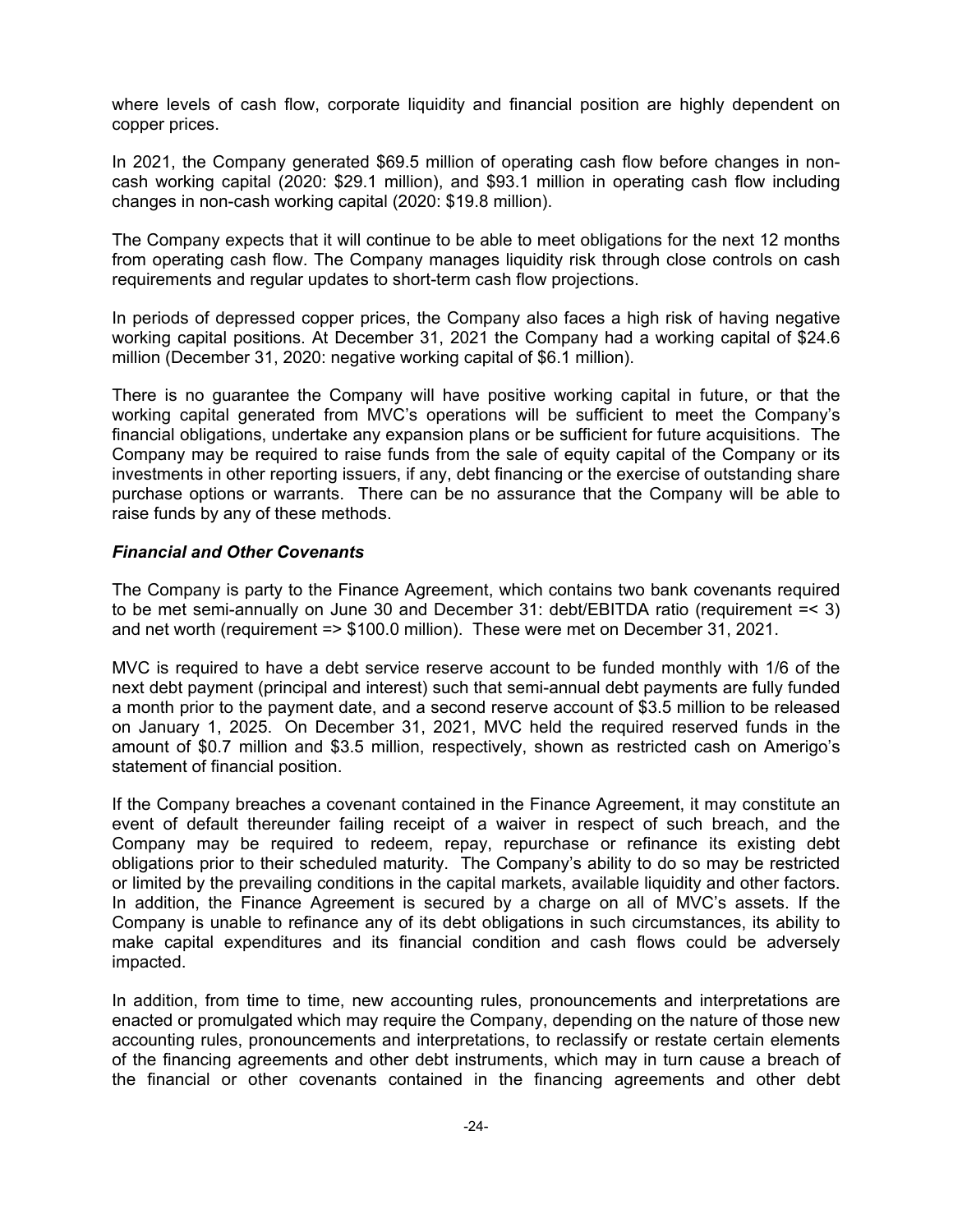where levels of cash flow, corporate liquidity and financial position are highly dependent on copper prices.

In 2021, the Company generated $69.5 million of operating cash flow before changes in non-cash working capital (2020: $29.1 million), and $93.1 million in operating cash flow including changes in non-cash working capital (2020: $19.8 million).

The Company expects that it will continue to be able to meet obligations for the next 12 months from operating cash flow. The Company manages liquidity risk through close controls on cash requirements and regular updates to short-term cash flow projections.

In periods of depressed copper prices, the Company also faces a high risk of having negative working capital positions. At December 31, 2021 the Company had a working capital of $24.6 million (December 31, 2020: negative working capital of $6.1 million).

There is no guarantee the Company will have positive working capital in future, or that the working capital generated from MVC's operations will be sufficient to meet the Company's financial obligations, undertake any expansion plans or be sufficient for future acquisitions. The Company may be required to raise funds from the sale of equity capital of the Company or its investments in other reporting issuers, if any, debt financing or the exercise of outstanding share purchase options or warrants. There can be no assurance that the Company will be able to raise funds by any of these methods.

### *Financial and Other Covenants*

The Company is party to the Finance Agreement, which contains two bank covenants required to be met semi-annually on June 30 and December 31: debt/EBITDA ratio (requirement =< 3) and net worth (requirement => $100.0 million). These were met on December 31, 2021.

MVC is required to have a debt service reserve account to be funded monthly with 1/6 of the next debt payment (principal and interest) such that semi-annual debt payments are fully funded a month prior to the payment date, and a second reserve account of $3.5 million to be released on January 1, 2025. On December 31, 2021, MVC held the required reserved funds in the amount of $0.7 million and $3.5 million, respectively, shown as restricted cash on Amerigo's statement of financial position.

If the Company breaches a covenant contained in the Finance Agreement, it may constitute an event of default thereunder failing receipt of a waiver in respect of such breach, and the Company may be required to redeem, repay, repurchase or refinance its existing debt obligations prior to their scheduled maturity. The Company's ability to do so may be restricted or limited by the prevailing conditions in the capital markets, available liquidity and other factors. In addition, the Finance Agreement is secured by a charge on all of MVC's assets. If the Company is unable to refinance any of its debt obligations in such circumstances, its ability to make capital expenditures and its financial condition and cash flows could be adversely impacted.

In addition, from time to time, new accounting rules, pronouncements and interpretations are enacted or promulgated which may require the Company, depending on the nature of those new accounting rules, pronouncements and interpretations, to reclassify or restate certain elements of the financing agreements and other debt instruments, which may in turn cause a breach of the financial or other covenants contained in the financing agreements and other debt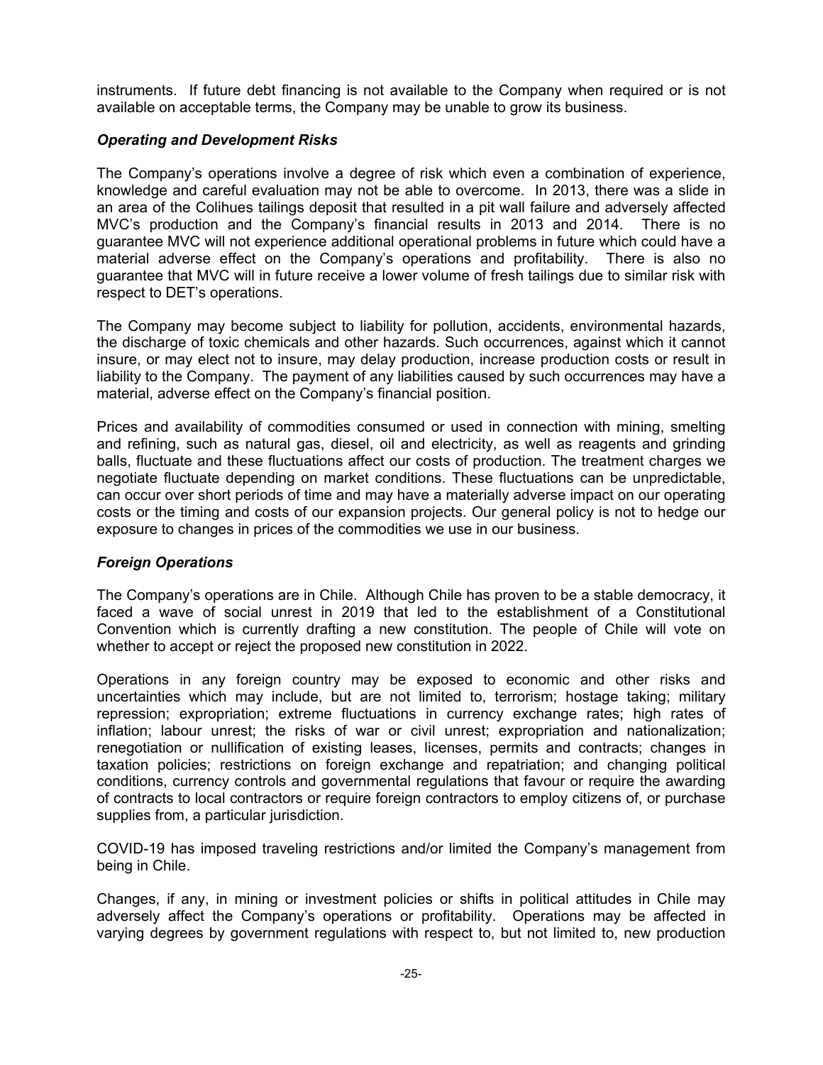instruments. If future debt financing is not available to the Company when required or is not available on acceptable terms, the Company may be unable to grow its business.

### *Operating and Development Risks*

The Company's operations involve a degree of risk which even a combination of experience, knowledge and careful evaluation may not be able to overcome. In 2013, there was a slide in an area of the Colihues tailings deposit that resulted in a pit wall failure and adversely affected MVC's production and the Company's financial results in 2013 and 2014. There is no guarantee MVC will not experience additional operational problems in future which could have a material adverse effect on the Company's operations and profitability. There is also no guarantee that MVC will in future receive a lower volume of fresh tailings due to similar risk with respect to DET's operations.

The Company may become subject to liability for pollution, accidents, environmental hazards, the discharge of toxic chemicals and other hazards. Such occurrences, against which it cannot insure, or may elect not to insure, may delay production, increase production costs or result in liability to the Company. The payment of any liabilities caused by such occurrences may have a material, adverse effect on the Company's financial position.

Prices and availability of commodities consumed or used in connection with mining, smelting and refining, such as natural gas, diesel, oil and electricity, as well as reagents and grinding balls, fluctuate and these fluctuations affect our costs of production. The treatment charges we negotiate fluctuate depending on market conditions. These fluctuations can be unpredictable, can occur over short periods of time and may have a materially adverse impact on our operating costs or the timing and costs of our expansion projects. Our general policy is not to hedge our exposure to changes in prices of the commodities we use in our business.

### *Foreign Operations*

The Company's operations are in Chile. Although Chile has proven to be a stable democracy, it faced a wave of social unrest in 2019 that led to the establishment of a Constitutional Convention which is currently drafting a new constitution. The people of Chile will vote on whether to accept or reject the proposed new constitution in 2022.

Operations in any foreign country may be exposed to economic and other risks and uncertainties which may include, but are not limited to, terrorism; hostage taking; military repression; expropriation; extreme fluctuations in currency exchange rates; high rates of inflation; labour unrest; the risks of war or civil unrest; expropriation and nationalization; renegotiation or nullification of existing leases, licenses, permits and contracts; changes in taxation policies; restrictions on foreign exchange and repatriation; and changing political conditions, currency controls and governmental regulations that favour or require the awarding of contracts to local contractors or require foreign contractors to employ citizens of, or purchase supplies from, a particular jurisdiction.

COVID-19 has imposed traveling restrictions and/or limited the Company's management from being in Chile.

Changes, if any, in mining or investment policies or shifts in political attitudes in Chile may adversely affect the Company's operations or profitability. Operations may be affected in varying degrees by government regulations with respect to, but not limited to, new production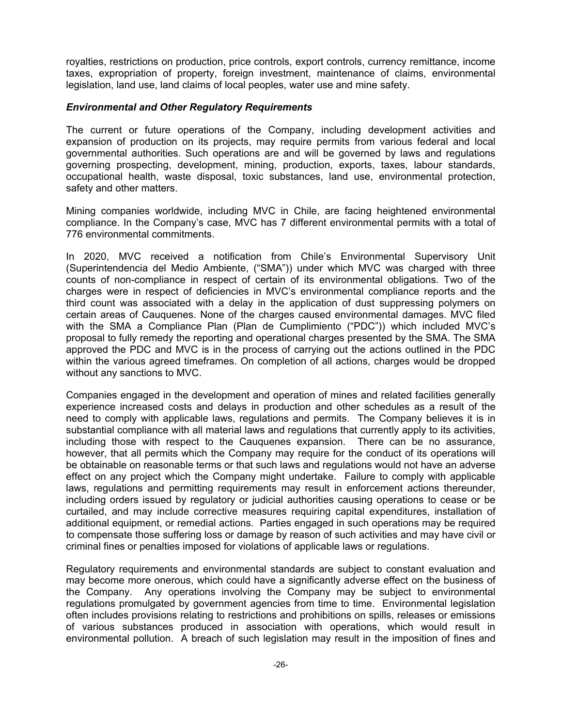royalties, restrictions on production, price controls, export controls, currency remittance, income taxes, expropriation of property, foreign investment, maintenance of claims, environmental legislation, land use, land claims of local peoples, water use and mine safety.

***Environmental and Other Regulatory Requirements***

The current or future operations of the Company, including development activities and expansion of production on its projects, may require permits from various federal and local governmental authorities. Such operations are and will be governed by laws and regulations governing prospecting, development, mining, production, exports, taxes, labour standards, occupational health, waste disposal, toxic substances, land use, environmental protection, safety and other matters.

Mining companies worldwide, including MVC in Chile, are facing heightened environmental compliance. In the Company's case, MVC has 7 different environmental permits with a total of 776 environmental commitments.

In 2020, MVC received a notification from Chile's Environmental Supervisory Unit (Superintendencia del Medio Ambiente, ("SMA")) under which MVC was charged with three counts of non-compliance in respect of certain of its environmental obligations. Two of the charges were in respect of deficiencies in MVC's environmental compliance reports and the third count was associated with a delay in the application of dust suppressing polymers on certain areas of Cauquenes. None of the charges caused environmental damages. MVC filed with the SMA a Compliance Plan (Plan de Cumplimiento ("PDC")) which included MVC's proposal to fully remedy the reporting and operational charges presented by the SMA. The SMA approved the PDC and MVC is in the process of carrying out the actions outlined in the PDC within the various agreed timeframes. On completion of all actions, charges would be dropped without any sanctions to MVC.

Companies engaged in the development and operation of mines and related facilities generally experience increased costs and delays in production and other schedules as a result of the need to comply with applicable laws, regulations and permits. The Company believes it is in substantial compliance with all material laws and regulations that currently apply to its activities, including those with respect to the Cauquenes expansion. There can be no assurance, however, that all permits which the Company may require for the conduct of its operations will be obtainable on reasonable terms or that such laws and regulations would not have an adverse effect on any project which the Company might undertake. Failure to comply with applicable laws, regulations and permitting requirements may result in enforcement actions thereunder, including orders issued by regulatory or judicial authorities causing operations to cease or be curtailed, and may include corrective measures requiring capital expenditures, installation of additional equipment, or remedial actions. Parties engaged in such operations may be required to compensate those suffering loss or damage by reason of such activities and may have civil or criminal fines or penalties imposed for violations of applicable laws or regulations.

Regulatory requirements and environmental standards are subject to constant evaluation and may become more onerous, which could have a significantly adverse effect on the business of the Company. Any operations involving the Company may be subject to environmental regulations promulgated by government agencies from time to time. Environmental legislation often includes provisions relating to restrictions and prohibitions on spills, releases or emissions of various substances produced in association with operations, which would result in environmental pollution. A breach of such legislation may result in the imposition of fines and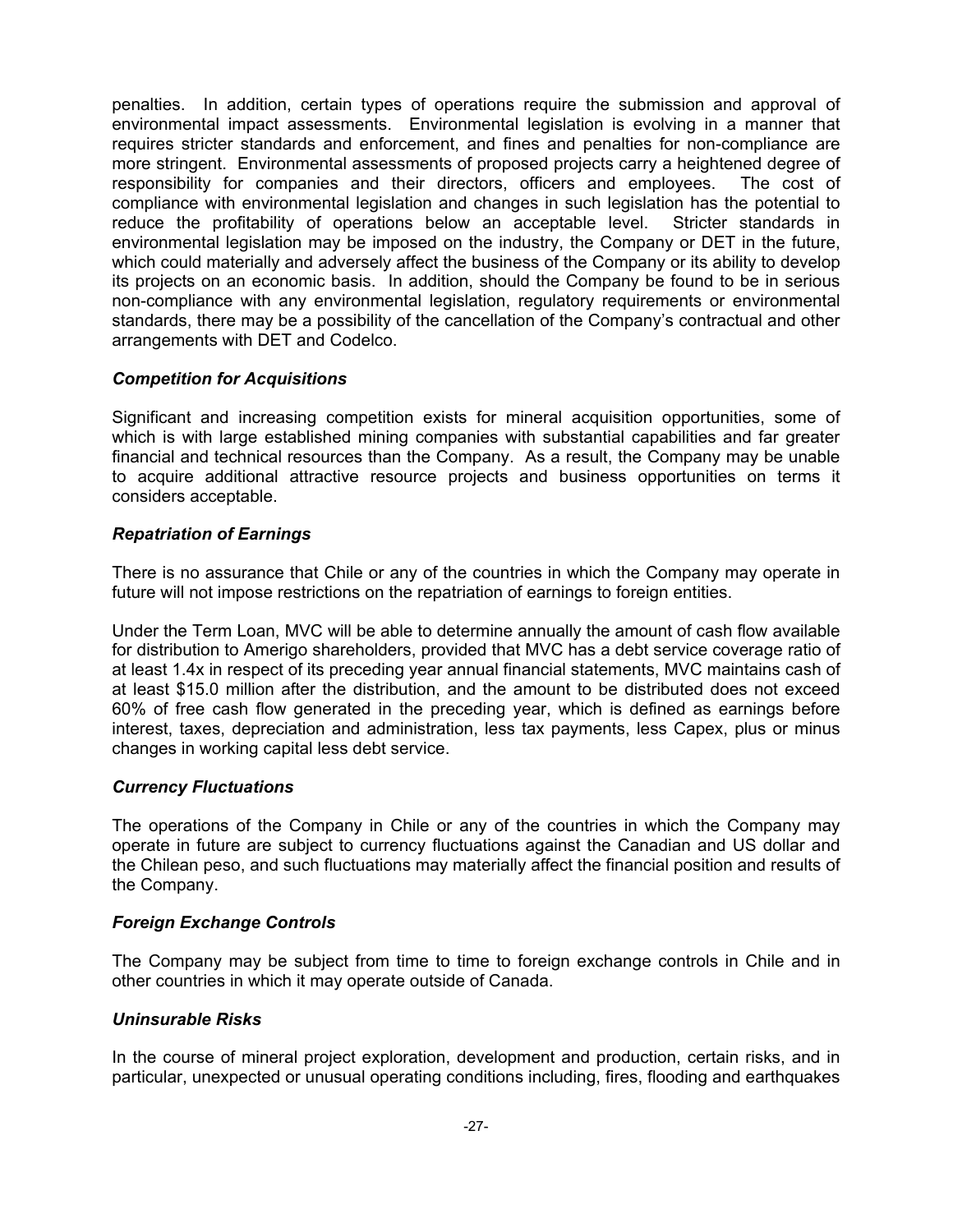penalties. In addition, certain types of operations require the submission and approval of environmental impact assessments. Environmental legislation is evolving in a manner that requires stricter standards and enforcement, and fines and penalties for non-compliance are more stringent. Environmental assessments of proposed projects carry a heightened degree of responsibility for companies and their directors, officers and employees. The cost of compliance with environmental legislation and changes in such legislation has the potential to reduce the profitability of operations below an acceptable level. Stricter standards in environmental legislation may be imposed on the industry, the Company or DET in the future, which could materially and adversely affect the business of the Company or its ability to develop its projects on an economic basis. In addition, should the Company be found to be in serious non-compliance with any environmental legislation, regulatory requirements or environmental standards, there may be a possibility of the cancellation of the Company's contractual and other arrangements with DET and Codelco.

### *Competition for Acquisitions*

Significant and increasing competition exists for mineral acquisition opportunities, some of which is with large established mining companies with substantial capabilities and far greater financial and technical resources than the Company. As a result, the Company may be unable to acquire additional attractive resource projects and business opportunities on terms it considers acceptable.

### *Repatriation of Earnings*

There is no assurance that Chile or any of the countries in which the Company may operate in future will not impose restrictions on the repatriation of earnings to foreign entities.

Under the Term Loan, MVC will be able to determine annually the amount of cash flow available for distribution to Amerigo shareholders, provided that MVC has a debt service coverage ratio of at least 1.4x in respect of its preceding year annual financial statements, MVC maintains cash of at least $15.0 million after the distribution, and the amount to be distributed does not exceed 60% of free cash flow generated in the preceding year, which is defined as earnings before interest, taxes, depreciation and administration, less tax payments, less Capex, plus or minus changes in working capital less debt service.

### *Currency Fluctuations*

The operations of the Company in Chile or any of the countries in which the Company may operate in future are subject to currency fluctuations against the Canadian and US dollar and the Chilean peso, and such fluctuations may materially affect the financial position and results of the Company.

### *Foreign Exchange Controls*

The Company may be subject from time to time to foreign exchange controls in Chile and in other countries in which it may operate outside of Canada.

### *Uninsurable Risks*

In the course of mineral project exploration, development and production, certain risks, and in particular, unexpected or unusual operating conditions including, fires, flooding and earthquakes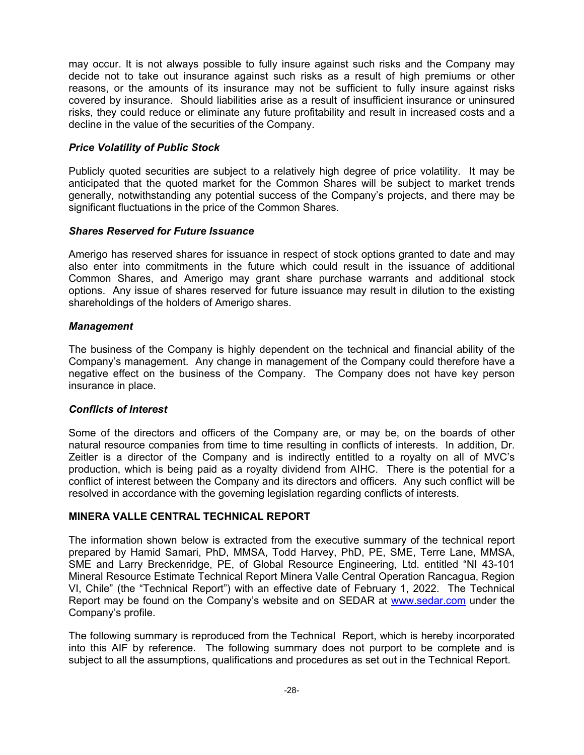may occur. It is not always possible to fully insure against such risks and the Company may decide not to take out insurance against such risks as a result of high premiums or other reasons, or the amounts of its insurance may not be sufficient to fully insure against risks covered by insurance. Should liabilities arise as a result of insufficient insurance or uninsured risks, they could reduce or eliminate any future profitability and result in increased costs and a decline in the value of the securities of the Company.

### *Price Volatility of Public Stock*

Publicly quoted securities are subject to a relatively high degree of price volatility. It may be anticipated that the quoted market for the Common Shares will be subject to market trends generally, notwithstanding any potential success of the Company's projects, and there may be significant fluctuations in the price of the Common Shares.

### *Shares Reserved for Future Issuance*

Amerigo has reserved shares for issuance in respect of stock options granted to date and may also enter into commitments in the future which could result in the issuance of additional Common Shares, and Amerigo may grant share purchase warrants and additional stock options. Any issue of shares reserved for future issuance may result in dilution to the existing shareholdings of the holders of Amerigo shares.

### *Management*

The business of the Company is highly dependent on the technical and financial ability of the Company's management. Any change in management of the Company could therefore have a negative effect on the business of the Company. The Company does not have key person insurance in place.

### *Conflicts of Interest*

Some of the directors and officers of the Company are, or may be, on the boards of other natural resource companies from time to time resulting in conflicts of interests. In addition, Dr. Zeitler is a director of the Company and is indirectly entitled to a royalty on all of MVC's production, which is being paid as a royalty dividend from AIHC. There is the potential for a conflict of interest between the Company and its directors and officers. Any such conflict will be resolved in accordance with the governing legislation regarding conflicts of interests.

## MINERA VALLE CENTRAL TECHNICAL REPORT

The information shown below is extracted from the executive summary of the technical report prepared by Hamid Samari, PhD, MMSA, Todd Harvey, PhD, PE, SME, Terre Lane, MMSA, SME and Larry Breckenridge, PE, of Global Resource Engineering, Ltd. entitled "NI 43-101 Mineral Resource Estimate Technical Report Minera Valle Central Operation Rancagua, Region VI, Chile" (the "Technical Report") with an effective date of February 1, 2022. The Technical Report may be found on the Company's website and on SEDAR at www.sedar.com under the Company's profile.

The following summary is reproduced from the Technical Report, which is hereby incorporated into this AIF by reference. The following summary does not purport to be complete and is subject to all the assumptions, qualifications and procedures as set out in the Technical Report.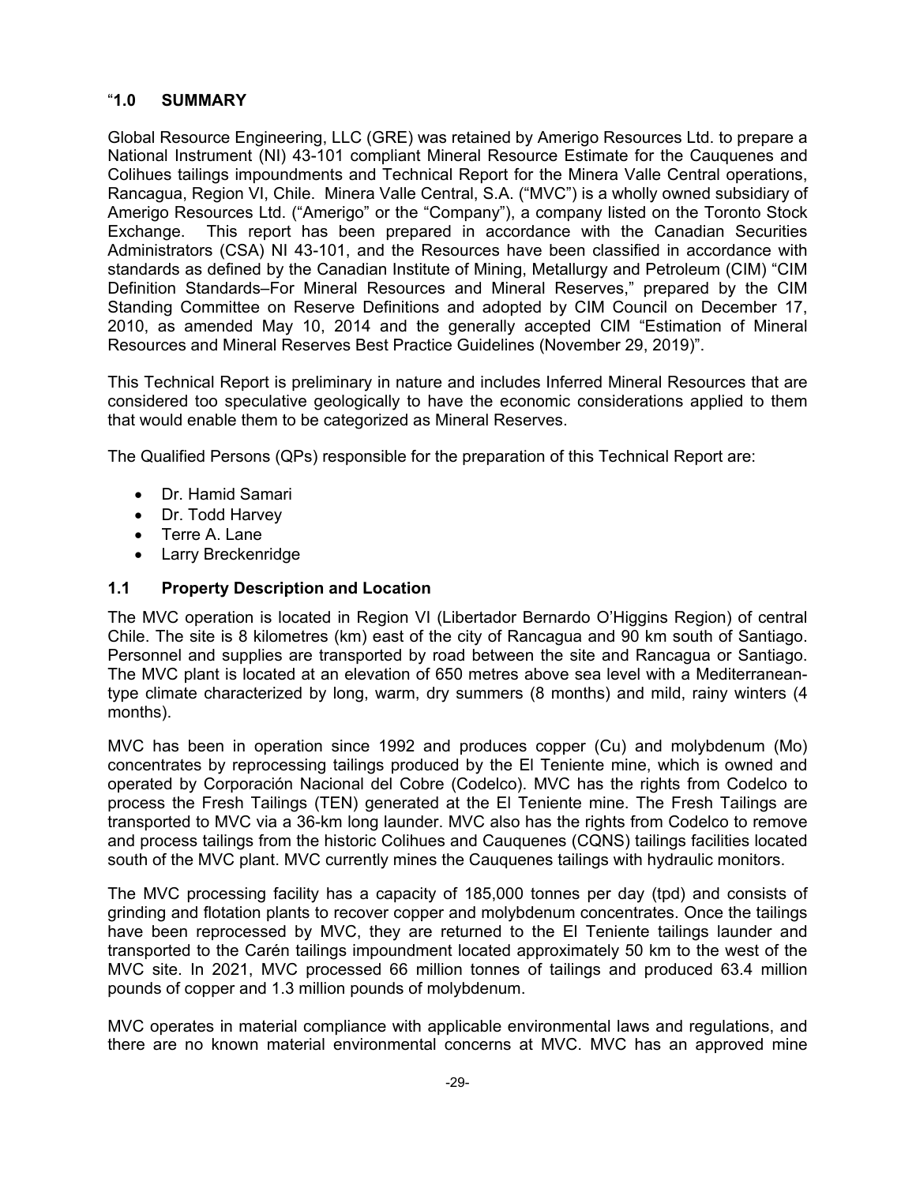## "1.0 SUMMARY

Global Resource Engineering, LLC (GRE) was retained by Amerigo Resources Ltd. to prepare a National Instrument (NI) 43-101 compliant Mineral Resource Estimate for the Cauquenes and Colihues tailings impoundments and Technical Report for the Minera Valle Central operations, Rancagua, Region VI, Chile. Minera Valle Central, S.A. ("MVC") is a wholly owned subsidiary of Amerigo Resources Ltd. ("Amerigo" or the "Company"), a company listed on the Toronto Stock Exchange. This report has been prepared in accordance with the Canadian Securities Administrators (CSA) NI 43-101, and the Resources have been classified in accordance with standards as defined by the Canadian Institute of Mining, Metallurgy and Petroleum (CIM) "CIM Definition Standards–For Mineral Resources and Mineral Reserves," prepared by the CIM Standing Committee on Reserve Definitions and adopted by CIM Council on December 17, 2010, as amended May 10, 2014 and the generally accepted CIM "Estimation of Mineral Resources and Mineral Reserves Best Practice Guidelines (November 29, 2019)".

This Technical Report is preliminary in nature and includes Inferred Mineral Resources that are considered too speculative geologically to have the economic considerations applied to them that would enable them to be categorized as Mineral Reserves.

The Qualified Persons (QPs) responsible for the preparation of this Technical Report are:

- Dr. Hamid Samari
- Dr. Todd Harvey
- Terre A. Lane
- Larry Breckenridge

### 1.1 Property Description and Location

The MVC operation is located in Region VI (Libertador Bernardo O'Higgins Region) of central Chile. The site is 8 kilometres (km) east of the city of Rancagua and 90 km south of Santiago. Personnel and supplies are transported by road between the site and Rancagua or Santiago. The MVC plant is located at an elevation of 650 metres above sea level with a Mediterranean-type climate characterized by long, warm, dry summers (8 months) and mild, rainy winters (4 months).

MVC has been in operation since 1992 and produces copper (Cu) and molybdenum (Mo) concentrates by reprocessing tailings produced by the El Teniente mine, which is owned and operated by Corporación Nacional del Cobre (Codelco). MVC has the rights from Codelco to process the Fresh Tailings (TEN) generated at the El Teniente mine. The Fresh Tailings are transported to MVC via a 36-km long launder. MVC also has the rights from Codelco to remove and process tailings from the historic Colihues and Cauquenes (CQNS) tailings facilities located south of the MVC plant. MVC currently mines the Cauquenes tailings with hydraulic monitors.

The MVC processing facility has a capacity of 185,000 tonnes per day (tpd) and consists of grinding and flotation plants to recover copper and molybdenum concentrates. Once the tailings have been reprocessed by MVC, they are returned to the El Teniente tailings launder and transported to the Carén tailings impoundment located approximately 50 km to the west of the MVC site. In 2021, MVC processed 66 million tonnes of tailings and produced 63.4 million pounds of copper and 1.3 million pounds of molybdenum.

MVC operates in material compliance with applicable environmental laws and regulations, and there are no known material environmental concerns at MVC. MVC has an approved mine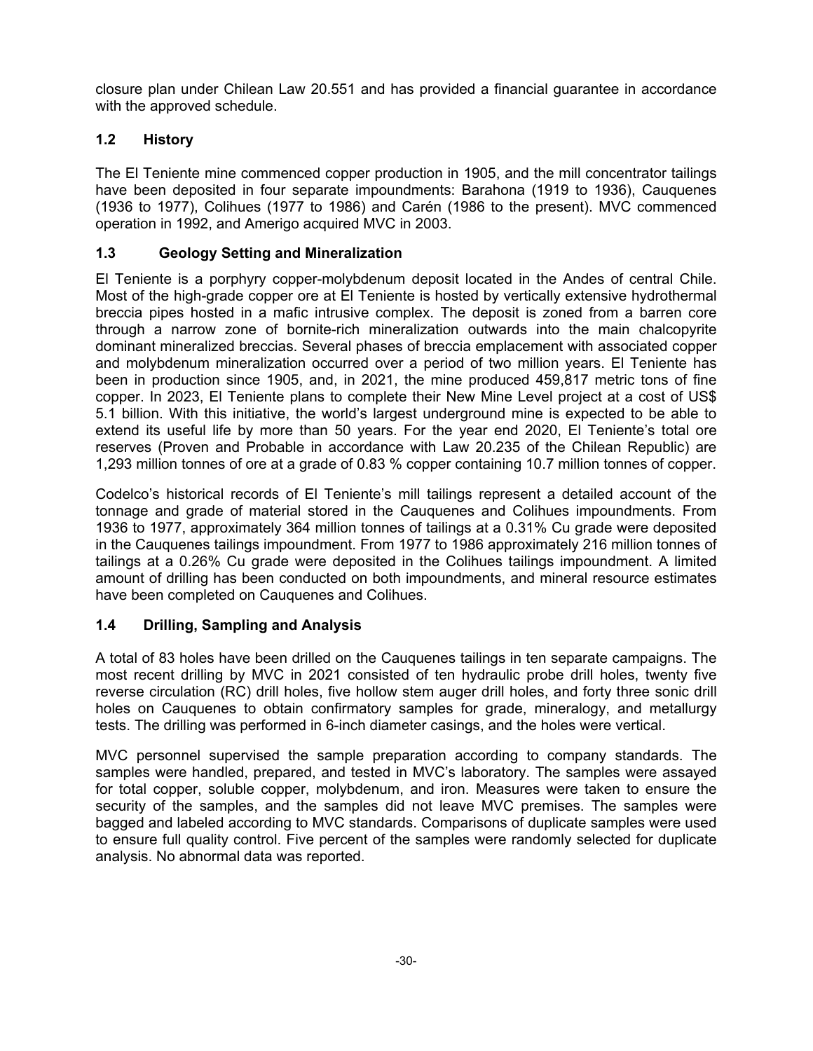closure plan under Chilean Law 20.551 and has provided a financial guarantee in accordance with the approved schedule.

## 1.2 History

The El Teniente mine commenced copper production in 1905, and the mill concentrator tailings have been deposited in four separate impoundments: Barahona (1919 to 1936), Cauquenes (1936 to 1977), Colihues (1977 to 1986) and Carén (1986 to the present). MVC commenced operation in 1992, and Amerigo acquired MVC in 2003.

## 1.3 Geology Setting and Mineralization

El Teniente is a porphyry copper-molybdenum deposit located in the Andes of central Chile. Most of the high-grade copper ore at El Teniente is hosted by vertically extensive hydrothermal breccia pipes hosted in a mafic intrusive complex. The deposit is zoned from a barren core through a narrow zone of bornite-rich mineralization outwards into the main chalcopyrite dominant mineralized breccias. Several phases of breccia emplacement with associated copper and molybdenum mineralization occurred over a period of two million years. El Teniente has been in production since 1905, and, in 2021, the mine produced 459,817 metric tons of fine copper. In 2023, El Teniente plans to complete their New Mine Level project at a cost of US$ 5.1 billion. With this initiative, the world's largest underground mine is expected to be able to extend its useful life by more than 50 years. For the year end 2020, El Teniente's total ore reserves (Proven and Probable in accordance with Law 20.235 of the Chilean Republic) are 1,293 million tonnes of ore at a grade of 0.83 % copper containing 10.7 million tonnes of copper.

Codelco's historical records of El Teniente's mill tailings represent a detailed account of the tonnage and grade of material stored in the Cauquenes and Colihues impoundments. From 1936 to 1977, approximately 364 million tonnes of tailings at a 0.31% Cu grade were deposited in the Cauquenes tailings impoundment. From 1977 to 1986 approximately 216 million tonnes of tailings at a 0.26% Cu grade were deposited in the Colihues tailings impoundment. A limited amount of drilling has been conducted on both impoundments, and mineral resource estimates have been completed on Cauquenes and Colihues.

## 1.4 Drilling, Sampling and Analysis

A total of 83 holes have been drilled on the Cauquenes tailings in ten separate campaigns. The most recent drilling by MVC in 2021 consisted of ten hydraulic probe drill holes, twenty five reverse circulation (RC) drill holes, five hollow stem auger drill holes, and forty three sonic drill holes on Cauquenes to obtain confirmatory samples for grade, mineralogy, and metallurgy tests. The drilling was performed in 6-inch diameter casings, and the holes were vertical.

MVC personnel supervised the sample preparation according to company standards. The samples were handled, prepared, and tested in MVC's laboratory. The samples were assayed for total copper, soluble copper, molybdenum, and iron. Measures were taken to ensure the security of the samples, and the samples did not leave MVC premises. The samples were bagged and labeled according to MVC standards. Comparisons of duplicate samples were used to ensure full quality control. Five percent of the samples were randomly selected for duplicate analysis. No abnormal data was reported.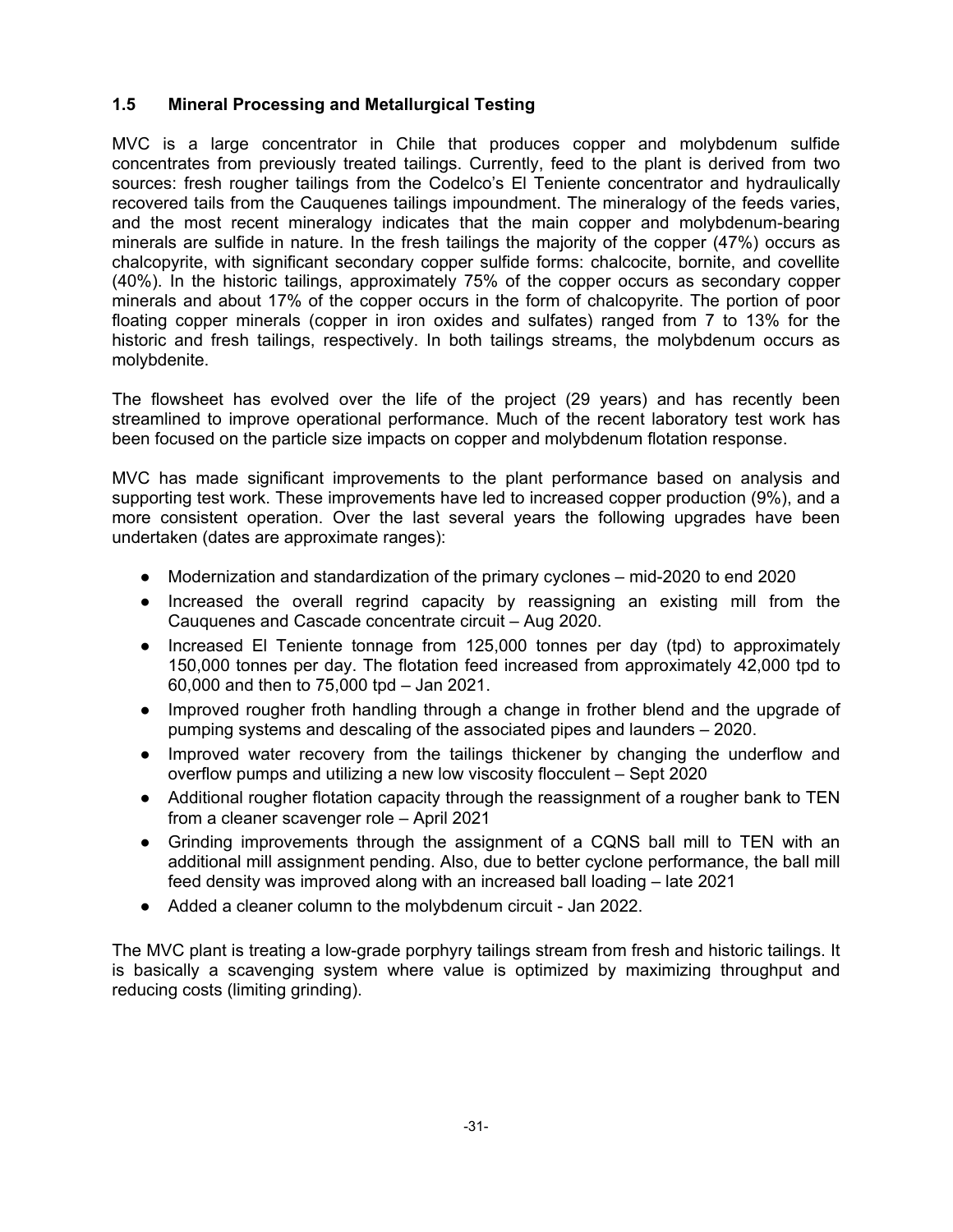## 1.5 Mineral Processing and Metallurgical Testing

MVC is a large concentrator in Chile that produces copper and molybdenum sulfide concentrates from previously treated tailings. Currently, feed to the plant is derived from two sources: fresh rougher tailings from the Codelco's El Teniente concentrator and hydraulically recovered tails from the Cauquenes tailings impoundment. The mineralogy of the feeds varies, and the most recent mineralogy indicates that the main copper and molybdenum-bearing minerals are sulfide in nature. In the fresh tailings the majority of the copper (47%) occurs as chalcopyrite, with significant secondary copper sulfide forms: chalcocite, bornite, and covellite (40%). In the historic tailings, approximately 75% of the copper occurs as secondary copper minerals and about 17% of the copper occurs in the form of chalcopyrite. The portion of poor floating copper minerals (copper in iron oxides and sulfates) ranged from 7 to 13% for the historic and fresh tailings, respectively. In both tailings streams, the molybdenum occurs as molybdenite.

The flowsheet has evolved over the life of the project (29 years) and has recently been streamlined to improve operational performance. Much of the recent laboratory test work has been focused on the particle size impacts on copper and molybdenum flotation response.

MVC has made significant improvements to the plant performance based on analysis and supporting test work. These improvements have led to increased copper production (9%), and a more consistent operation. Over the last several years the following upgrades have been undertaken (dates are approximate ranges):

- Modernization and standardization of the primary cyclones – mid-2020 to end 2020
- Increased the overall regrind capacity by reassigning an existing mill from the Cauquenes and Cascade concentrate circuit – Aug 2020.
- Increased El Teniente tonnage from 125,000 tonnes per day (tpd) to approximately 150,000 tonnes per day. The flotation feed increased from approximately 42,000 tpd to 60,000 and then to 75,000 tpd – Jan 2021.
- Improved rougher froth handling through a change in frother blend and the upgrade of pumping systems and descaling of the associated pipes and launders – 2020.
- Improved water recovery from the tailings thickener by changing the underflow and overflow pumps and utilizing a new low viscosity flocculent – Sept 2020
- Additional rougher flotation capacity through the reassignment of a rougher bank to TEN from a cleaner scavenger role – April 2021
- Grinding improvements through the assignment of a CQNS ball mill to TEN with an additional mill assignment pending. Also, due to better cyclone performance, the ball mill feed density was improved along with an increased ball loading – late 2021
- Added a cleaner column to the molybdenum circuit - Jan 2022.

The MVC plant is treating a low-grade porphyry tailings stream from fresh and historic tailings. It is basically a scavenging system where value is optimized by maximizing throughput and reducing costs (limiting grinding).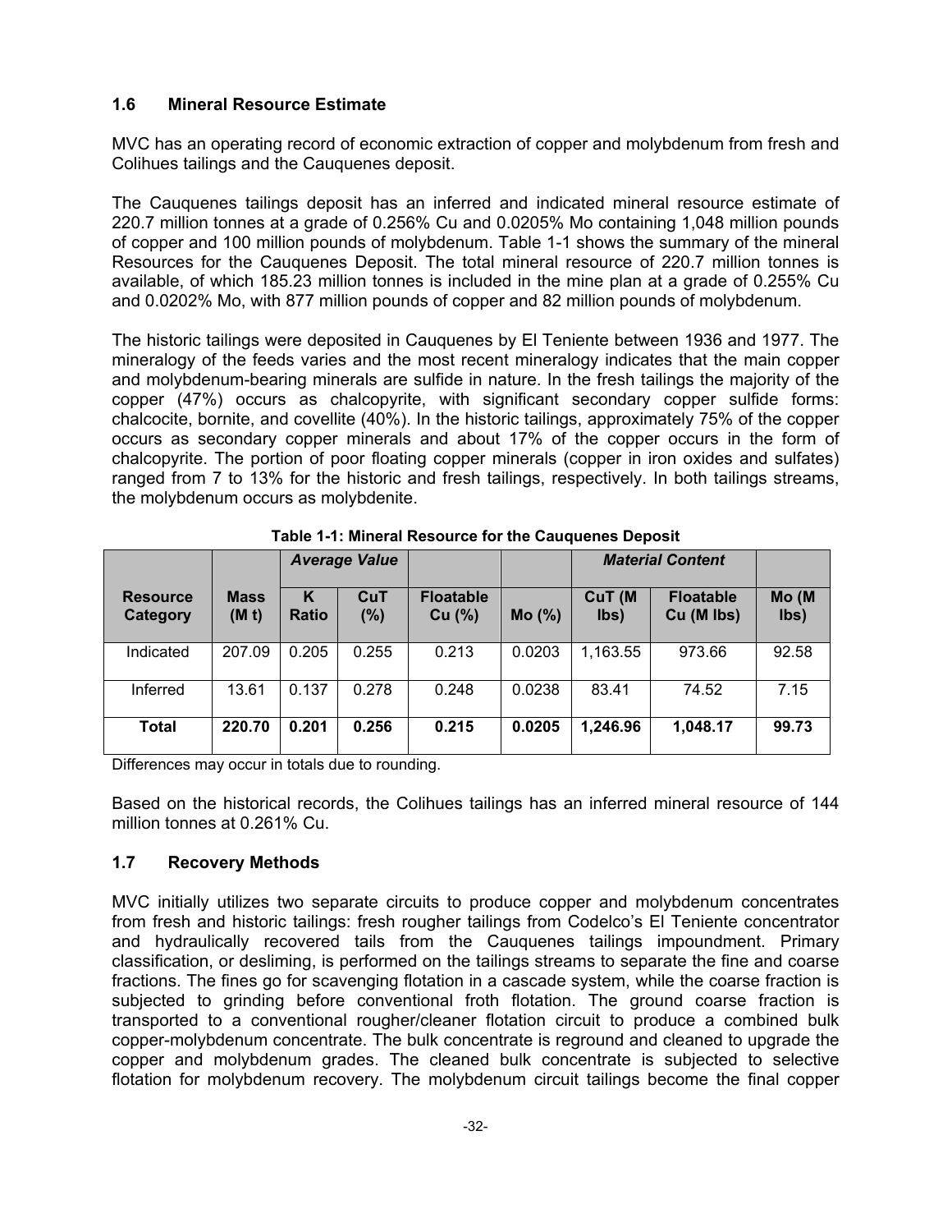## 1.6 Mineral Resource Estimate

MVC has an operating record of economic extraction of copper and molybdenum from fresh and Colihues tailings and the Cauquenes deposit.

The Cauquenes tailings deposit has an inferred and indicated mineral resource estimate of 220.7 million tonnes at a grade of 0.256% Cu and 0.0205% Mo containing 1,048 million pounds of copper and 100 million pounds of molybdenum. Table 1-1 shows the summary of the mineral Resources for the Cauquenes Deposit. The total mineral resource of 220.7 million tonnes is available, of which 185.23 million tonnes is included in the mine plan at a grade of 0.255% Cu and 0.0202% Mo, with 877 million pounds of copper and 82 million pounds of molybdenum.

The historic tailings were deposited in Cauquenes by El Teniente between 1936 and 1977. The mineralogy of the feeds varies and the most recent mineralogy indicates that the main copper and molybdenum-bearing minerals are sulfide in nature. In the fresh tailings the majority of the copper (47%) occurs as chalcopyrite, with significant secondary copper sulfide forms: chalcocite, bornite, and covellite (40%). In the historic tailings, approximately 75% of the copper occurs as secondary copper minerals and about 17% of the copper occurs in the form of chalcopyrite. The portion of poor floating copper minerals (copper in iron oxides and sulfates) ranged from 7 to 13% for the historic and fresh tailings, respectively. In both tailings streams, the molybdenum occurs as molybdenite.

**Table 1-1: Mineral Resource for the Cauquenes Deposit**

| | | *Average Value* | | | | *Material Content* | | |
|---|---|---|---|---|---|---|---|---|
| **Resource Category** | **Mass (M t)** | **K Ratio** | **CuT (%)** | **Floatable Cu (%)** | **Mo (%)** | **CuT (M lbs)** | **Floatable Cu (M lbs)** | **Mo (M lbs)** |
| Indicated | 207.09 | 0.205 | 0.255 | 0.213 | 0.0203 | 1,163.55 | 973.66 | 92.58 |
| Inferred | 13.61 | 0.137 | 0.278 | 0.248 | 0.0238 | 83.41 | 74.52 | 7.15 |
| **Total** | **220.70** | **0.201** | **0.256** | **0.215** | **0.0205** | **1,246.96** | **1,048.17** | **99.73** |

Differences may occur in totals due to rounding.

Based on the historical records, the Colihues tailings has an inferred mineral resource of 144 million tonnes at 0.261% Cu.

## 1.7 Recovery Methods

MVC initially utilizes two separate circuits to produce copper and molybdenum concentrates from fresh and historic tailings: fresh rougher tailings from Codelco's El Teniente concentrator and hydraulically recovered tails from the Cauquenes tailings impoundment. Primary classification, or desliming, is performed on the tailings streams to separate the fine and coarse fractions. The fines go for scavenging flotation in a cascade system, while the coarse fraction is subjected to grinding before conventional froth flotation. The ground coarse fraction is transported to a conventional rougher/cleaner flotation circuit to produce a combined bulk copper-molybdenum concentrate. The bulk concentrate is reground and cleaned to upgrade the copper and molybdenum grades. The cleaned bulk concentrate is subjected to selective flotation for molybdenum recovery. The molybdenum circuit tailings become the final copper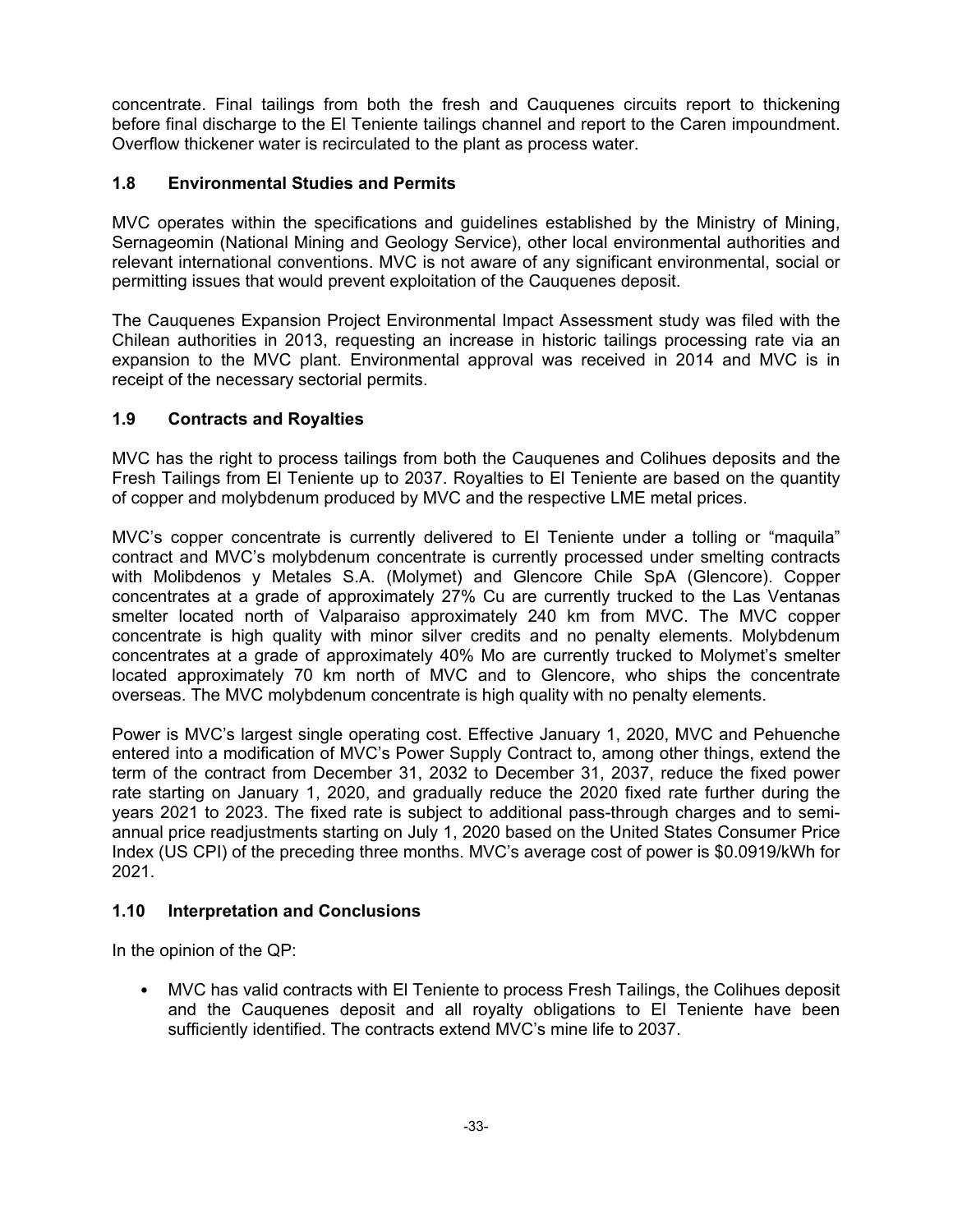concentrate. Final tailings from both the fresh and Cauquenes circuits report to thickening before final discharge to the El Teniente tailings channel and report to the Caren impoundment. Overflow thickener water is recirculated to the plant as process water.

## 1.8 Environmental Studies and Permits

MVC operates within the specifications and guidelines established by the Ministry of Mining, Sernageomin (National Mining and Geology Service), other local environmental authorities and relevant international conventions. MVC is not aware of any significant environmental, social or permitting issues that would prevent exploitation of the Cauquenes deposit.

The Cauquenes Expansion Project Environmental Impact Assessment study was filed with the Chilean authorities in 2013, requesting an increase in historic tailings processing rate via an expansion to the MVC plant. Environmental approval was received in 2014 and MVC is in receipt of the necessary sectorial permits.

## 1.9 Contracts and Royalties

MVC has the right to process tailings from both the Cauquenes and Colihues deposits and the Fresh Tailings from El Teniente up to 2037. Royalties to El Teniente are based on the quantity of copper and molybdenum produced by MVC and the respective LME metal prices.

MVC's copper concentrate is currently delivered to El Teniente under a tolling or "maquila" contract and MVC's molybdenum concentrate is currently processed under smelting contracts with Molibdenos y Metales S.A. (Molymet) and Glencore Chile SpA (Glencore). Copper concentrates at a grade of approximately 27% Cu are currently trucked to the Las Ventanas smelter located north of Valparaiso approximately 240 km from MVC. The MVC copper concentrate is high quality with minor silver credits and no penalty elements. Molybdenum concentrates at a grade of approximately 40% Mo are currently trucked to Molymet's smelter located approximately 70 km north of MVC and to Glencore, who ships the concentrate overseas. The MVC molybdenum concentrate is high quality with no penalty elements.

Power is MVC's largest single operating cost. Effective January 1, 2020, MVC and Pehuenche entered into a modification of MVC's Power Supply Contract to, among other things, extend the term of the contract from December 31, 2032 to December 31, 2037, reduce the fixed power rate starting on January 1, 2020, and gradually reduce the 2020 fixed rate further during the years 2021 to 2023. The fixed rate is subject to additional pass-through charges and to semi-annual price readjustments starting on July 1, 2020 based on the United States Consumer Price Index (US CPI) of the preceding three months. MVC's average cost of power is $0.0919/kWh for 2021.

## 1.10 Interpretation and Conclusions

In the opinion of the QP:

- MVC has valid contracts with El Teniente to process Fresh Tailings, the Colihues deposit and the Cauquenes deposit and all royalty obligations to El Teniente have been sufficiently identified. The contracts extend MVC's mine life to 2037.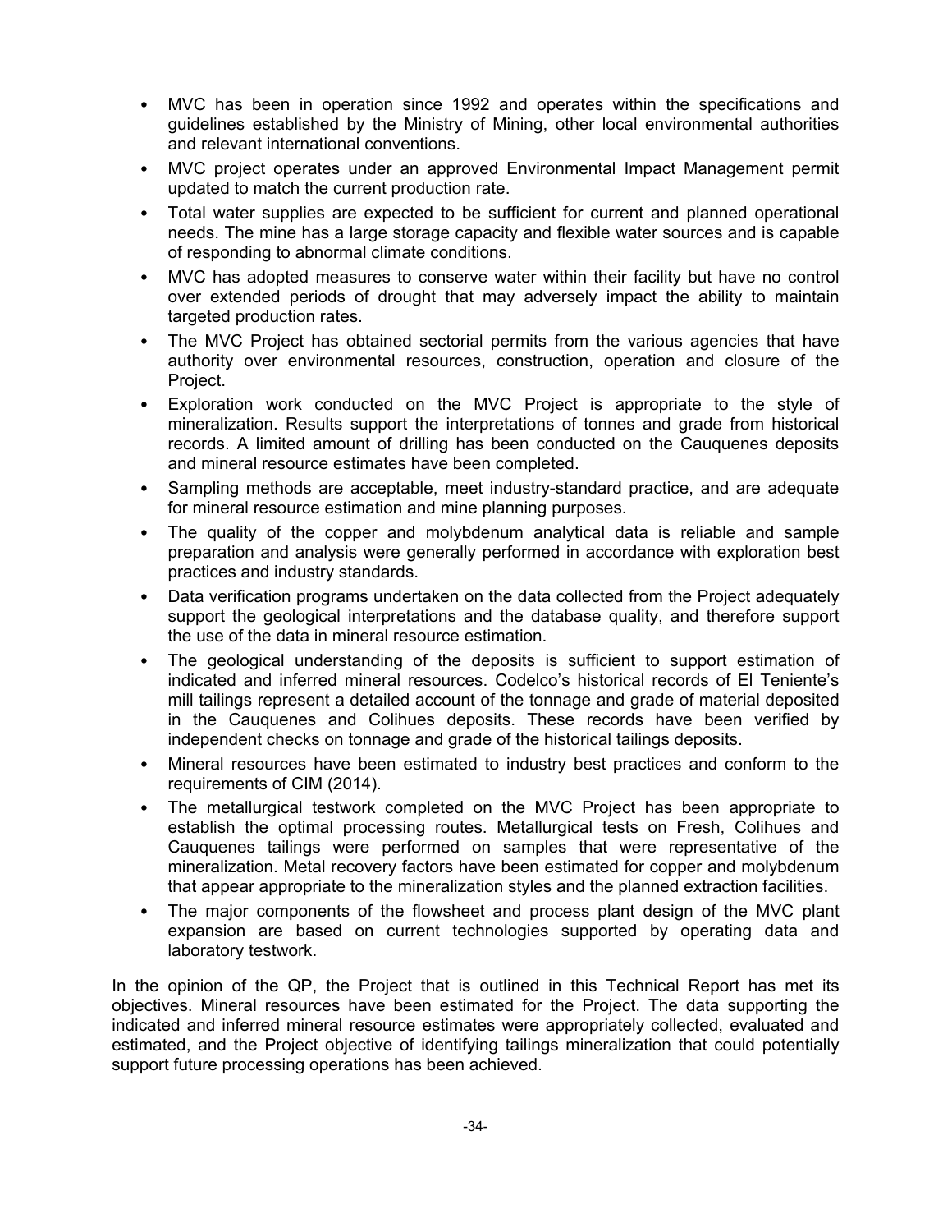- MVC has been in operation since 1992 and operates within the specifications and guidelines established by the Ministry of Mining, other local environmental authorities and relevant international conventions.
- MVC project operates under an approved Environmental Impact Management permit updated to match the current production rate.
- Total water supplies are expected to be sufficient for current and planned operational needs. The mine has a large storage capacity and flexible water sources and is capable of responding to abnormal climate conditions.
- MVC has adopted measures to conserve water within their facility but have no control over extended periods of drought that may adversely impact the ability to maintain targeted production rates.
- The MVC Project has obtained sectorial permits from the various agencies that have authority over environmental resources, construction, operation and closure of the Project.
- Exploration work conducted on the MVC Project is appropriate to the style of mineralization. Results support the interpretations of tonnes and grade from historical records. A limited amount of drilling has been conducted on the Cauquenes deposits and mineral resource estimates have been completed.
- Sampling methods are acceptable, meet industry-standard practice, and are adequate for mineral resource estimation and mine planning purposes.
- The quality of the copper and molybdenum analytical data is reliable and sample preparation and analysis were generally performed in accordance with exploration best practices and industry standards.
- Data verification programs undertaken on the data collected from the Project adequately support the geological interpretations and the database quality, and therefore support the use of the data in mineral resource estimation.
- The geological understanding of the deposits is sufficient to support estimation of indicated and inferred mineral resources. Codelco's historical records of El Teniente's mill tailings represent a detailed account of the tonnage and grade of material deposited in the Cauquenes and Colihues deposits. These records have been verified by independent checks on tonnage and grade of the historical tailings deposits.
- Mineral resources have been estimated to industry best practices and conform to the requirements of CIM (2014).
- The metallurgical testwork completed on the MVC Project has been appropriate to establish the optimal processing routes. Metallurgical tests on Fresh, Colihues and Cauquenes tailings were performed on samples that were representative of the mineralization. Metal recovery factors have been estimated for copper and molybdenum that appear appropriate to the mineralization styles and the planned extraction facilities.
- The major components of the flowsheet and process plant design of the MVC plant expansion are based on current technologies supported by operating data and laboratory testwork.

In the opinion of the QP, the Project that is outlined in this Technical Report has met its objectives. Mineral resources have been estimated for the Project. The data supporting the indicated and inferred mineral resource estimates were appropriately collected, evaluated and estimated, and the Project objective of identifying tailings mineralization that could potentially support future processing operations has been achieved.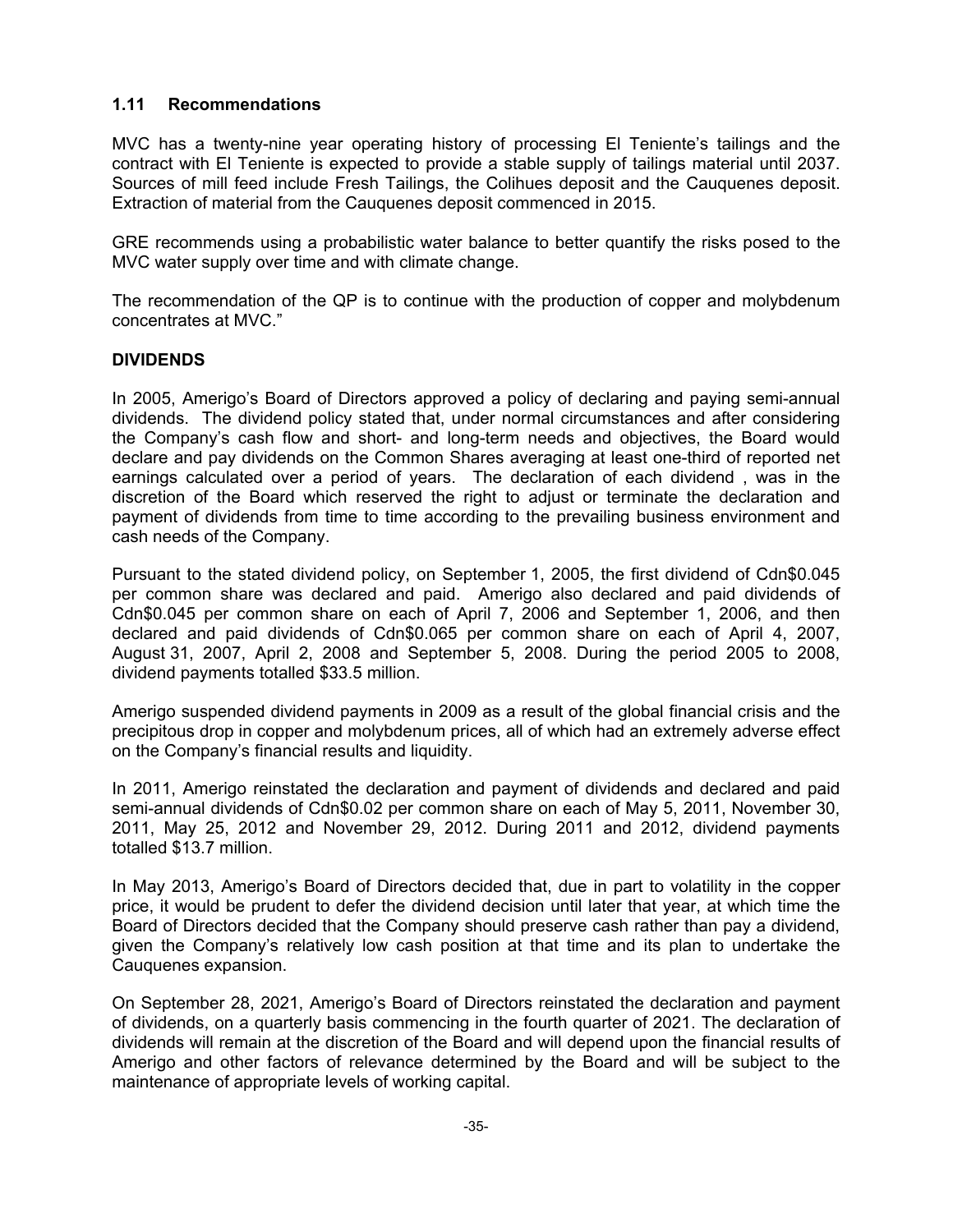### 1.11 Recommendations

MVC has a twenty-nine year operating history of processing El Teniente's tailings and the contract with El Teniente is expected to provide a stable supply of tailings material until 2037. Sources of mill feed include Fresh Tailings, the Colihues deposit and the Cauquenes deposit. Extraction of material from the Cauquenes deposit commenced in 2015.

GRE recommends using a probabilistic water balance to better quantify the risks posed to the MVC water supply over time and with climate change.

The recommendation of the QP is to continue with the production of copper and molybdenum concentrates at MVC."

## DIVIDENDS

In 2005, Amerigo's Board of Directors approved a policy of declaring and paying semi-annual dividends. The dividend policy stated that, under normal circumstances and after considering the Company's cash flow and short- and long-term needs and objectives, the Board would declare and pay dividends on the Common Shares averaging at least one-third of reported net earnings calculated over a period of years. The declaration of each dividend , was in the discretion of the Board which reserved the right to adjust or terminate the declaration and payment of dividends from time to time according to the prevailing business environment and cash needs of the Company.

Pursuant to the stated dividend policy, on September 1, 2005, the first dividend of Cdn$0.045 per common share was declared and paid. Amerigo also declared and paid dividends of Cdn$0.045 per common share on each of April 7, 2006 and September 1, 2006, and then declared and paid dividends of Cdn$0.065 per common share on each of April 4, 2007, August 31, 2007, April 2, 2008 and September 5, 2008. During the period 2005 to 2008, dividend payments totalled $33.5 million.

Amerigo suspended dividend payments in 2009 as a result of the global financial crisis and the precipitous drop in copper and molybdenum prices, all of which had an extremely adverse effect on the Company's financial results and liquidity.

In 2011, Amerigo reinstated the declaration and payment of dividends and declared and paid semi-annual dividends of Cdn$0.02 per common share on each of May 5, 2011, November 30, 2011, May 25, 2012 and November 29, 2012. During 2011 and 2012, dividend payments totalled $13.7 million.

In May 2013, Amerigo's Board of Directors decided that, due in part to volatility in the copper price, it would be prudent to defer the dividend decision until later that year, at which time the Board of Directors decided that the Company should preserve cash rather than pay a dividend, given the Company's relatively low cash position at that time and its plan to undertake the Cauquenes expansion.

On September 28, 2021, Amerigo's Board of Directors reinstated the declaration and payment of dividends, on a quarterly basis commencing in the fourth quarter of 2021. The declaration of dividends will remain at the discretion of the Board and will depend upon the financial results of Amerigo and other factors of relevance determined by the Board and will be subject to the maintenance of appropriate levels of working capital.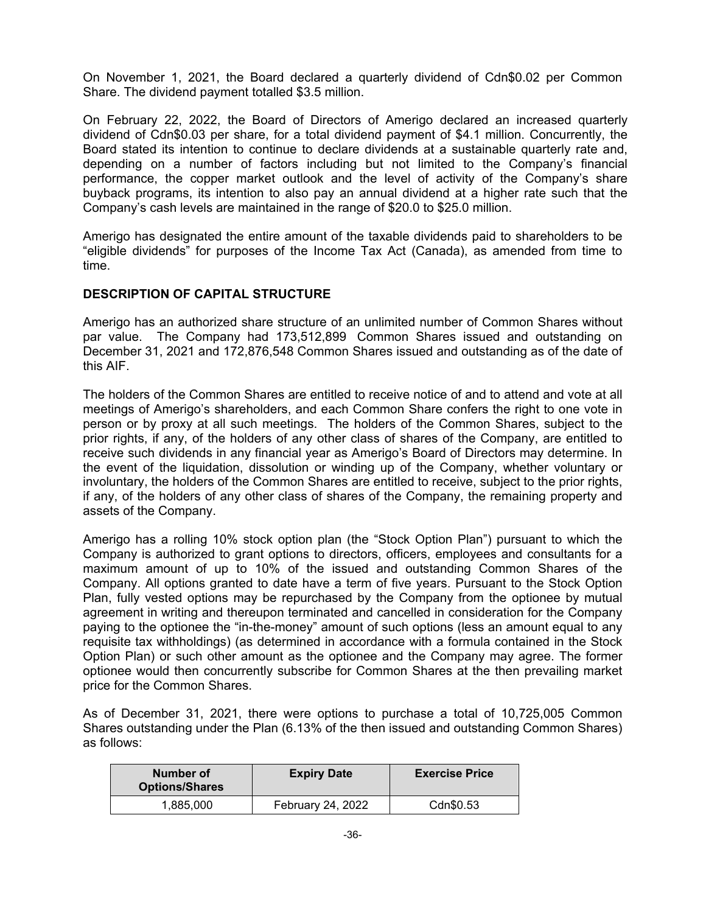On November 1, 2021, the Board declared a quarterly dividend of Cdn$0.02 per Common Share. The dividend payment totalled $3.5 million.

On February 22, 2022, the Board of Directors of Amerigo declared an increased quarterly dividend of Cdn$0.03 per share, for a total dividend payment of $4.1 million. Concurrently, the Board stated its intention to continue to declare dividends at a sustainable quarterly rate and, depending on a number of factors including but not limited to the Company's financial performance, the copper market outlook and the level of activity of the Company's share buyback programs, its intention to also pay an annual dividend at a higher rate such that the Company's cash levels are maintained in the range of $20.0 to $25.0 million.

Amerigo has designated the entire amount of the taxable dividends paid to shareholders to be "eligible dividends" for purposes of the Income Tax Act (Canada), as amended from time to time.

## DESCRIPTION OF CAPITAL STRUCTURE

Amerigo has an authorized share structure of an unlimited number of Common Shares without par value. The Company had 173,512,899 Common Shares issued and outstanding on December 31, 2021 and 172,876,548 Common Shares issued and outstanding as of the date of this AIF.

The holders of the Common Shares are entitled to receive notice of and to attend and vote at all meetings of Amerigo's shareholders, and each Common Share confers the right to one vote in person or by proxy at all such meetings. The holders of the Common Shares, subject to the prior rights, if any, of the holders of any other class of shares of the Company, are entitled to receive such dividends in any financial year as Amerigo's Board of Directors may determine. In the event of the liquidation, dissolution or winding up of the Company, whether voluntary or involuntary, the holders of the Common Shares are entitled to receive, subject to the prior rights, if any, of the holders of any other class of shares of the Company, the remaining property and assets of the Company.

Amerigo has a rolling 10% stock option plan (the "Stock Option Plan") pursuant to which the Company is authorized to grant options to directors, officers, employees and consultants for a maximum amount of up to 10% of the issued and outstanding Common Shares of the Company. All options granted to date have a term of five years. Pursuant to the Stock Option Plan, fully vested options may be repurchased by the Company from the optionee by mutual agreement in writing and thereupon terminated and cancelled in consideration for the Company paying to the optionee the "in-the-money" amount of such options (less an amount equal to any requisite tax withholdings) (as determined in accordance with a formula contained in the Stock Option Plan) or such other amount as the optionee and the Company may agree. The former optionee would then concurrently subscribe for Common Shares at the then prevailing market price for the Common Shares.

As of December 31, 2021, there were options to purchase a total of 10,725,005 Common Shares outstanding under the Plan (6.13% of the then issued and outstanding Common Shares) as follows:

| Number of Options/Shares | Expiry Date | Exercise Price |
|---|---|---|
| 1,885,000 | February 24, 2022 | Cdn$0.53 |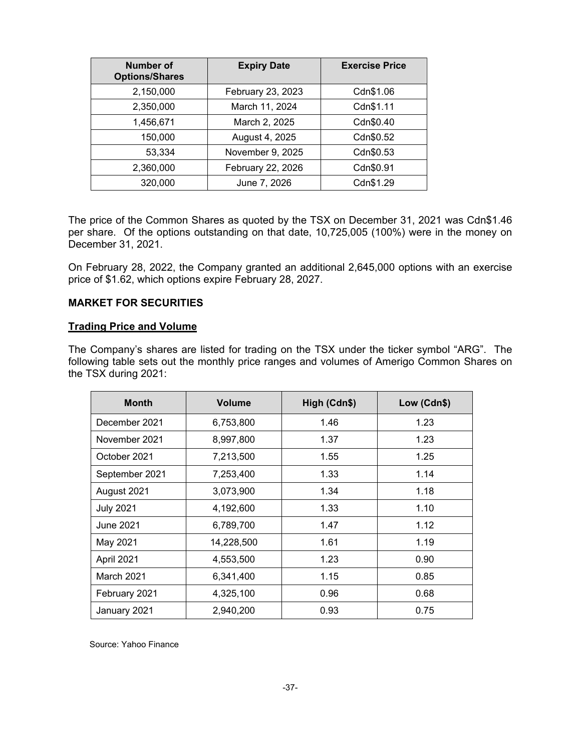| Number of Options/Shares | Expiry Date | Exercise Price |
| --- | --- | --- |
| 2,150,000 | February 23, 2023 | Cdn$1.06 |
| 2,350,000 | March 11, 2024 | Cdn$1.11 |
| 1,456,671 | March 2, 2025 | Cdn$0.40 |
| 150,000 | August 4, 2025 | Cdn$0.52 |
| 53,334 | November 9, 2025 | Cdn$0.53 |
| 2,360,000 | February 22, 2026 | Cdn$0.91 |
| 320,000 | June 7, 2026 | Cdn$1.29 |

The price of the Common Shares as quoted by the TSX on December 31, 2021 was Cdn$1.46 per share. Of the options outstanding on that date, 10,725,005 (100%) were in the money on December 31, 2021.

On February 28, 2022, the Company granted an additional 2,645,000 options with an exercise price of $1.62, which options expire February 28, 2027.

## MARKET FOR SECURITIES

### Trading Price and Volume

The Company's shares are listed for trading on the TSX under the ticker symbol "ARG". The following table sets out the monthly price ranges and volumes of Amerigo Common Shares on the TSX during 2021:

| Month | Volume | High (Cdn$) | Low (Cdn$) |
| --- | --- | --- | --- |
| December 2021 | 6,753,800 | 1.46 | 1.23 |
| November 2021 | 8,997,800 | 1.37 | 1.23 |
| October 2021 | 7,213,500 | 1.55 | 1.25 |
| September 2021 | 7,253,400 | 1.33 | 1.14 |
| August 2021 | 3,073,900 | 1.34 | 1.18 |
| July 2021 | 4,192,600 | 1.33 | 1.10 |
| June 2021 | 6,789,700 | 1.47 | 1.12 |
| May 2021 | 14,228,500 | 1.61 | 1.19 |
| April 2021 | 4,553,500 | 1.23 | 0.90 |
| March 2021 | 6,341,400 | 1.15 | 0.85 |
| February 2021 | 4,325,100 | 0.96 | 0.68 |
| January 2021 | 2,940,200 | 0.93 | 0.75 |

Source: Yahoo Finance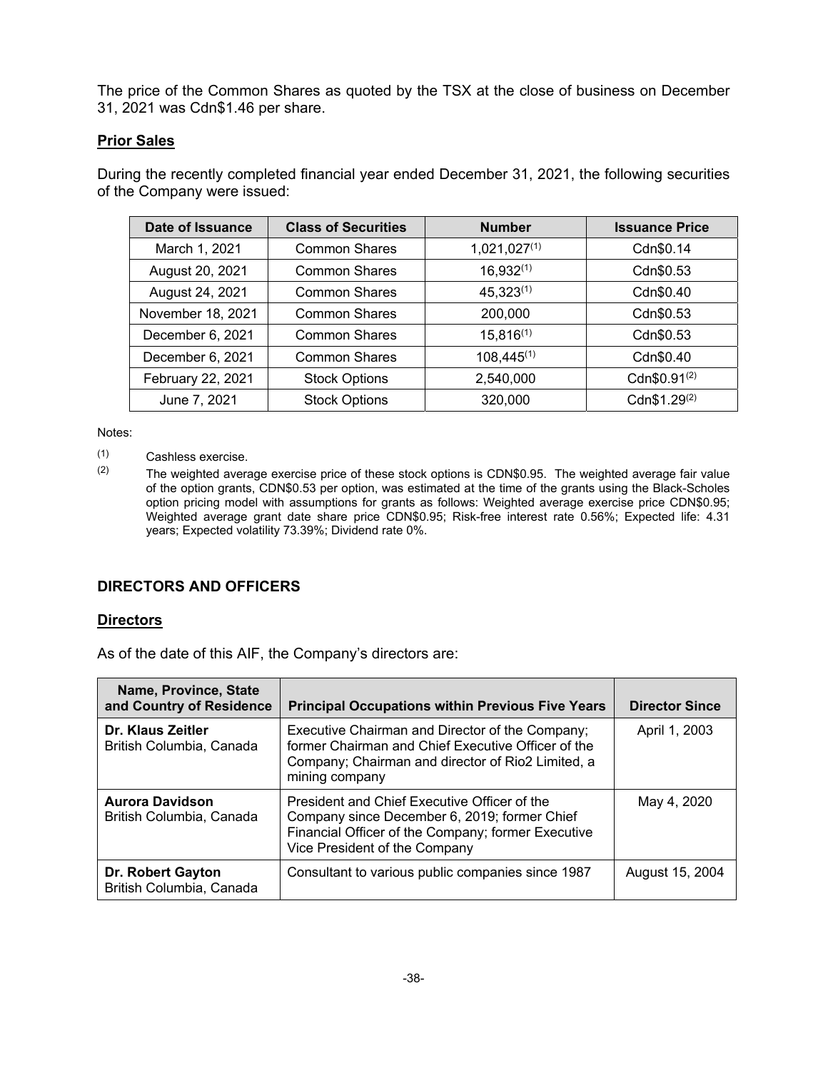The price of the Common Shares as quoted by the TSX at the close of business on December 31, 2021 was Cdn$1.46 per share.

## Prior Sales

During the recently completed financial year ended December 31, 2021, the following securities of the Company were issued:

| Date of Issuance | Class of Securities | Number | Issuance Price |
|---|---|---|---|
| March 1, 2021 | Common Shares | 1,021,027[1] | Cdn$0.14 |
| August 20, 2021 | Common Shares | 16,932[1] | Cdn$0.53 |
| August 24, 2021 | Common Shares | 45,323[1] | Cdn$0.40 |
| November 18, 2021 | Common Shares | 200,000 | Cdn$0.53 |
| December 6, 2021 | Common Shares | 15,816[1] | Cdn$0.53 |
| December 6, 2021 | Common Shares | 108,445[1] | Cdn$0.40 |
| February 22, 2021 | Stock Options | 2,540,000 | Cdn$0.91[2] |
| June 7, 2021 | Stock Options | 320,000 | Cdn$1.29[2] |

Notes:

(1) Cashless exercise.

(2) The weighted average exercise price of these stock options is CDN$0.95. The weighted average fair value of the option grants, CDN$0.53 per option, was estimated at the time of the grants using the Black-Scholes option pricing model with assumptions for grants as follows: Weighted average exercise price CDN$0.95; Weighted average grant date share price CDN$0.95; Risk-free interest rate 0.56%; Expected life: 4.31 years; Expected volatility 73.39%; Dividend rate 0%.

## DIRECTORS AND OFFICERS

### Directors

As of the date of this AIF, the Company's directors are:

| Name, Province, State and Country of Residence | Principal Occupations within Previous Five Years | Director Since |
|---|---|---|
| **Dr. Klaus Zeitler**<br>British Columbia, Canada | Executive Chairman and Director of the Company; former Chairman and Chief Executive Officer of the Company; Chairman and director of Rio2 Limited, a mining company | April 1, 2003 |
| **Aurora Davidson**<br>British Columbia, Canada | President and Chief Executive Officer of the Company since December 6, 2019; former Chief Financial Officer of the Company; former Executive Vice President of the Company | May 4, 2020 |
| **Dr. Robert Gayton**<br>British Columbia, Canada | Consultant to various public companies since 1987 | August 15, 2004 |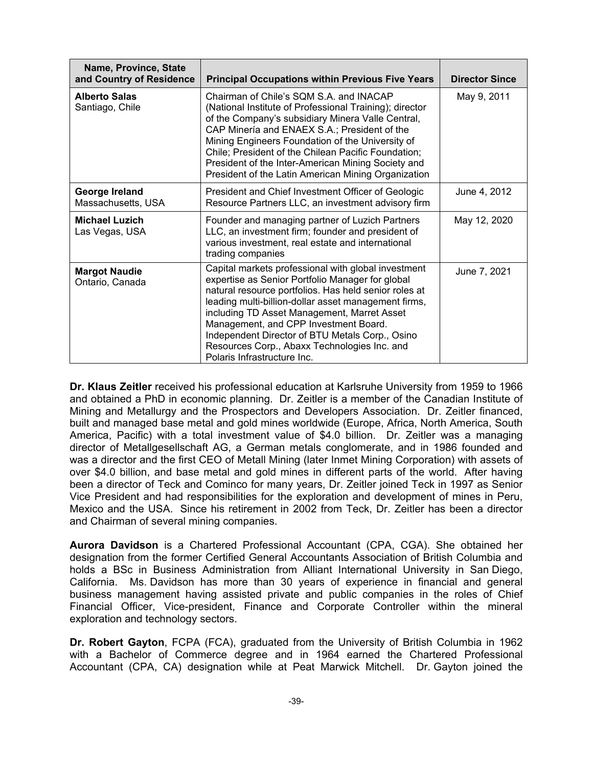| Name, Province, State and Country of Residence | Principal Occupations within Previous Five Years | Director Since |
|---|---|---|
| **Alberto Salas**<br>Santiago, Chile | Chairman of Chile's SQM S.A. and INACAP (National Institute of Professional Training); director of the Company's subsidiary Minera Valle Central, CAP Minería and ENAEX S.A.; President of the Mining Engineers Foundation of the University of Chile; President of the Chilean Pacific Foundation; President of the Inter-American Mining Society and President of the Latin American Mining Organization | May 9, 2011 |
| **George Ireland**<br>Massachusetts, USA | President and Chief Investment Officer of Geologic Resource Partners LLC, an investment advisory firm | June 4, 2012 |
| **Michael Luzich**<br>Las Vegas, USA | Founder and managing partner of Luzich Partners LLC, an investment firm; founder and president of various investment, real estate and international trading companies | May 12, 2020 |
| **Margot Naudie**<br>Ontario, Canada | Capital markets professional with global investment expertise as Senior Portfolio Manager for global natural resource portfolios. Has held senior roles at leading multi-billion-dollar asset management firms, including TD Asset Management, Marret Asset Management, and CPP Investment Board. Independent Director of BTU Metals Corp., Osino Resources Corp., Abaxx Technologies Inc. and Polaris Infrastructure Inc. | June 7, 2021 |

**Dr. Klaus Zeitler** received his professional education at Karlsruhe University from 1959 to 1966 and obtained a PhD in economic planning. Dr. Zeitler is a member of the Canadian Institute of Mining and Metallurgy and the Prospectors and Developers Association. Dr. Zeitler financed, built and managed base metal and gold mines worldwide (Europe, Africa, North America, South America, Pacific) with a total investment value of $4.0 billion. Dr. Zeitler was a managing director of Metallgesellschaft AG, a German metals conglomerate, and in 1986 founded and was a director and the first CEO of Metall Mining (later Inmet Mining Corporation) with assets of over $4.0 billion, and base metal and gold mines in different parts of the world. After having been a director of Teck and Cominco for many years, Dr. Zeitler joined Teck in 1997 as Senior Vice President and had responsibilities for the exploration and development of mines in Peru, Mexico and the USA. Since his retirement in 2002 from Teck, Dr. Zeitler has been a director and Chairman of several mining companies.

**Aurora Davidson** is a Chartered Professional Accountant (CPA, CGA). She obtained her designation from the former Certified General Accountants Association of British Columbia and holds a BSc in Business Administration from Alliant International University in San Diego, California. Ms. Davidson has more than 30 years of experience in financial and general business management having assisted private and public companies in the roles of Chief Financial Officer, Vice-president, Finance and Corporate Controller within the mineral exploration and technology sectors.

**Dr. Robert Gayton**, FCPA (FCA), graduated from the University of British Columbia in 1962 with a Bachelor of Commerce degree and in 1964 earned the Chartered Professional Accountant (CPA, CA) designation while at Peat Marwick Mitchell. Dr. Gayton joined the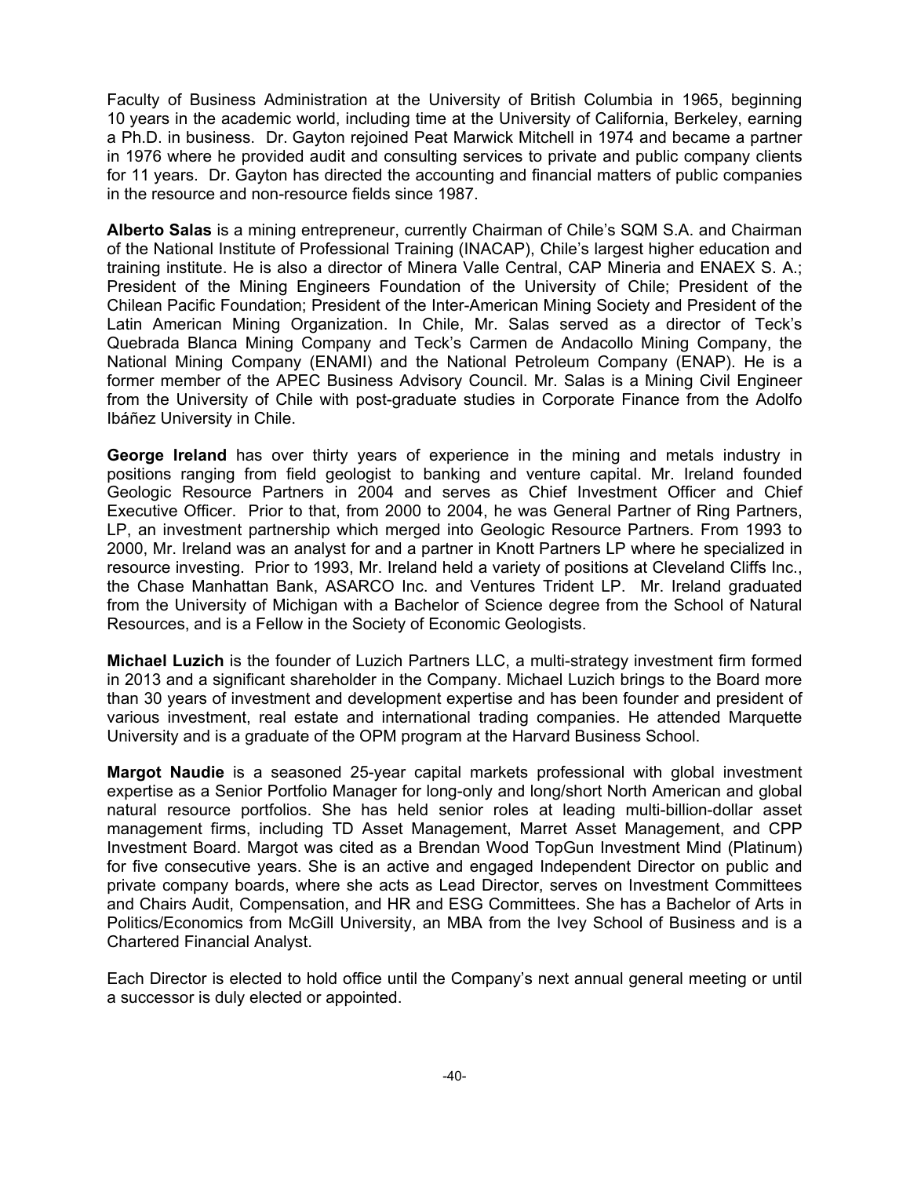Faculty of Business Administration at the University of British Columbia in 1965, beginning 10 years in the academic world, including time at the University of California, Berkeley, earning a Ph.D. in business. Dr. Gayton rejoined Peat Marwick Mitchell in 1974 and became a partner in 1976 where he provided audit and consulting services to private and public company clients for 11 years. Dr. Gayton has directed the accounting and financial matters of public companies in the resource and non-resource fields since 1987.

**Alberto Salas** is a mining entrepreneur, currently Chairman of Chile's SQM S.A. and Chairman of the National Institute of Professional Training (INACAP), Chile's largest higher education and training institute. He is also a director of Minera Valle Central, CAP Mineria and ENAEX S. A.; President of the Mining Engineers Foundation of the University of Chile; President of the Chilean Pacific Foundation; President of the Inter-American Mining Society and President of the Latin American Mining Organization. In Chile, Mr. Salas served as a director of Teck's Quebrada Blanca Mining Company and Teck's Carmen de Andacollo Mining Company, the National Mining Company (ENAMI) and the National Petroleum Company (ENAP). He is a former member of the APEC Business Advisory Council. Mr. Salas is a Mining Civil Engineer from the University of Chile with post-graduate studies in Corporate Finance from the Adolfo Ibáñez University in Chile.

**George Ireland** has over thirty years of experience in the mining and metals industry in positions ranging from field geologist to banking and venture capital. Mr. Ireland founded Geologic Resource Partners in 2004 and serves as Chief Investment Officer and Chief Executive Officer. Prior to that, from 2000 to 2004, he was General Partner of Ring Partners, LP, an investment partnership which merged into Geologic Resource Partners. From 1993 to 2000, Mr. Ireland was an analyst for and a partner in Knott Partners LP where he specialized in resource investing. Prior to 1993, Mr. Ireland held a variety of positions at Cleveland Cliffs Inc., the Chase Manhattan Bank, ASARCO Inc. and Ventures Trident LP. Mr. Ireland graduated from the University of Michigan with a Bachelor of Science degree from the School of Natural Resources, and is a Fellow in the Society of Economic Geologists.

**Michael Luzich** is the founder of Luzich Partners LLC, a multi-strategy investment firm formed in 2013 and a significant shareholder in the Company. Michael Luzich brings to the Board more than 30 years of investment and development expertise and has been founder and president of various investment, real estate and international trading companies. He attended Marquette University and is a graduate of the OPM program at the Harvard Business School.

**Margot Naudie** is a seasoned 25-year capital markets professional with global investment expertise as a Senior Portfolio Manager for long-only and long/short North American and global natural resource portfolios. She has held senior roles at leading multi-billion-dollar asset management firms, including TD Asset Management, Marret Asset Management, and CPP Investment Board. Margot was cited as a Brendan Wood TopGun Investment Mind (Platinum) for five consecutive years. She is an active and engaged Independent Director on public and private company boards, where she acts as Lead Director, serves on Investment Committees and Chairs Audit, Compensation, and HR and ESG Committees. She has a Bachelor of Arts in Politics/Economics from McGill University, an MBA from the Ivey School of Business and is a Chartered Financial Analyst.

Each Director is elected to hold office until the Company's next annual general meeting or until a successor is duly elected or appointed.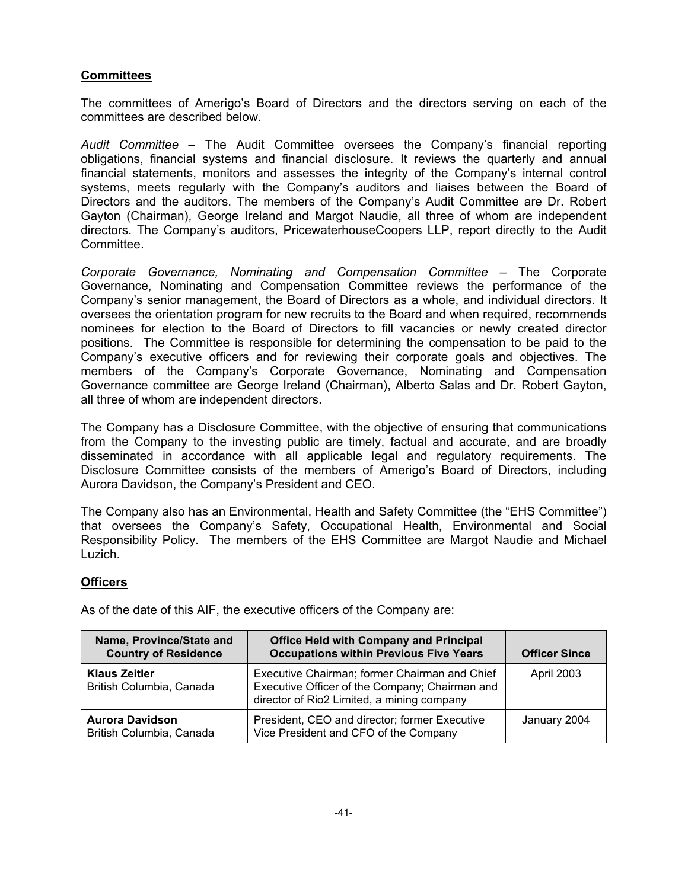## Committees

The committees of Amerigo's Board of Directors and the directors serving on each of the committees are described below.

*Audit Committee* – The Audit Committee oversees the Company's financial reporting obligations, financial systems and financial disclosure. It reviews the quarterly and annual financial statements, monitors and assesses the integrity of the Company's internal control systems, meets regularly with the Company's auditors and liaises between the Board of Directors and the auditors. The members of the Company's Audit Committee are Dr. Robert Gayton (Chairman), George Ireland and Margot Naudie, all three of whom are independent directors. The Company's auditors, PricewaterhouseCoopers LLP, report directly to the Audit Committee.

*Corporate Governance, Nominating and Compensation Committee* – The Corporate Governance, Nominating and Compensation Committee reviews the performance of the Company's senior management, the Board of Directors as a whole, and individual directors. It oversees the orientation program for new recruits to the Board and when required, recommends nominees for election to the Board of Directors to fill vacancies or newly created director positions. The Committee is responsible for determining the compensation to be paid to the Company's executive officers and for reviewing their corporate goals and objectives. The members of the Company's Corporate Governance, Nominating and Compensation Governance committee are George Ireland (Chairman), Alberto Salas and Dr. Robert Gayton, all three of whom are independent directors.

The Company has a Disclosure Committee, with the objective of ensuring that communications from the Company to the investing public are timely, factual and accurate, and are broadly disseminated in accordance with all applicable legal and regulatory requirements. The Disclosure Committee consists of the members of Amerigo's Board of Directors, including Aurora Davidson, the Company's President and CEO.

The Company also has an Environmental, Health and Safety Committee (the "EHS Committee") that oversees the Company's Safety, Occupational Health, Environmental and Social Responsibility Policy. The members of the EHS Committee are Margot Naudie and Michael Luzich.

## Officers

As of the date of this AIF, the executive officers of the Company are:

| Name, Province/State and Country of Residence | Office Held with Company and Principal Occupations within Previous Five Years | Officer Since |
| --- | --- | --- |
| **Klaus Zeitler**<br>British Columbia, Canada | Executive Chairman; former Chairman and Chief Executive Officer of the Company; Chairman and director of Rio2 Limited, a mining company | April 2003 |
| **Aurora Davidson**<br>British Columbia, Canada | President, CEO and director; former Executive Vice President and CFO of the Company | January 2004 |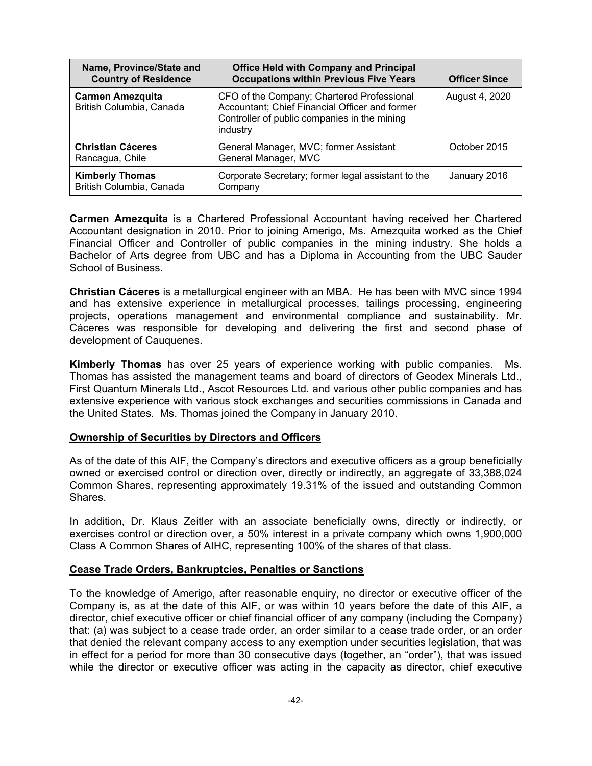| Name, Province/State and Country of Residence | Office Held with Company and Principal Occupations within Previous Five Years | Officer Since |
|---|---|---|
| **Carmen Amezquita** British Columbia, Canada | CFO of the Company; Chartered Professional Accountant; Chief Financial Officer and former Controller of public companies in the mining industry | August 4, 2020 |
| **Christian Cáceres** Rancagua, Chile | General Manager, MVC; former Assistant General Manager, MVC | October 2015 |
| **Kimberly Thomas** British Columbia, Canada | Corporate Secretary; former legal assistant to the Company | January 2016 |

**Carmen Amezquita** is a Chartered Professional Accountant having received her Chartered Accountant designation in 2010. Prior to joining Amerigo, Ms. Amezquita worked as the Chief Financial Officer and Controller of public companies in the mining industry. She holds a Bachelor of Arts degree from UBC and has a Diploma in Accounting from the UBC Sauder School of Business.

**Christian Cáceres** is a metallurgical engineer with an MBA. He has been with MVC since 1994 and has extensive experience in metallurgical processes, tailings processing, engineering projects, operations management and environmental compliance and sustainability. Mr. Cáceres was responsible for developing and delivering the first and second phase of development of Cauquenes.

**Kimberly Thomas** has over 25 years of experience working with public companies. Ms. Thomas has assisted the management teams and board of directors of Geodex Minerals Ltd., First Quantum Minerals Ltd., Ascot Resources Ltd. and various other public companies and has extensive experience with various stock exchanges and securities commissions in Canada and the United States. Ms. Thomas joined the Company in January 2010.

## Ownership of Securities by Directors and Officers

As of the date of this AIF, the Company's directors and executive officers as a group beneficially owned or exercised control or direction over, directly or indirectly, an aggregate of 33,388,024 Common Shares, representing approximately 19.31% of the issued and outstanding Common Shares.

In addition, Dr. Klaus Zeitler with an associate beneficially owns, directly or indirectly, or exercises control or direction over, a 50% interest in a private company which owns 1,900,000 Class A Common Shares of AIHC, representing 100% of the shares of that class.

## Cease Trade Orders, Bankruptcies, Penalties or Sanctions

To the knowledge of Amerigo, after reasonable enquiry, no director or executive officer of the Company is, as at the date of this AIF, or was within 10 years before the date of this AIF, a director, chief executive officer or chief financial officer of any company (including the Company) that: (a) was subject to a cease trade order, an order similar to a cease trade order, or an order that denied the relevant company access to any exemption under securities legislation, that was in effect for a period for more than 30 consecutive days (together, an "order"), that was issued while the director or executive officer was acting in the capacity as director, chief executive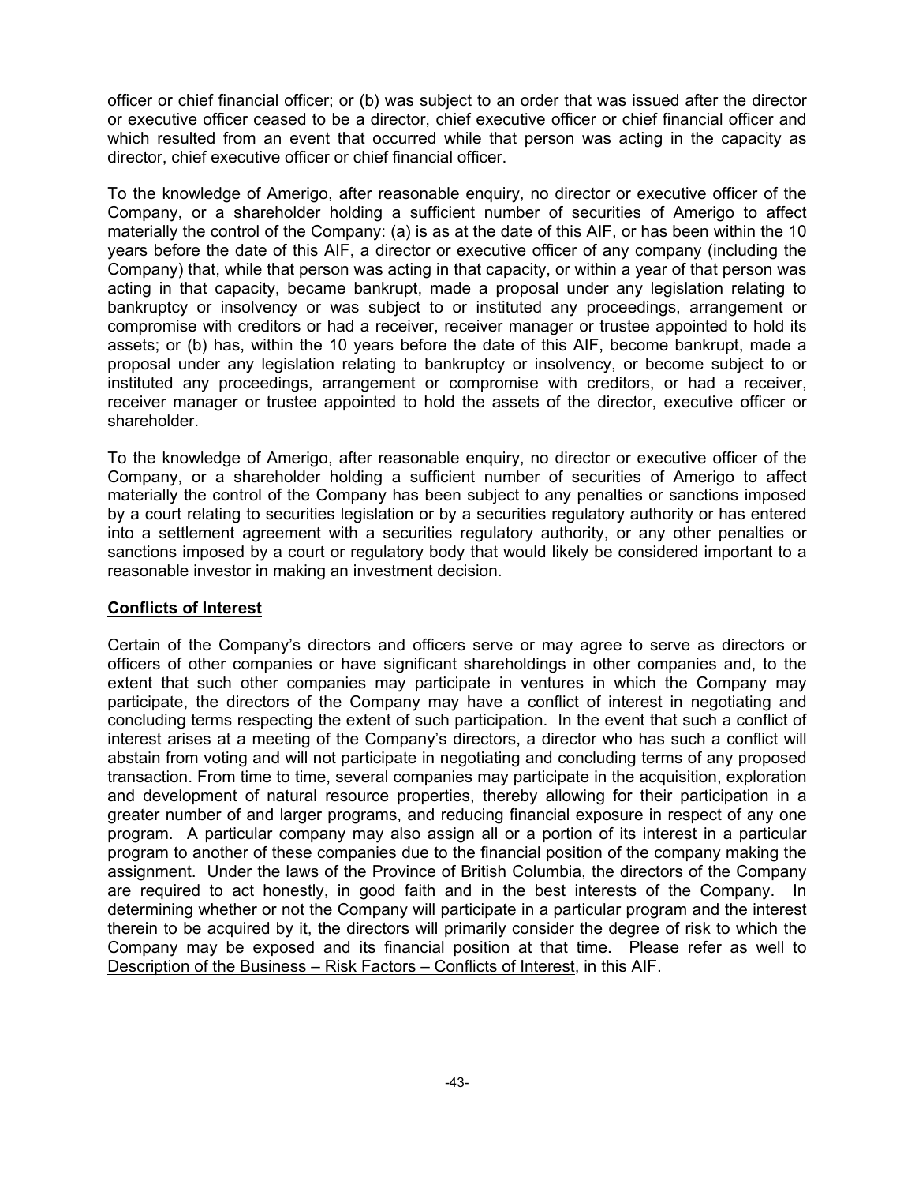officer or chief financial officer; or (b) was subject to an order that was issued after the director or executive officer ceased to be a director, chief executive officer or chief financial officer and which resulted from an event that occurred while that person was acting in the capacity as director, chief executive officer or chief financial officer.

To the knowledge of Amerigo, after reasonable enquiry, no director or executive officer of the Company, or a shareholder holding a sufficient number of securities of Amerigo to affect materially the control of the Company: (a) is as at the date of this AIF, or has been within the 10 years before the date of this AIF, a director or executive officer of any company (including the Company) that, while that person was acting in that capacity, or within a year of that person was acting in that capacity, became bankrupt, made a proposal under any legislation relating to bankruptcy or insolvency or was subject to or instituted any proceedings, arrangement or compromise with creditors or had a receiver, receiver manager or trustee appointed to hold its assets; or (b) has, within the 10 years before the date of this AIF, become bankrupt, made a proposal under any legislation relating to bankruptcy or insolvency, or become subject to or instituted any proceedings, arrangement or compromise with creditors, or had a receiver, receiver manager or trustee appointed to hold the assets of the director, executive officer or shareholder.

To the knowledge of Amerigo, after reasonable enquiry, no director or executive officer of the Company, or a shareholder holding a sufficient number of securities of Amerigo to affect materially the control of the Company has been subject to any penalties or sanctions imposed by a court relating to securities legislation or by a securities regulatory authority or has entered into a settlement agreement with a securities regulatory authority, or any other penalties or sanctions imposed by a court or regulatory body that would likely be considered important to a reasonable investor in making an investment decision.

## Conflicts of Interest

Certain of the Company's directors and officers serve or may agree to serve as directors or officers of other companies or have significant shareholdings in other companies and, to the extent that such other companies may participate in ventures in which the Company may participate, the directors of the Company may have a conflict of interest in negotiating and concluding terms respecting the extent of such participation. In the event that such a conflict of interest arises at a meeting of the Company's directors, a director who has such a conflict will abstain from voting and will not participate in negotiating and concluding terms of any proposed transaction. From time to time, several companies may participate in the acquisition, exploration and development of natural resource properties, thereby allowing for their participation in a greater number of and larger programs, and reducing financial exposure in respect of any one program. A particular company may also assign all or a portion of its interest in a particular program to another of these companies due to the financial position of the company making the assignment. Under the laws of the Province of British Columbia, the directors of the Company are required to act honestly, in good faith and in the best interests of the Company. In determining whether or not the Company will participate in a particular program and the interest therein to be acquired by it, the directors will primarily consider the degree of risk to which the Company may be exposed and its financial position at that time. Please refer as well to Description of the Business – Risk Factors – Conflicts of Interest, in this AIF.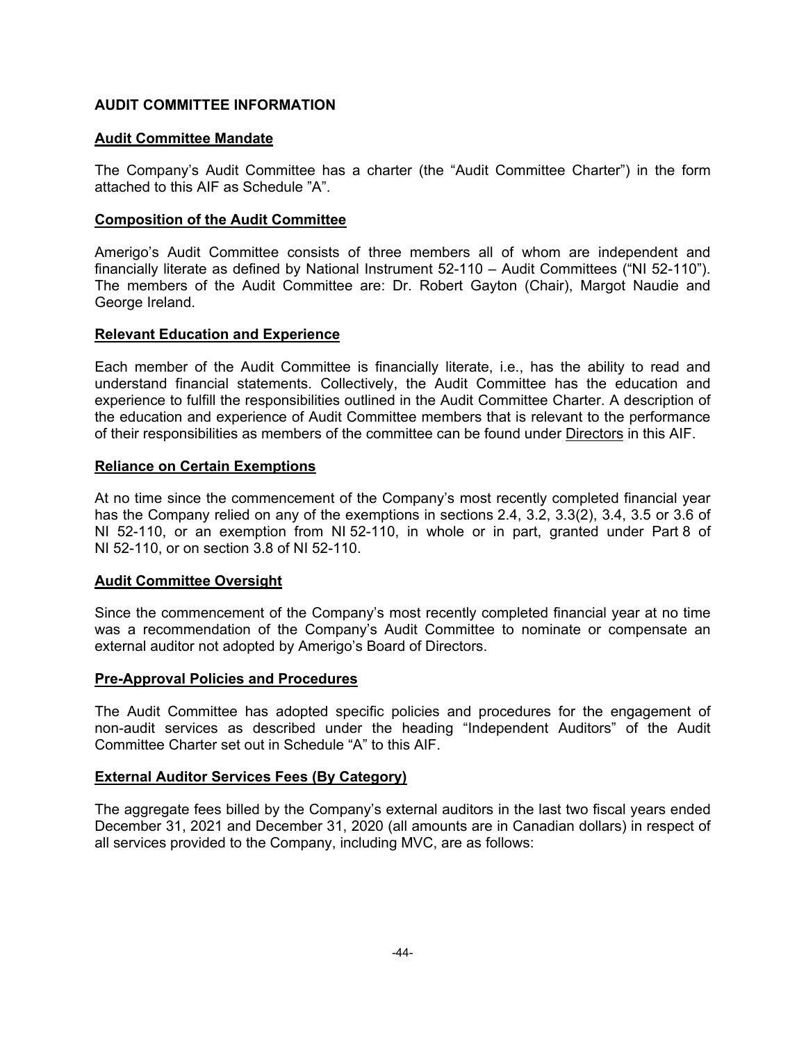## AUDIT COMMITTEE INFORMATION

### Audit Committee Mandate

The Company's Audit Committee has a charter (the "Audit Committee Charter") in the form attached to this AIF as Schedule "A".

### Composition of the Audit Committee

Amerigo's Audit Committee consists of three members all of whom are independent and financially literate as defined by National Instrument 52-110 – Audit Committees ("NI 52-110"). The members of the Audit Committee are: Dr. Robert Gayton (Chair), Margot Naudie and George Ireland.

### Relevant Education and Experience

Each member of the Audit Committee is financially literate, i.e., has the ability to read and understand financial statements. Collectively, the Audit Committee has the education and experience to fulfill the responsibilities outlined in the Audit Committee Charter. A description of the education and experience of Audit Committee members that is relevant to the performance of their responsibilities as members of the committee can be found under Directors in this AIF.

### Reliance on Certain Exemptions

At no time since the commencement of the Company's most recently completed financial year has the Company relied on any of the exemptions in sections 2.4, 3.2, 3.3(2), 3.4, 3.5 or 3.6 of NI 52-110, or an exemption from NI 52-110, in whole or in part, granted under Part 8 of NI 52-110, or on section 3.8 of NI 52-110.

### Audit Committee Oversight

Since the commencement of the Company's most recently completed financial year at no time was a recommendation of the Company's Audit Committee to nominate or compensate an external auditor not adopted by Amerigo's Board of Directors.

### Pre-Approval Policies and Procedures

The Audit Committee has adopted specific policies and procedures for the engagement of non-audit services as described under the heading "Independent Auditors" of the Audit Committee Charter set out in Schedule "A" to this AIF.

### External Auditor Services Fees (By Category)

The aggregate fees billed by the Company's external auditors in the last two fiscal years ended December 31, 2021 and December 31, 2020 (all amounts are in Canadian dollars) in respect of all services provided to the Company, including MVC, are as follows: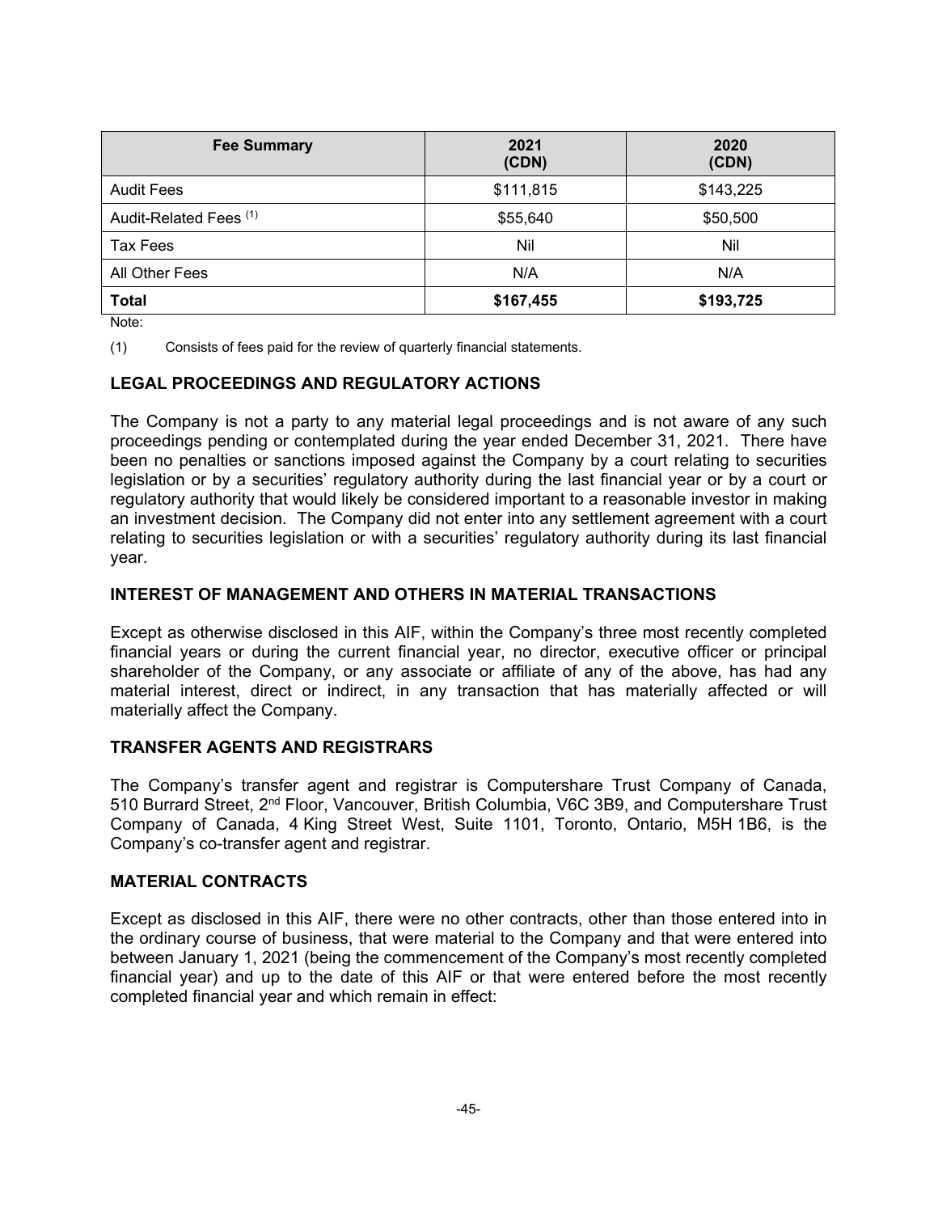| Fee Summary | 2021 (CDN) | 2020 (CDN) |
|---|---|---|
| Audit Fees | $111,815 | $143,225 |
| Audit-Related Fees [(1)] | $55,640 | $50,500 |
| Tax Fees | Nil | Nil |
| All Other Fees | N/A | N/A |
| **Total** | **$167,455** | **$193,725** |

Note:

(1) Consists of fees paid for the review of quarterly financial statements.

## LEGAL PROCEEDINGS AND REGULATORY ACTIONS

The Company is not a party to any material legal proceedings and is not aware of any such proceedings pending or contemplated during the year ended December 31, 2021. There have been no penalties or sanctions imposed against the Company by a court relating to securities legislation or by a securities' regulatory authority during the last financial year or by a court or regulatory authority that would likely be considered important to a reasonable investor in making an investment decision. The Company did not enter into any settlement agreement with a court relating to securities legislation or with a securities' regulatory authority during its last financial year.

## INTEREST OF MANAGEMENT AND OTHERS IN MATERIAL TRANSACTIONS

Except as otherwise disclosed in this AIF, within the Company's three most recently completed financial years or during the current financial year, no director, executive officer or principal shareholder of the Company, or any associate or affiliate of any of the above, has had any material interest, direct or indirect, in any transaction that has materially affected or will materially affect the Company.

## TRANSFER AGENTS AND REGISTRARS

The Company's transfer agent and registrar is Computershare Trust Company of Canada, 510 Burrard Street, 2nd Floor, Vancouver, British Columbia, V6C 3B9, and Computershare Trust Company of Canada, 4 King Street West, Suite 1101, Toronto, Ontario, M5H 1B6, is the Company's co-transfer agent and registrar.

## MATERIAL CONTRACTS

Except as disclosed in this AIF, there were no other contracts, other than those entered into in the ordinary course of business, that were material to the Company and that were entered into between January 1, 2021 (being the commencement of the Company's most recently completed financial year) and up to the date of this AIF or that were entered before the most recently completed financial year and which remain in effect: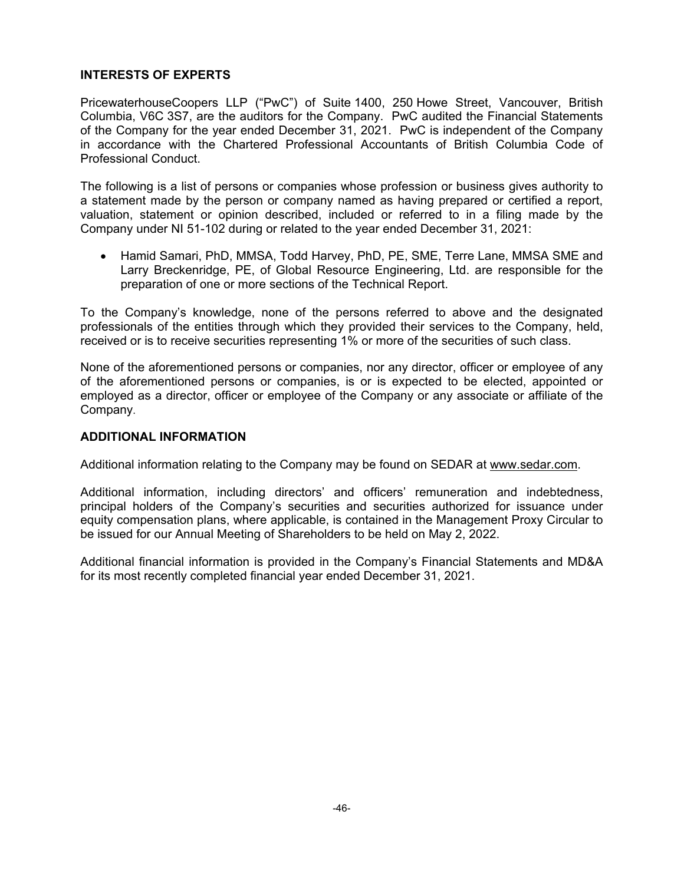## INTERESTS OF EXPERTS

PricewaterhouseCoopers LLP ("PwC") of Suite 1400, 250 Howe Street, Vancouver, British Columbia, V6C 3S7, are the auditors for the Company. PwC audited the Financial Statements of the Company for the year ended December 31, 2021. PwC is independent of the Company in accordance with the Chartered Professional Accountants of British Columbia Code of Professional Conduct.

The following is a list of persons or companies whose profession or business gives authority to a statement made by the person or company named as having prepared or certified a report, valuation, statement or opinion described, included or referred to in a filing made by the Company under NI 51-102 during or related to the year ended December 31, 2021:

- Hamid Samari, PhD, MMSA, Todd Harvey, PhD, PE, SME, Terre Lane, MMSA SME and Larry Breckenridge, PE, of Global Resource Engineering, Ltd. are responsible for the preparation of one or more sections of the Technical Report.

To the Company's knowledge, none of the persons referred to above and the designated professionals of the entities through which they provided their services to the Company, held, received or is to receive securities representing 1% or more of the securities of such class.

None of the aforementioned persons or companies, nor any director, officer or employee of any of the aforementioned persons or companies, is or is expected to be elected, appointed or employed as a director, officer or employee of the Company or any associate or affiliate of the Company.

## ADDITIONAL INFORMATION

Additional information relating to the Company may be found on SEDAR at www.sedar.com.

Additional information, including directors' and officers' remuneration and indebtedness, principal holders of the Company's securities and securities authorized for issuance under equity compensation plans, where applicable, is contained in the Management Proxy Circular to be issued for our Annual Meeting of Shareholders to be held on May 2, 2022.

Additional financial information is provided in the Company's Financial Statements and MD&A for its most recently completed financial year ended December 31, 2021.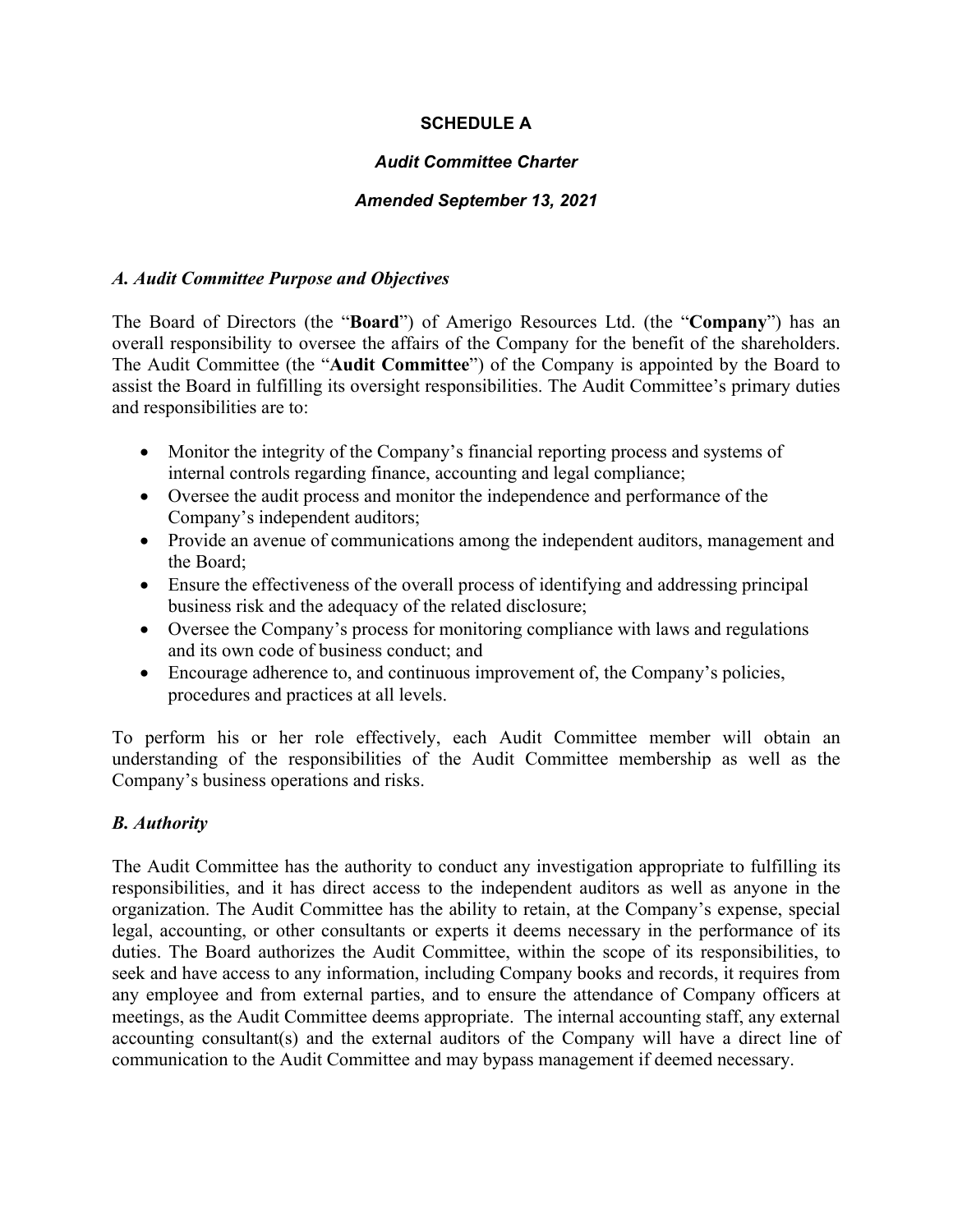**SCHEDULE A**

***Audit Committee Charter***

***Amended September 13, 2021***

### *A. Audit Committee Purpose and Objectives*

The Board of Directors (the "**Board**") of Amerigo Resources Ltd. (the "**Company**") has an overall responsibility to oversee the affairs of the Company for the benefit of the shareholders. The Audit Committee (the "**Audit Committee**") of the Company is appointed by the Board to assist the Board in fulfilling its oversight responsibilities. The Audit Committee's primary duties and responsibilities are to:

- Monitor the integrity of the Company's financial reporting process and systems of internal controls regarding finance, accounting and legal compliance;
- Oversee the audit process and monitor the independence and performance of the Company's independent auditors;
- Provide an avenue of communications among the independent auditors, management and the Board;
- Ensure the effectiveness of the overall process of identifying and addressing principal business risk and the adequacy of the related disclosure;
- Oversee the Company's process for monitoring compliance with laws and regulations and its own code of business conduct; and
- Encourage adherence to, and continuous improvement of, the Company's policies, procedures and practices at all levels.

To perform his or her role effectively, each Audit Committee member will obtain an understanding of the responsibilities of the Audit Committee membership as well as the Company's business operations and risks.

### *B. Authority*

The Audit Committee has the authority to conduct any investigation appropriate to fulfilling its responsibilities, and it has direct access to the independent auditors as well as anyone in the organization. The Audit Committee has the ability to retain, at the Company's expense, special legal, accounting, or other consultants or experts it deems necessary in the performance of its duties. The Board authorizes the Audit Committee, within the scope of its responsibilities, to seek and have access to any information, including Company books and records, it requires from any employee and from external parties, and to ensure the attendance of Company officers at meetings, as the Audit Committee deems appropriate. The internal accounting staff, any external accounting consultant(s) and the external auditors of the Company will have a direct line of communication to the Audit Committee and may bypass management if deemed necessary.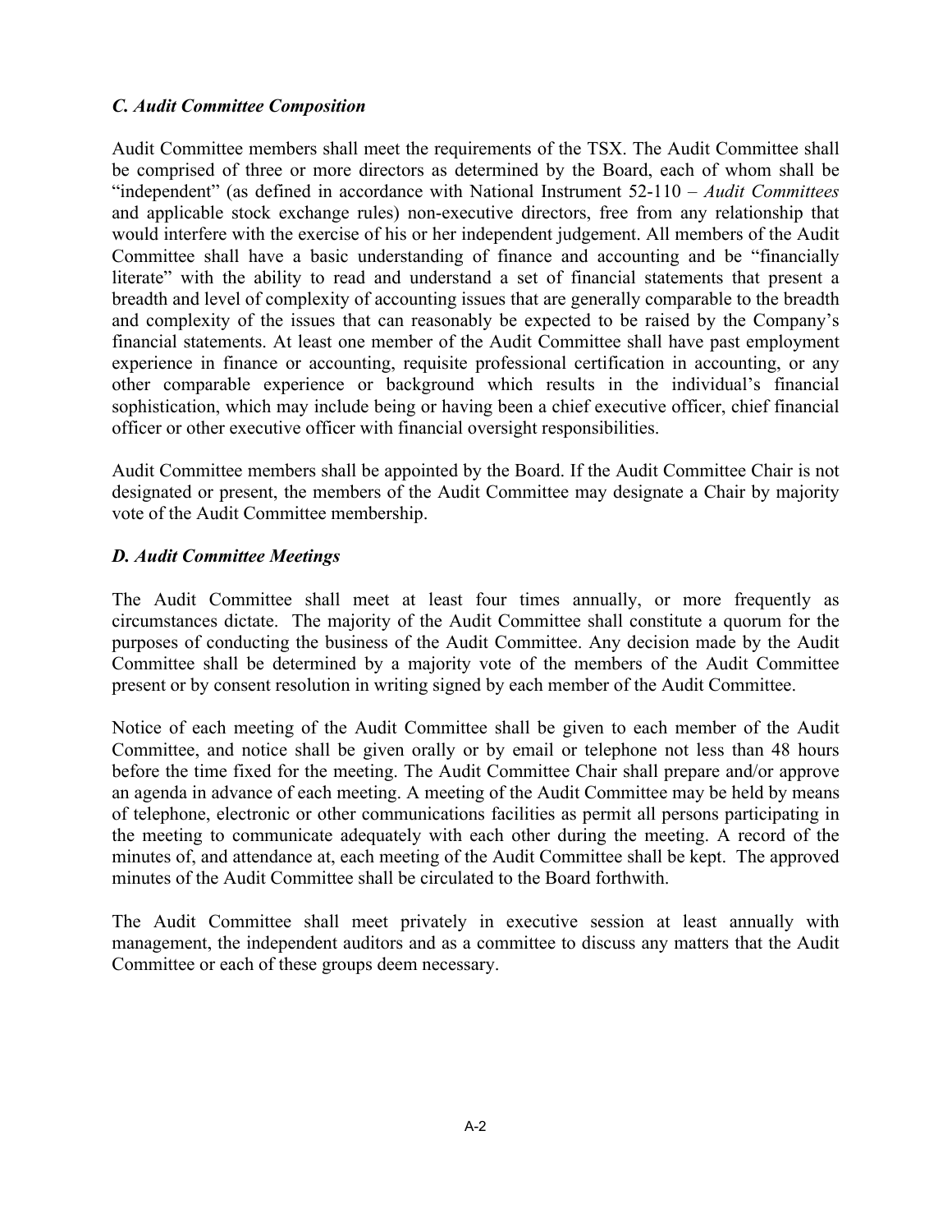### *C. Audit Committee Composition*

Audit Committee members shall meet the requirements of the TSX. The Audit Committee shall be comprised of three or more directors as determined by the Board, each of whom shall be "independent" (as defined in accordance with National Instrument 52-110 – *Audit Committees* and applicable stock exchange rules) non-executive directors, free from any relationship that would interfere with the exercise of his or her independent judgement. All members of the Audit Committee shall have a basic understanding of finance and accounting and be "financially literate" with the ability to read and understand a set of financial statements that present a breadth and level of complexity of accounting issues that are generally comparable to the breadth and complexity of the issues that can reasonably be expected to be raised by the Company's financial statements. At least one member of the Audit Committee shall have past employment experience in finance or accounting, requisite professional certification in accounting, or any other comparable experience or background which results in the individual's financial sophistication, which may include being or having been a chief executive officer, chief financial officer or other executive officer with financial oversight responsibilities.

Audit Committee members shall be appointed by the Board. If the Audit Committee Chair is not designated or present, the members of the Audit Committee may designate a Chair by majority vote of the Audit Committee membership.

### *D. Audit Committee Meetings*

The Audit Committee shall meet at least four times annually, or more frequently as circumstances dictate. The majority of the Audit Committee shall constitute a quorum for the purposes of conducting the business of the Audit Committee. Any decision made by the Audit Committee shall be determined by a majority vote of the members of the Audit Committee present or by consent resolution in writing signed by each member of the Audit Committee.

Notice of each meeting of the Audit Committee shall be given to each member of the Audit Committee, and notice shall be given orally or by email or telephone not less than 48 hours before the time fixed for the meeting. The Audit Committee Chair shall prepare and/or approve an agenda in advance of each meeting. A meeting of the Audit Committee may be held by means of telephone, electronic or other communications facilities as permit all persons participating in the meeting to communicate adequately with each other during the meeting. A record of the minutes of, and attendance at, each meeting of the Audit Committee shall be kept. The approved minutes of the Audit Committee shall be circulated to the Board forthwith.

The Audit Committee shall meet privately in executive session at least annually with management, the independent auditors and as a committee to discuss any matters that the Audit Committee or each of these groups deem necessary.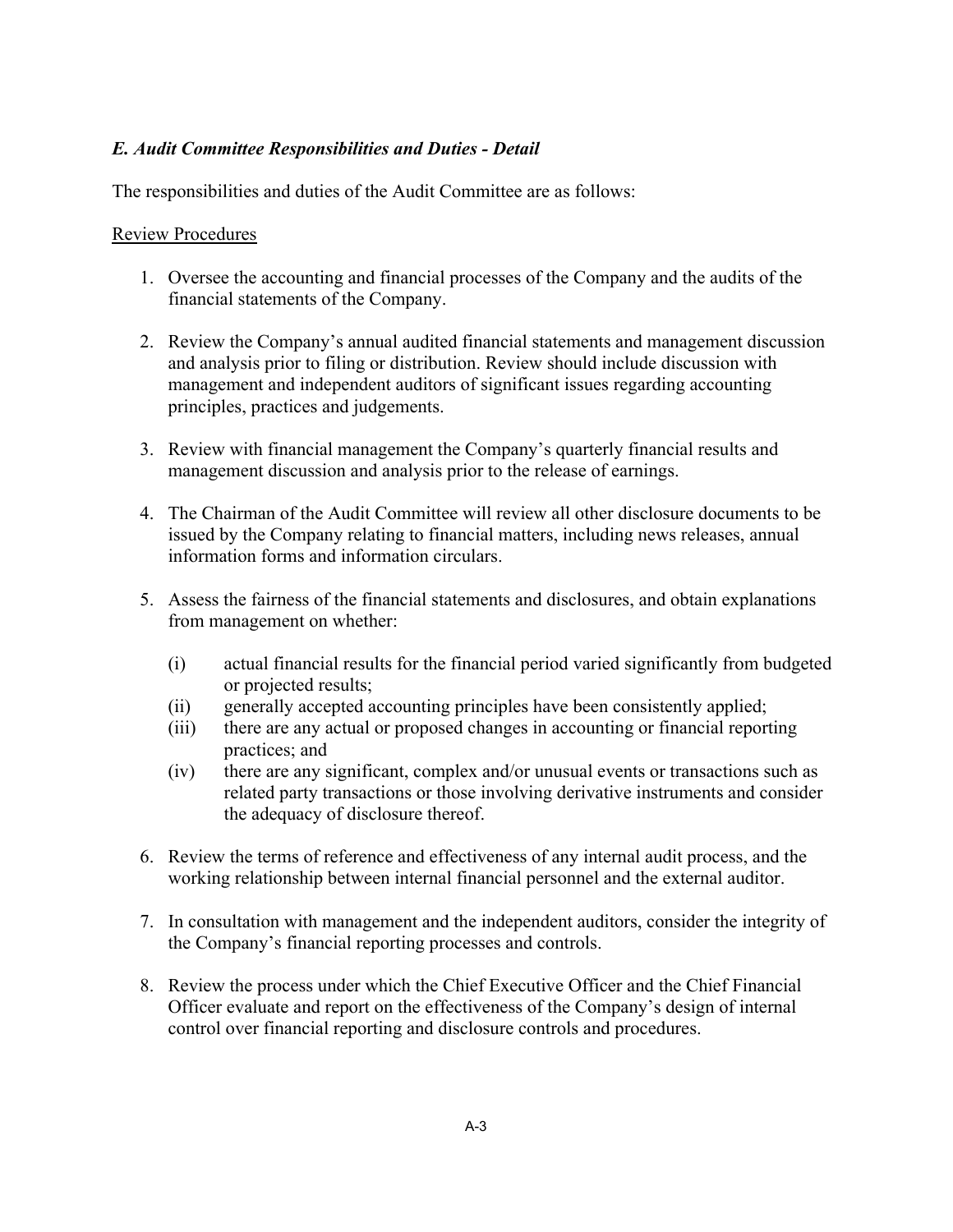### *E. Audit Committee Responsibilities and Duties - Detail*

The responsibilities and duties of the Audit Committee are as follows:

Review Procedures

1. Oversee the accounting and financial processes of the Company and the audits of the financial statements of the Company.

2. Review the Company's annual audited financial statements and management discussion and analysis prior to filing or distribution. Review should include discussion with management and independent auditors of significant issues regarding accounting principles, practices and judgements.

3. Review with financial management the Company's quarterly financial results and management discussion and analysis prior to the release of earnings.

4. The Chairman of the Audit Committee will review all other disclosure documents to be issued by the Company relating to financial matters, including news releases, annual information forms and information circulars.

5. Assess the fairness of the financial statements and disclosures, and obtain explanations from management on whether:

   (i) actual financial results for the financial period varied significantly from budgeted or projected results;
   (ii) generally accepted accounting principles have been consistently applied;
   (iii) there are any actual or proposed changes in accounting or financial reporting practices; and
   (iv) there are any significant, complex and/or unusual events or transactions such as related party transactions or those involving derivative instruments and consider the adequacy of disclosure thereof.

6. Review the terms of reference and effectiveness of any internal audit process, and the working relationship between internal financial personnel and the external auditor.

7. In consultation with management and the independent auditors, consider the integrity of the Company's financial reporting processes and controls.

8. Review the process under which the Chief Executive Officer and the Chief Financial Officer evaluate and report on the effectiveness of the Company's design of internal control over financial reporting and disclosure controls and procedures.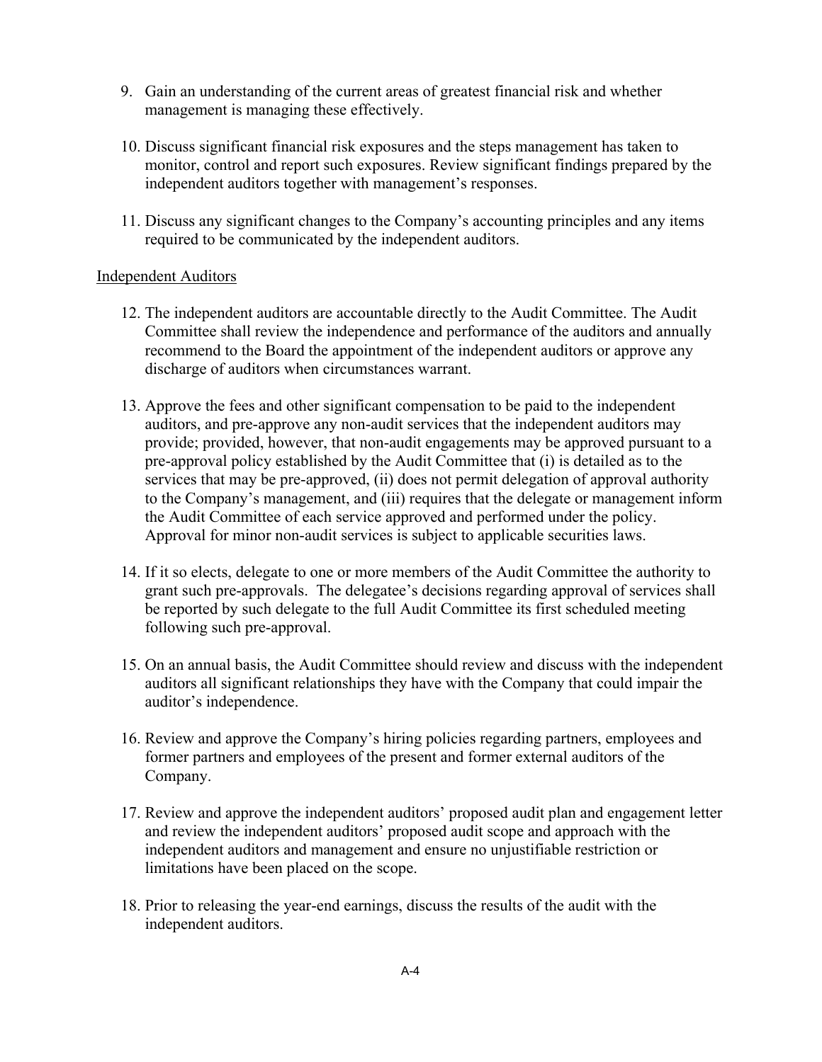9. Gain an understanding of the current areas of greatest financial risk and whether management is managing these effectively.

10. Discuss significant financial risk exposures and the steps management has taken to monitor, control and report such exposures. Review significant findings prepared by the independent auditors together with management's responses.

11. Discuss any significant changes to the Company's accounting principles and any items required to be communicated by the independent auditors.

Independent Auditors

12. The independent auditors are accountable directly to the Audit Committee. The Audit Committee shall review the independence and performance of the auditors and annually recommend to the Board the appointment of the independent auditors or approve any discharge of auditors when circumstances warrant.

13. Approve the fees and other significant compensation to be paid to the independent auditors, and pre-approve any non-audit services that the independent auditors may provide; provided, however, that non-audit engagements may be approved pursuant to a pre-approval policy established by the Audit Committee that (i) is detailed as to the services that may be pre-approved, (ii) does not permit delegation of approval authority to the Company's management, and (iii) requires that the delegate or management inform the Audit Committee of each service approved and performed under the policy. Approval for minor non-audit services is subject to applicable securities laws.

14. If it so elects, delegate to one or more members of the Audit Committee the authority to grant such pre-approvals. The delegatee's decisions regarding approval of services shall be reported by such delegate to the full Audit Committee its first scheduled meeting following such pre-approval.

15. On an annual basis, the Audit Committee should review and discuss with the independent auditors all significant relationships they have with the Company that could impair the auditor's independence.

16. Review and approve the Company's hiring policies regarding partners, employees and former partners and employees of the present and former external auditors of the Company.

17. Review and approve the independent auditors' proposed audit plan and engagement letter and review the independent auditors' proposed audit scope and approach with the independent auditors and management and ensure no unjustifiable restriction or limitations have been placed on the scope.

18. Prior to releasing the year-end earnings, discuss the results of the audit with the independent auditors.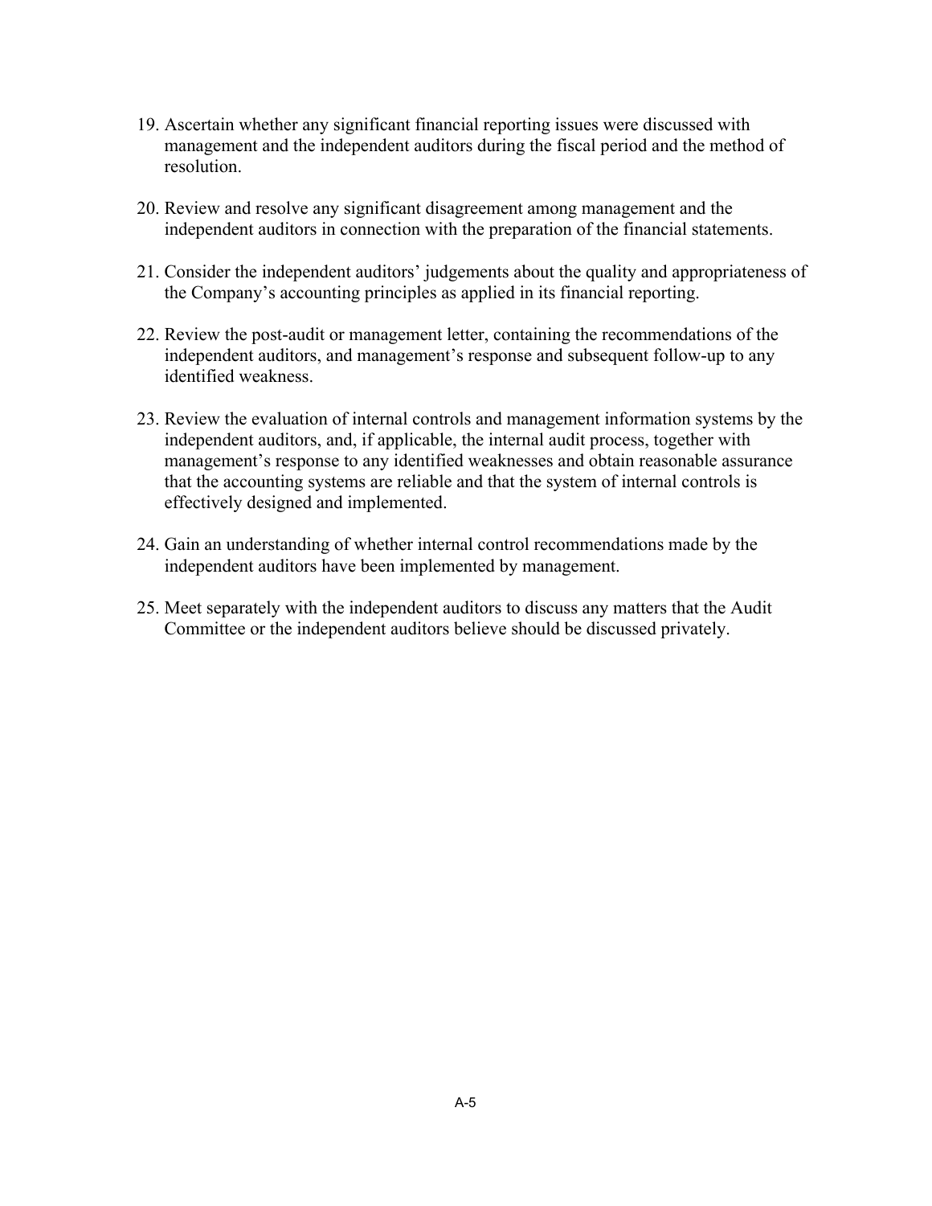19. Ascertain whether any significant financial reporting issues were discussed with management and the independent auditors during the fiscal period and the method of resolution.

20. Review and resolve any significant disagreement among management and the independent auditors in connection with the preparation of the financial statements.

21. Consider the independent auditors' judgements about the quality and appropriateness of the Company's accounting principles as applied in its financial reporting.

22. Review the post-audit or management letter, containing the recommendations of the independent auditors, and management's response and subsequent follow-up to any identified weakness.

23. Review the evaluation of internal controls and management information systems by the independent auditors, and, if applicable, the internal audit process, together with management's response to any identified weaknesses and obtain reasonable assurance that the accounting systems are reliable and that the system of internal controls is effectively designed and implemented.

24. Gain an understanding of whether internal control recommendations made by the independent auditors have been implemented by management.

25. Meet separately with the independent auditors to discuss any matters that the Audit Committee or the independent auditors believe should be discussed privately.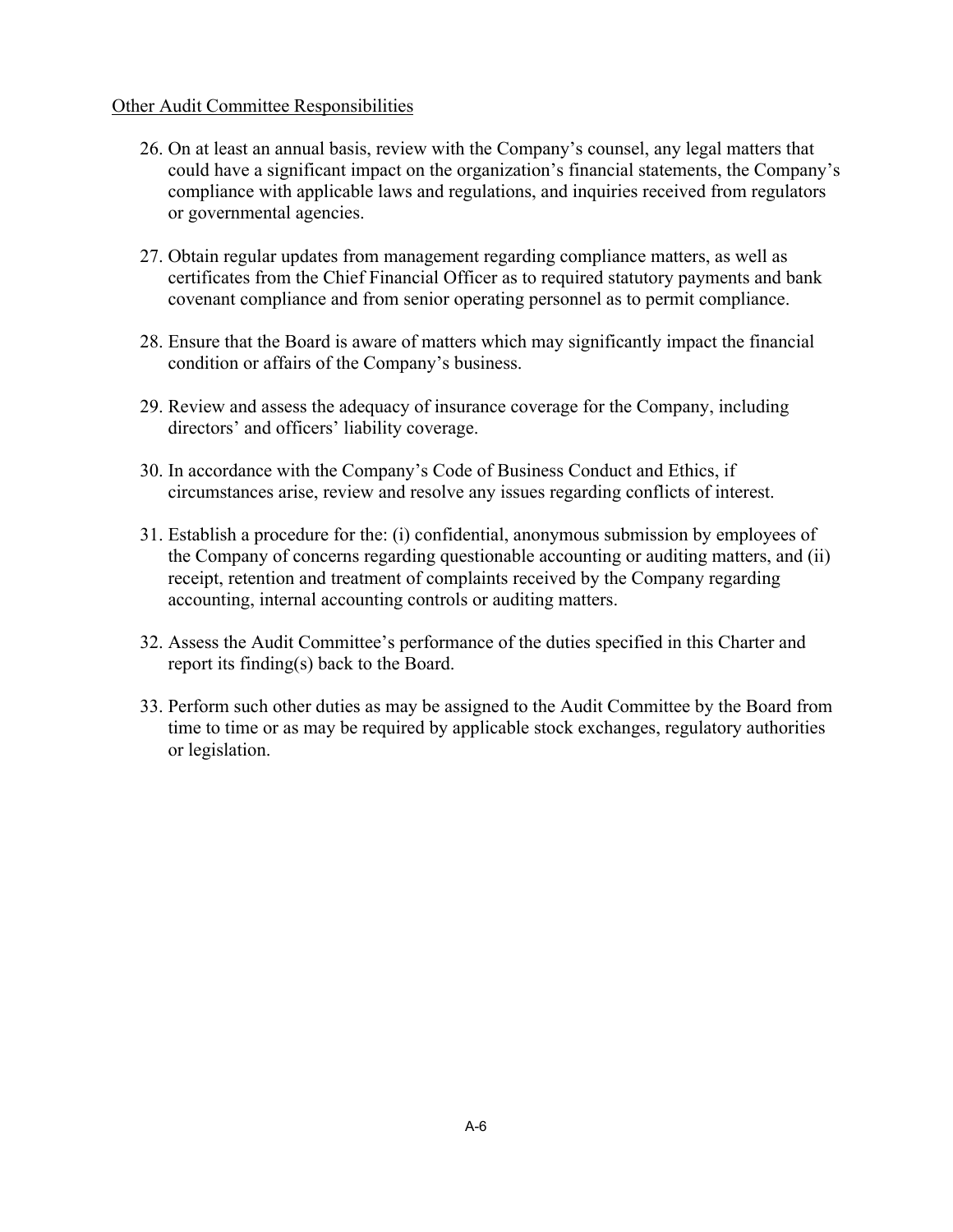Other Audit Committee Responsibilities

26. On at least an annual basis, review with the Company's counsel, any legal matters that could have a significant impact on the organization's financial statements, the Company's compliance with applicable laws and regulations, and inquiries received from regulators or governmental agencies.

27. Obtain regular updates from management regarding compliance matters, as well as certificates from the Chief Financial Officer as to required statutory payments and bank covenant compliance and from senior operating personnel as to permit compliance.

28. Ensure that the Board is aware of matters which may significantly impact the financial condition or affairs of the Company's business.

29. Review and assess the adequacy of insurance coverage for the Company, including directors' and officers' liability coverage.

30. In accordance with the Company's Code of Business Conduct and Ethics, if circumstances arise, review and resolve any issues regarding conflicts of interest.

31. Establish a procedure for the: (i) confidential, anonymous submission by employees of the Company of concerns regarding questionable accounting or auditing matters, and (ii) receipt, retention and treatment of complaints received by the Company regarding accounting, internal accounting controls or auditing matters.

32. Assess the Audit Committee's performance of the duties specified in this Charter and report its finding(s) back to the Board.

33. Perform such other duties as may be assigned to the Audit Committee by the Board from time to time or as may be required by applicable stock exchanges, regulatory authorities or legislation.